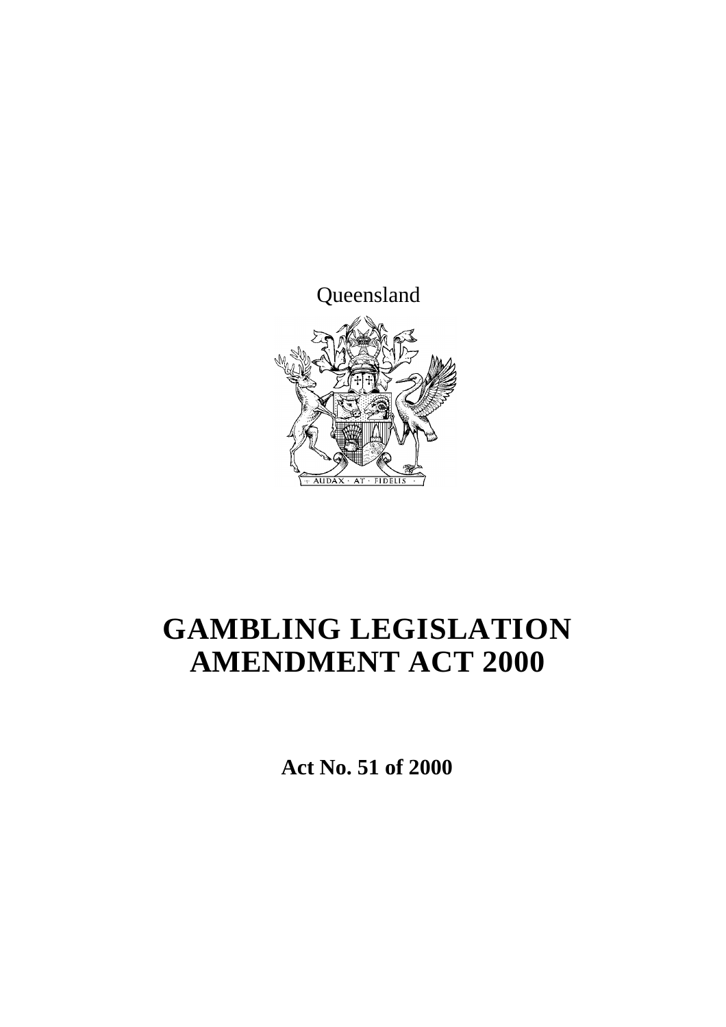Queensland

# GAMBLING LEGISLATION AMENDMENT ACT 2000

**Act No. 51 of 2000**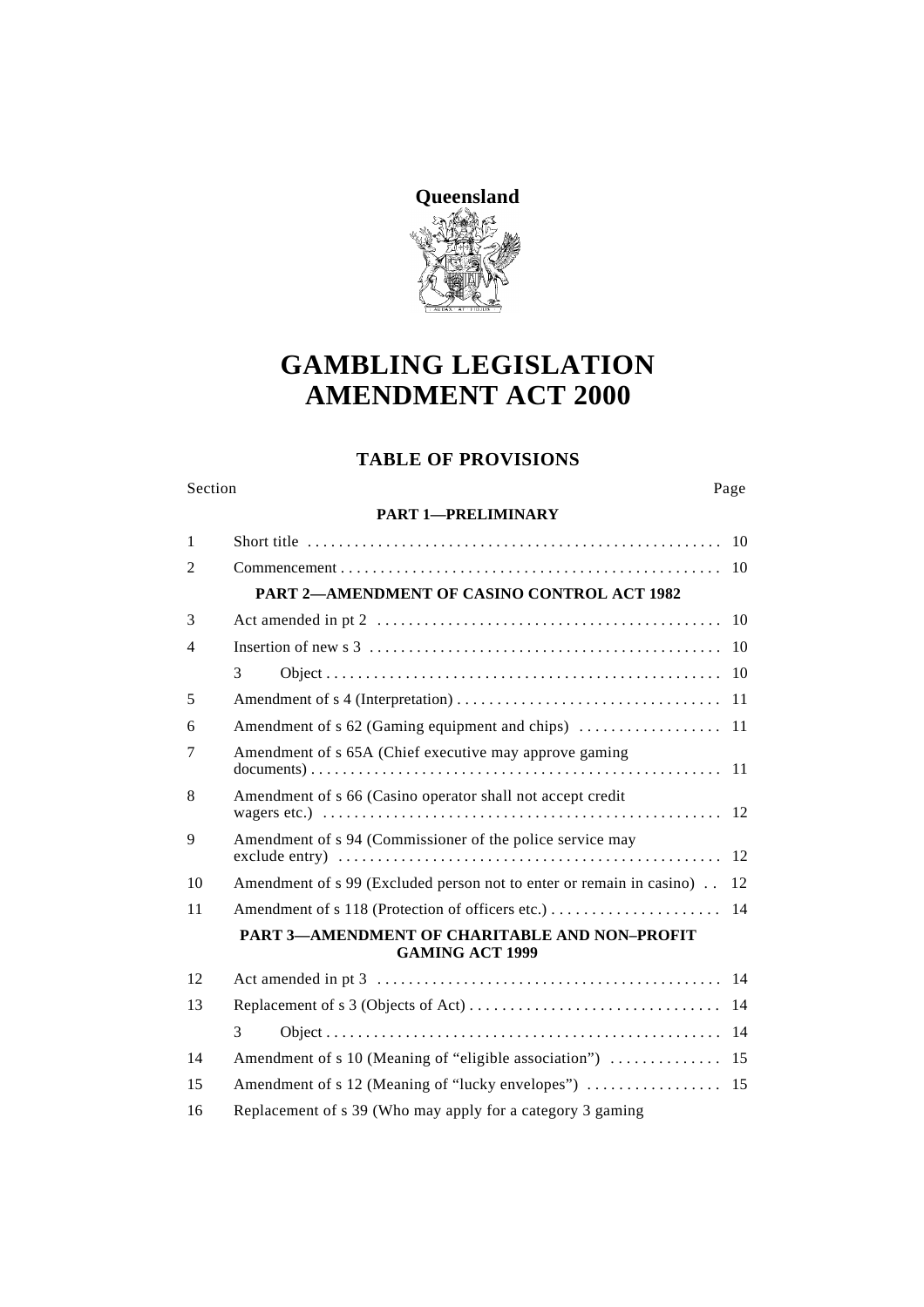**Queensland**

# GAMBLING LEGISLATION AMENDMENT ACT 2000

## TABLE OF PROVISIONS

| Section | | Page |
|---|---|---|
| | **PART 1—PRELIMINARY** | |
| 1 | Short title | 10 |
| 2 | Commencement | 10 |
| | **PART 2—AMENDMENT OF CASINO CONTROL ACT 1982** | |
| 3 | Act amended in pt 2 | 10 |
| 4 | Insertion of new s 3 | 10 |
| | 3 Object | 10 |
| 5 | Amendment of s 4 (Interpretation) | 11 |
| 6 | Amendment of s 62 (Gaming equipment and chips) | 11 |
| 7 | Amendment of s 65A (Chief executive may approve gaming documents) | 11 |
| 8 | Amendment of s 66 (Casino operator shall not accept credit wagers etc.) | 12 |
| 9 | Amendment of s 94 (Commissioner of the police service may exclude entry) | 12 |
| 10 | Amendment of s 99 (Excluded person not to enter or remain in casino) | 12 |
| 11 | Amendment of s 118 (Protection of officers etc.) | 14 |
| | **PART 3—AMENDMENT OF CHARITABLE AND NON–PROFIT GAMING ACT 1999** | |
| 12 | Act amended in pt 3 | 14 |
| 13 | Replacement of s 3 (Objects of Act) | 14 |
| | 3 Object | 14 |
| 14 | Amendment of s 10 (Meaning of "eligible association") | 15 |
| 15 | Amendment of s 12 (Meaning of "lucky envelopes") | 15 |
| 16 | Replacement of s 39 (Who may apply for a category 3 gaming | |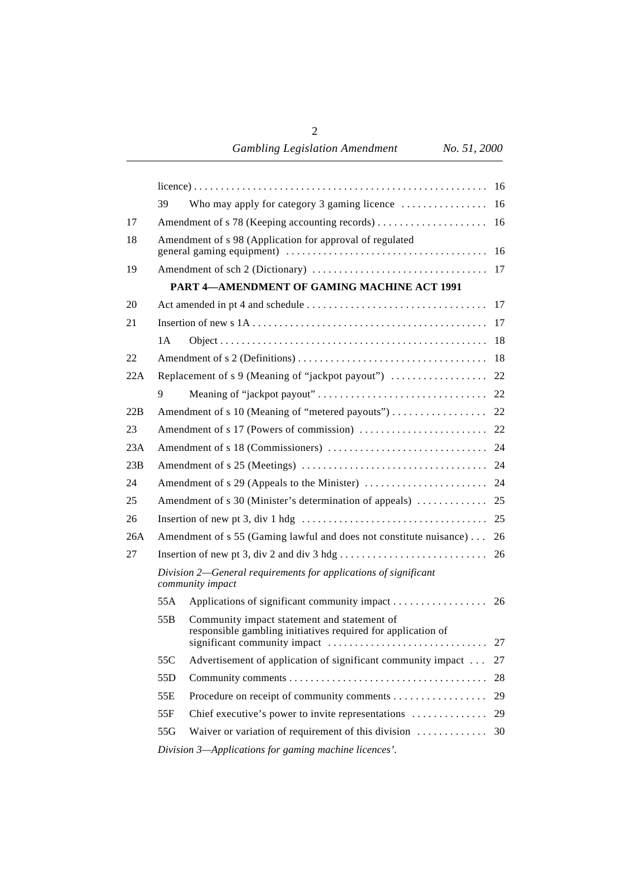| | | | |
|---|---|---|---|
| | licence) | | 16 |
| | 39 | Who may apply for category 3 gaming licence | 16 |
| 17 | Amendment of s 78 (Keeping accounting records) | | 16 |
| 18 | Amendment of s 98 (Application for approval of regulated general gaming equipment) | | 16 |
| 19 | Amendment of sch 2 (Dictionary) | | 17 |
| | **PART 4—AMENDMENT OF GAMING MACHINE ACT 1991** | | |
| 20 | Act amended in pt 4 and schedule | | 17 |
| 21 | Insertion of new s 1A | | 17 |
| | 1A | Object | 18 |
| 22 | Amendment of s 2 (Definitions) | | 18 |
| 22A | Replacement of s 9 (Meaning of "jackpot payout") | | 22 |
| | 9 | Meaning of "jackpot payout" | 22 |
| 22B | Amendment of s 10 (Meaning of "metered payouts") | | 22 |
| 23 | Amendment of s 17 (Powers of commission) | | 22 |
| 23A | Amendment of s 18 (Commissioners) | | 24 |
| 23B | Amendment of s 25 (Meetings) | | 24 |
| 24 | Amendment of s 29 (Appeals to the Minister) | | 24 |
| 25 | Amendment of s 30 (Minister's determination of appeals) | | 25 |
| 26 | Insertion of new pt 3, div 1 hdg | | 25 |
| 26A | Amendment of s 55 (Gaming lawful and does not constitute nuisance) | | 26 |
| 27 | Insertion of new pt 3, div 2 and div 3 hdg | | 26 |
| | *Division 2—General requirements for applications of significant community impact* | | |
| | 55A | Applications of significant community impact | 26 |
| | 55B | Community impact statement and statement of responsible gambling initiatives required for application of significant community impact | 27 |
| | 55C | Advertisement of application of significant community impact | 27 |
| | 55D | Community comments | 28 |
| | 55E | Procedure on receipt of community comments | 29 |
| | 55F | Chief executive's power to invite representations | 29 |
| | 55G | Waiver or variation of requirement of this division | 30 |
| | *Division 3—Applications for gaming machine licences'.* | | |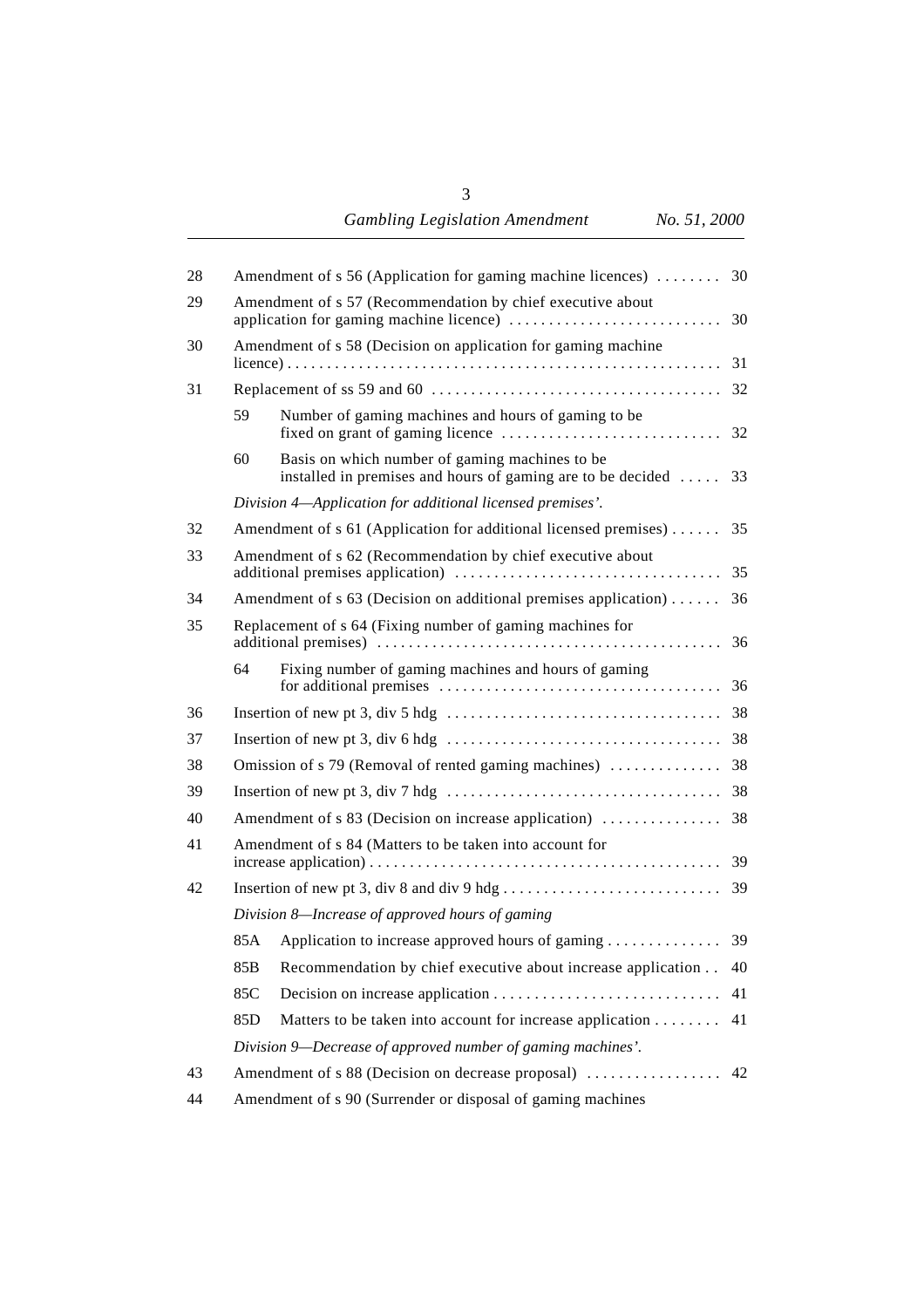| | | | |
|---|---|---|---|
| 28 | Amendment of s 56 (Application for gaming machine licences) | | 30 |
| 29 | Amendment of s 57 (Recommendation by chief executive about application for gaming machine licence) | | 30 |
| 30 | Amendment of s 58 (Decision on application for gaming machine licence) | | 31 |
| 31 | Replacement of ss 59 and 60 | | 32 |
| | 59 | Number of gaming machines and hours of gaming to be fixed on grant of gaming licence | 32 |
| | 60 | Basis on which number of gaming machines to be installed in premises and hours of gaming are to be decided | 33 |
| | *Division 4—Application for additional licensed premises'.* | | |
| 32 | Amendment of s 61 (Application for additional licensed premises) | | 35 |
| 33 | Amendment of s 62 (Recommendation by chief executive about additional premises application) | | 35 |
| 34 | Amendment of s 63 (Decision on additional premises application) | | 36 |
| 35 | Replacement of s 64 (Fixing number of gaming machines for additional premises) | | 36 |
| | 64 | Fixing number of gaming machines and hours of gaming for additional premises | 36 |
| 36 | Insertion of new pt 3, div 5 hdg | | 38 |
| 37 | Insertion of new pt 3, div 6 hdg | | 38 |
| 38 | Omission of s 79 (Removal of rented gaming machines) | | 38 |
| 39 | Insertion of new pt 3, div 7 hdg | | 38 |
| 40 | Amendment of s 83 (Decision on increase application) | | 38 |
| 41 | Amendment of s 84 (Matters to be taken into account for increase application) | | 39 |
| 42 | Insertion of new pt 3, div 8 and div 9 hdg | | 39 |
| | *Division 8—Increase of approved hours of gaming* | | |
| | 85A | Application to increase approved hours of gaming | 39 |
| | 85B | Recommendation by chief executive about increase application | 40 |
| | 85C | Decision on increase application | 41 |
| | 85D | Matters to be taken into account for increase application | 41 |
| | *Division 9—Decrease of approved number of gaming machines'.* | | |
| 43 | Amendment of s 88 (Decision on decrease proposal) | | 42 |
| 44 | Amendment of s 90 (Surrender or disposal of gaming machines | | |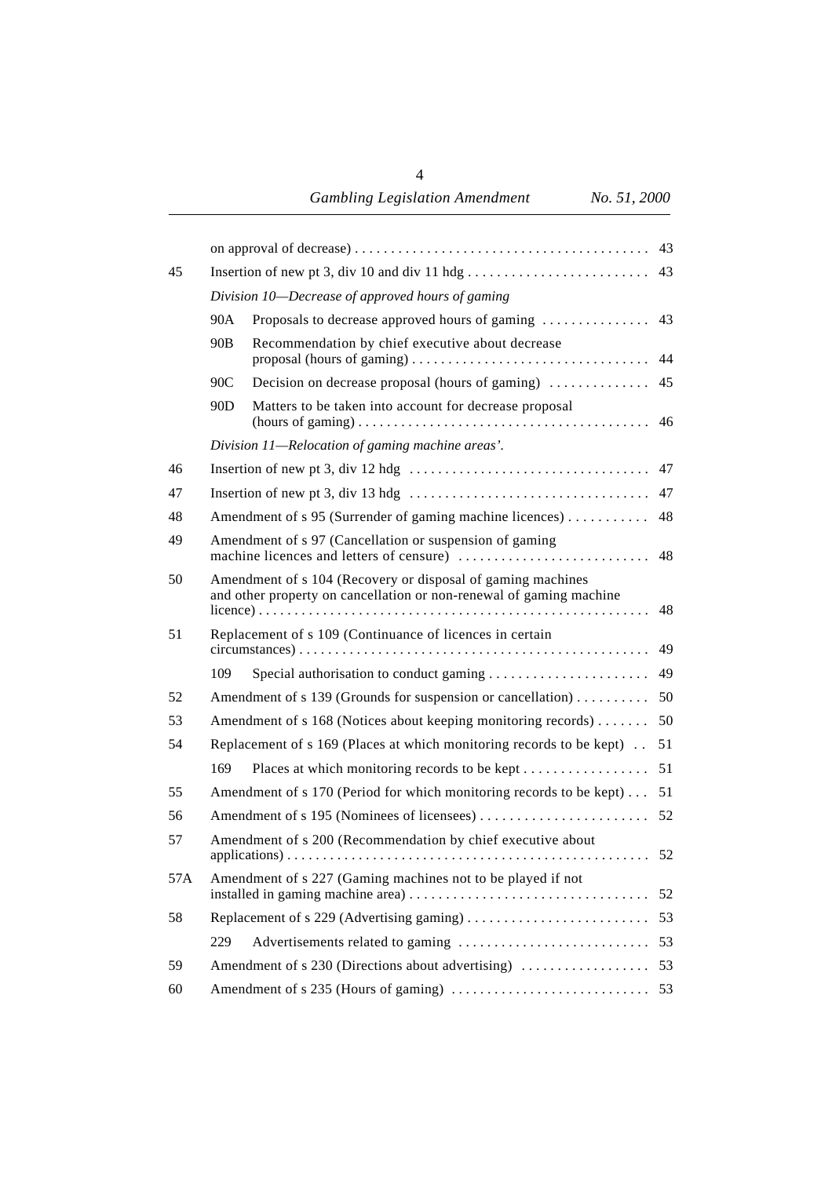| | | | |
|---|---|---|---|
| | on approval of decrease) | | 43 |
| 45 | Insertion of new pt 3, div 10 and div 11 hdg | | 43 |
| | *Division 10—Decrease of approved hours of gaming* | | |
| | 90A | Proposals to decrease approved hours of gaming | 43 |
| | 90B | Recommendation by chief executive about decrease proposal (hours of gaming) | 44 |
| | 90C | Decision on decrease proposal (hours of gaming) | 45 |
| | 90D | Matters to be taken into account for decrease proposal (hours of gaming) | 46 |
| | *Division 11—Relocation of gaming machine areas'.* | | |
| 46 | Insertion of new pt 3, div 12 hdg | | 47 |
| 47 | Insertion of new pt 3, div 13 hdg | | 47 |
| 48 | Amendment of s 95 (Surrender of gaming machine licences) | | 48 |
| 49 | Amendment of s 97 (Cancellation or suspension of gaming machine licences and letters of censure) | | 48 |
| 50 | Amendment of s 104 (Recovery or disposal of gaming machines and other property on cancellation or non-renewal of gaming machine licence) | | 48 |
| 51 | Replacement of s 109 (Continuance of licences in certain circumstances) | | 49 |
| | 109 | Special authorisation to conduct gaming | 49 |
| 52 | Amendment of s 139 (Grounds for suspension or cancellation) | | 50 |
| 53 | Amendment of s 168 (Notices about keeping monitoring records) | | 50 |
| 54 | Replacement of s 169 (Places at which monitoring records to be kept) | | 51 |
| | 169 | Places at which monitoring records to be kept | 51 |
| 55 | Amendment of s 170 (Period for which monitoring records to be kept) | | 51 |
| 56 | Amendment of s 195 (Nominees of licensees) | | 52 |
| 57 | Amendment of s 200 (Recommendation by chief executive about applications) | | 52 |
| 57A | Amendment of s 227 (Gaming machines not to be played if not installed in gaming machine area) | | 52 |
| 58 | Replacement of s 229 (Advertising gaming) | | 53 |
| | 229 | Advertisements related to gaming | 53 |
| 59 | Amendment of s 230 (Directions about advertising) | | 53 |
| 60 | Amendment of s 235 (Hours of gaming) | | 53 |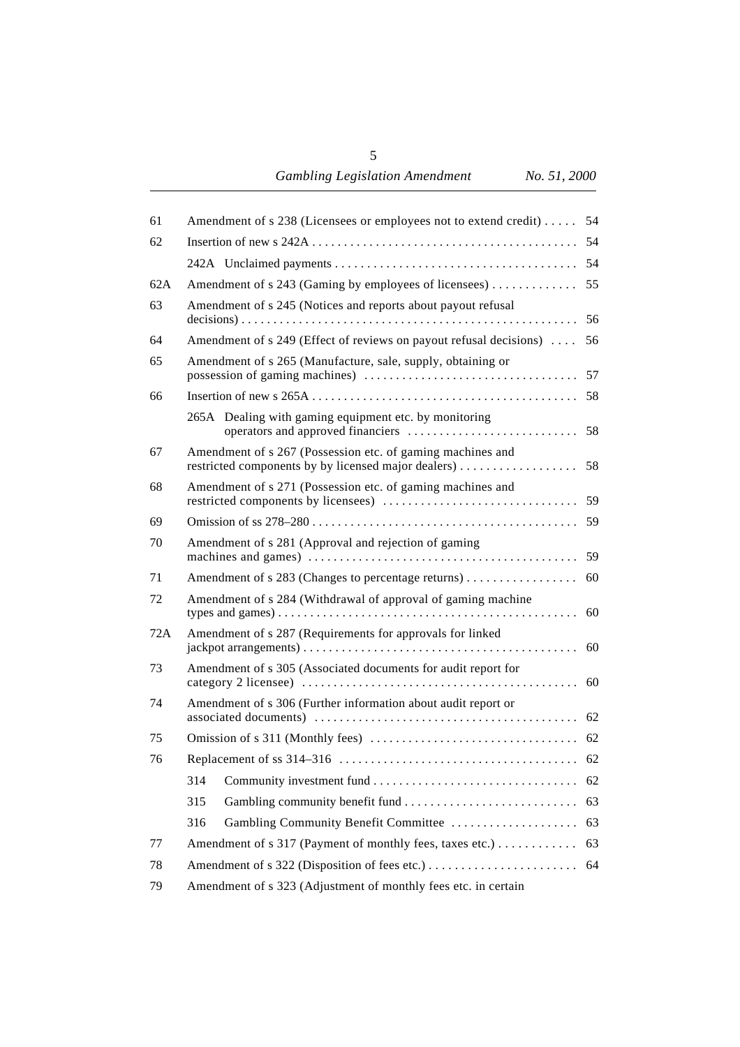| | | |
|---|---|---|
| 61 | Amendment of s 238 (Licensees or employees not to extend credit) | 54 |
| 62 | Insertion of new s 242A | 54 |
| | 242A Unclaimed payments | 54 |
| 62A | Amendment of s 243 (Gaming by employees of licensees) | 55 |
| 63 | Amendment of s 245 (Notices and reports about payout refusal decisions) | 56 |
| 64 | Amendment of s 249 (Effect of reviews on payout refusal decisions) | 56 |
| 65 | Amendment of s 265 (Manufacture, sale, supply, obtaining or possession of gaming machines) | 57 |
| 66 | Insertion of new s 265A | 58 |
| | 265A Dealing with gaming equipment etc. by monitoring operators and approved financiers | 58 |
| 67 | Amendment of s 267 (Possession etc. of gaming machines and restricted components by by licensed major dealers) | 58 |
| 68 | Amendment of s 271 (Possession etc. of gaming machines and restricted components by licensees) | 59 |
| 69 | Omission of ss 278–280 | 59 |
| 70 | Amendment of s 281 (Approval and rejection of gaming machines and games) | 59 |
| 71 | Amendment of s 283 (Changes to percentage returns) | 60 |
| 72 | Amendment of s 284 (Withdrawal of approval of gaming machine types and games) | 60 |
| 72A | Amendment of s 287 (Requirements for approvals for linked jackpot arrangements) | 60 |
| 73 | Amendment of s 305 (Associated documents for audit report for category 2 licensee) | 60 |
| 74 | Amendment of s 306 (Further information about audit report or associated documents) | 62 |
| 75 | Omission of s 311 (Monthly fees) | 62 |
| 76 | Replacement of ss 314–316 | 62 |
| | 314 Community investment fund | 62 |
| | 315 Gambling community benefit fund | 63 |
| | 316 Gambling Community Benefit Committee | 63 |
| 77 | Amendment of s 317 (Payment of monthly fees, taxes etc.) | 63 |
| 78 | Amendment of s 322 (Disposition of fees etc.) | 64 |
| 79 | Amendment of s 323 (Adjustment of monthly fees etc. in certain | |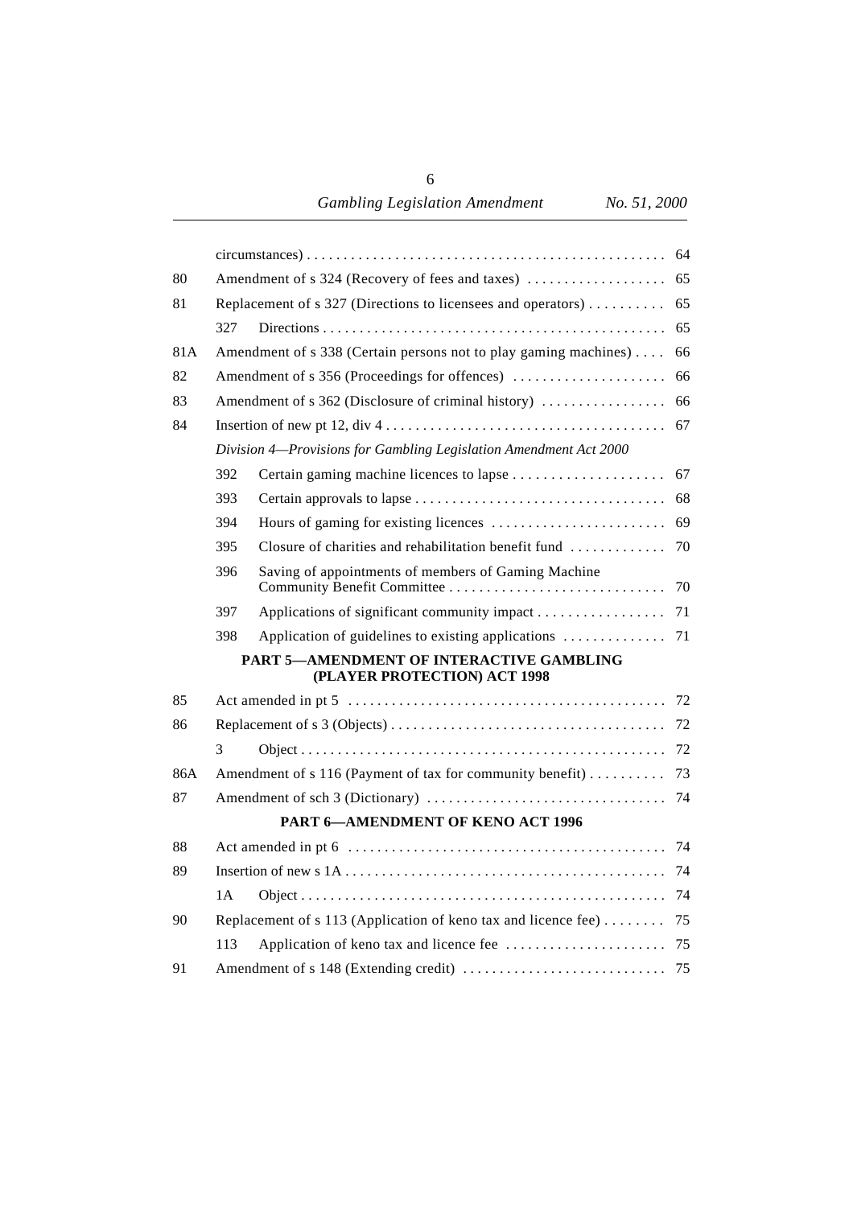| | | | |
|---|---|---|---|
| | circumstances) | | 64 |
| 80 | Amendment of s 324 (Recovery of fees and taxes) | | 65 |
| 81 | Replacement of s 327 (Directions to licensees and operators) | | 65 |
| | 327 | Directions | 65 |
| 81A | Amendment of s 338 (Certain persons not to play gaming machines) | | 66 |
| 82 | Amendment of s 356 (Proceedings for offences) | | 66 |
| 83 | Amendment of s 362 (Disclosure of criminal history) | | 66 |
| 84 | Insertion of new pt 12, div 4 | | 67 |
| | *Division 4—Provisions for Gambling Legislation Amendment Act 2000* | | |
| | 392 | Certain gaming machine licences to lapse | 67 |
| | 393 | Certain approvals to lapse | 68 |
| | 394 | Hours of gaming for existing licences | 69 |
| | 395 | Closure of charities and rehabilitation benefit fund | 70 |
| | 396 | Saving of appointments of members of Gaming Machine Community Benefit Committee | 70 |
| | 397 | Applications of significant community impact | 71 |
| | 398 | Application of guidelines to existing applications | 71 |

**PART 5—AMENDMENT OF INTERACTIVE GAMBLING (PLAYER PROTECTION) ACT 1998**

| | | | |
|---|---|---|---|
| 85 | Act amended in pt 5 | | 72 |
| 86 | Replacement of s 3 (Objects) | | 72 |
| | 3 | Object | 72 |
| 86A | Amendment of s 116 (Payment of tax for community benefit) | | 73 |
| 87 | Amendment of sch 3 (Dictionary) | | 74 |

**PART 6—AMENDMENT OF KENO ACT 1996**

| | | | |
|---|---|---|---|
| 88 | Act amended in pt 6 | | 74 |
| 89 | Insertion of new s 1A | | 74 |
| | 1A | Object | 74 |
| 90 | Replacement of s 113 (Application of keno tax and licence fee) | | 75 |
| | 113 | Application of keno tax and licence fee | 75 |
| 91 | Amendment of s 148 (Extending credit) | | 75 |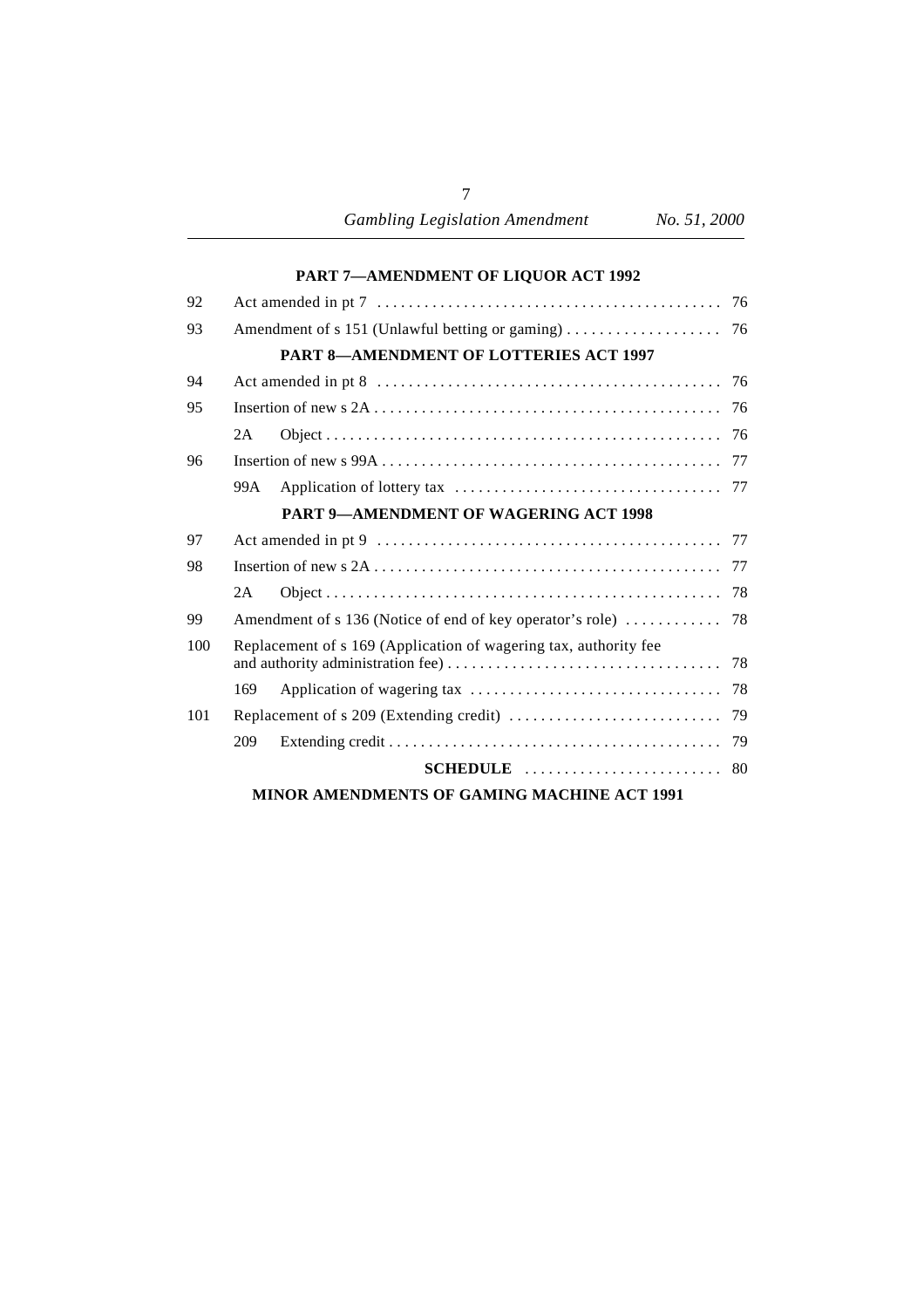**PART 7—AMENDMENT OF LIQUOR ACT 1992**

| | | |
|---|---|---|
| 92 | Act amended in pt 7 | 76 |
| 93 | Amendment of s 151 (Unlawful betting or gaming) | 76 |

**PART 8—AMENDMENT OF LOTTERIES ACT 1997**

| | | |
|---|---|---|
| 94 | Act amended in pt 8 | 76 |
| 95 | Insertion of new s 2A | 76 |
| | 2A Object | 76 |
| 96 | Insertion of new s 99A | 77 |
| | 99A Application of lottery tax | 77 |

**PART 9—AMENDMENT OF WAGERING ACT 1998**

| | | |
|---|---|---|
| 97 | Act amended in pt 9 | 77 |
| 98 | Insertion of new s 2A | 77 |
| | 2A Object | 78 |
| 99 | Amendment of s 136 (Notice of end of key operator's role) | 78 |
| 100 | Replacement of s 169 (Application of wagering tax, authority fee and authority administration fee) | 78 |
| | 169 Application of wagering tax | 78 |
| 101 | Replacement of s 209 (Extending credit) | 79 |
| | 209 Extending credit | 79 |

**SCHEDULE** 80

**MINOR AMENDMENTS OF GAMING MACHINE ACT 1991**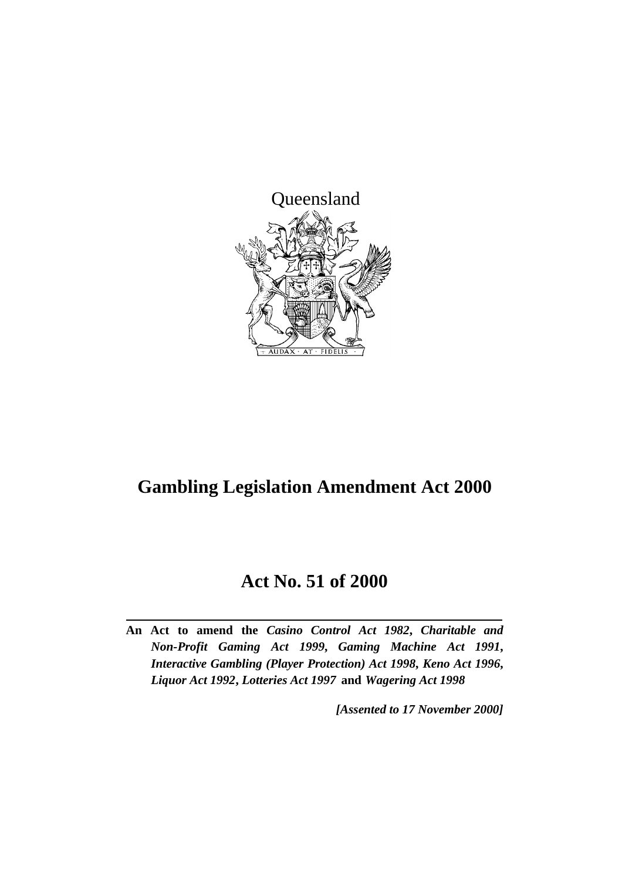Queensland

# Gambling Legislation Amendment Act 2000

## Act No. 51 of 2000

**An Act to amend the *Casino Control Act 1982*, *Charitable and Non-Profit Gaming Act 1999*, *Gaming Machine Act 1991*, *Interactive Gambling (Player Protection) Act 1998*, *Keno Act 1996*, *Liquor Act 1992*, *Lotteries Act 1997* and *Wagering Act 1998***

***[Assented to 17 November 2000]***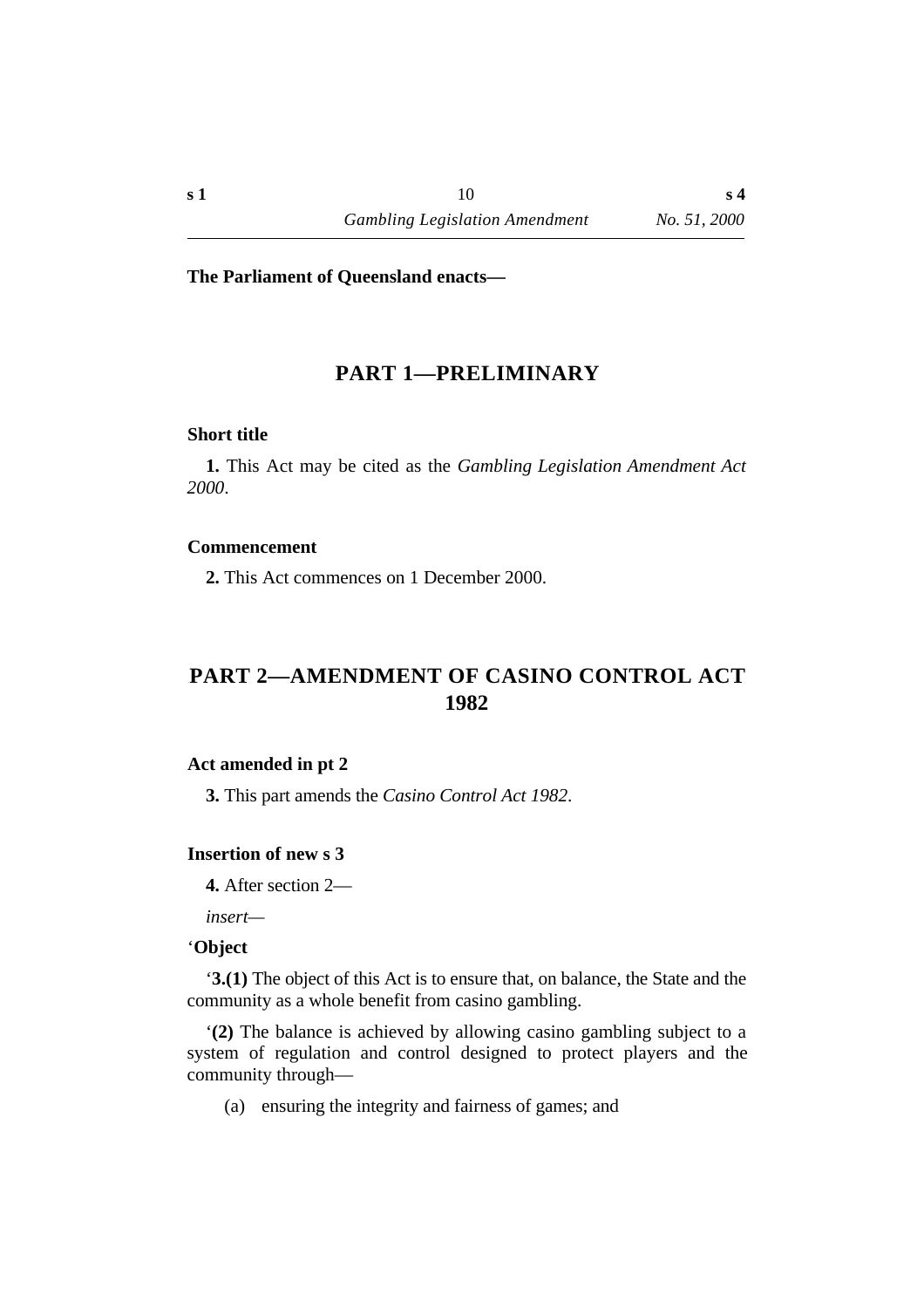**The Parliament of Queensland enacts—**

## PART 1—PRELIMINARY

**Short title**

**1.** This Act may be cited as the *Gambling Legislation Amendment Act 2000*.

**Commencement**

**2.** This Act commences on 1 December 2000.

## PART 2—AMENDMENT OF CASINO CONTROL ACT 1982

**Act amended in pt 2**

**3.** This part amends the *Casino Control Act 1982*.

**Insertion of new s 3**

**4.** After section 2—

*insert*—

‘**Object**

‘**3.(1)** The object of this Act is to ensure that, on balance, the State and the community as a whole benefit from casino gambling.

‘**(2)** The balance is achieved by allowing casino gambling subject to a system of regulation and control designed to protect players and the community through—

(a) ensuring the integrity and fairness of games; and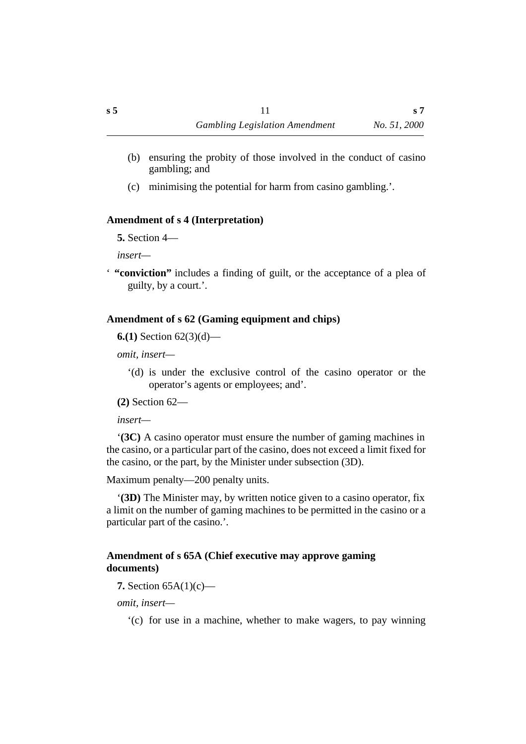(b) ensuring the probity of those involved in the conduct of casino gambling; and

(c) minimising the potential for harm from casino gambling.'.

### Amendment of s 4 (Interpretation)

**5.** Section 4—

*insert*—

' **"conviction"** includes a finding of guilt, or the acceptance of a plea of guilty, by a court.'.

### Amendment of s 62 (Gaming equipment and chips)

**6.(1)** Section 62(3)(d)—

*omit, insert*—

'(d) is under the exclusive control of the casino operator or the operator's agents or employees; and'.

**(2)** Section 62—

*insert*—

'**(3C)** A casino operator must ensure the number of gaming machines in the casino, or a particular part of the casino, does not exceed a limit fixed for the casino, or the part, by the Minister under subsection (3D).

Maximum penalty—200 penalty units.

'**(3D)** The Minister may, by written notice given to a casino operator, fix a limit on the number of gaming machines to be permitted in the casino or a particular part of the casino.'.

### Amendment of s 65A (Chief executive may approve gaming documents)

**7.** Section 65A(1)(c)—

*omit, insert*—

'(c) for use in a machine, whether to make wagers, to pay winning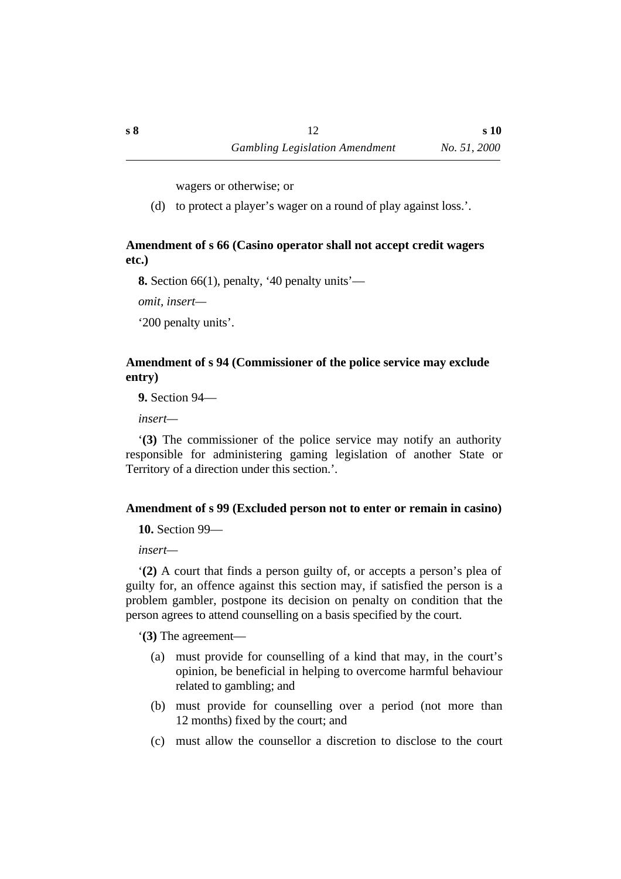wagers or otherwise; or

(d) to protect a player's wager on a round of play against loss.'.

### Amendment of s 66 (Casino operator shall not accept credit wagers etc.)

**8.** Section 66(1), penalty, '40 penalty units'—

*omit, insert*—

'200 penalty units'.

### Amendment of s 94 (Commissioner of the police service may exclude entry)

**9.** Section 94—

*insert*—

'**(3)** The commissioner of the police service may notify an authority responsible for administering gaming legislation of another State or Territory of a direction under this section.'.

### Amendment of s 99 (Excluded person not to enter or remain in casino)

**10.** Section 99—

*insert*—

'**(2)** A court that finds a person guilty of, or accepts a person's plea of guilty for, an offence against this section may, if satisfied the person is a problem gambler, postpone its decision on penalty on condition that the person agrees to attend counselling on a basis specified by the court.

'**(3)** The agreement—

(a) must provide for counselling of a kind that may, in the court's opinion, be beneficial in helping to overcome harmful behaviour related to gambling; and

(b) must provide for counselling over a period (not more than 12 months) fixed by the court; and

(c) must allow the counsellor a discretion to disclose to the court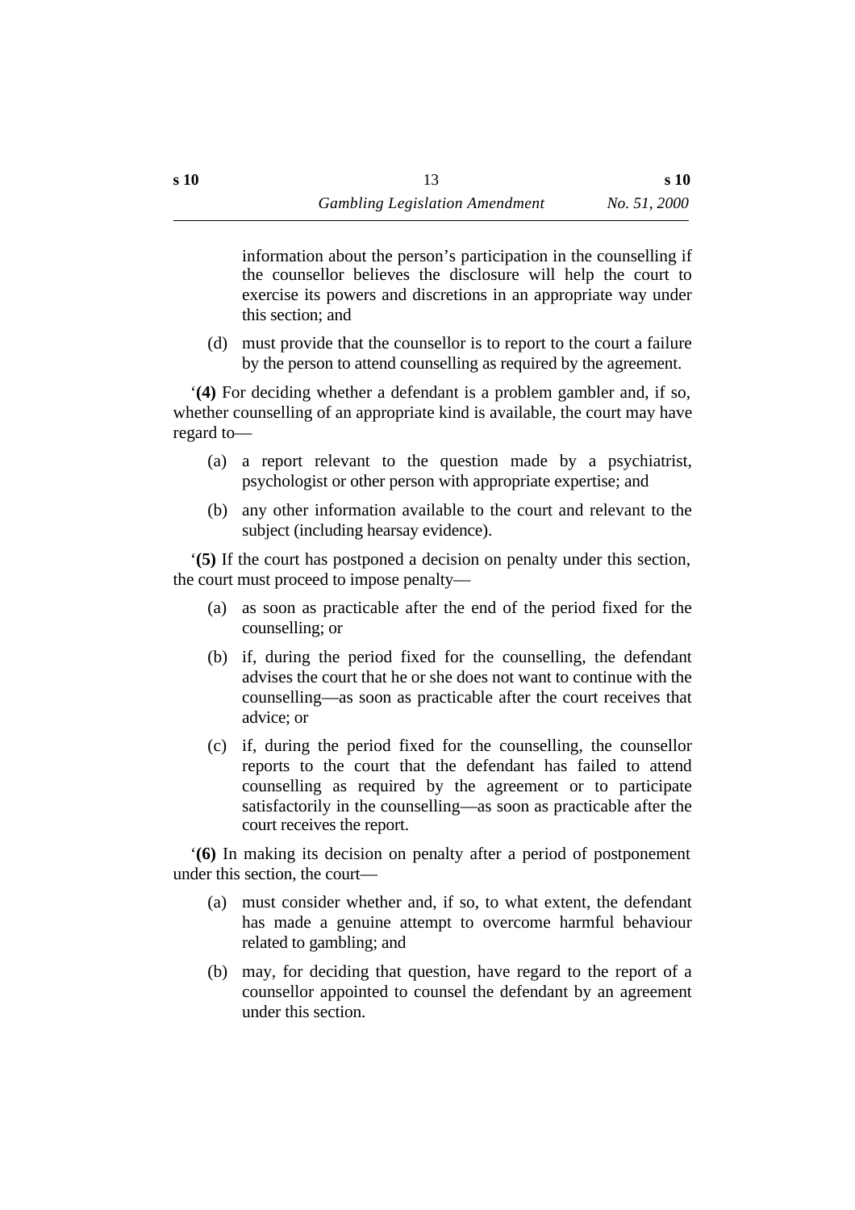information about the person's participation in the counselling if the counsellor believes the disclosure will help the court to exercise its powers and discretions in an appropriate way under this section; and

(d) must provide that the counsellor is to report to the court a failure by the person to attend counselling as required by the agreement.

'**(4)** For deciding whether a defendant is a problem gambler and, if so, whether counselling of an appropriate kind is available, the court may have regard to—

(a) a report relevant to the question made by a psychiatrist, psychologist or other person with appropriate expertise; and

(b) any other information available to the court and relevant to the subject (including hearsay evidence).

'**(5)** If the court has postponed a decision on penalty under this section, the court must proceed to impose penalty—

(a) as soon as practicable after the end of the period fixed for the counselling; or

(b) if, during the period fixed for the counselling, the defendant advises the court that he or she does not want to continue with the counselling—as soon as practicable after the court receives that advice; or

(c) if, during the period fixed for the counselling, the counsellor reports to the court that the defendant has failed to attend counselling as required by the agreement or to participate satisfactorily in the counselling—as soon as practicable after the court receives the report.

'**(6)** In making its decision on penalty after a period of postponement under this section, the court—

(a) must consider whether and, if so, to what extent, the defendant has made a genuine attempt to overcome harmful behaviour related to gambling; and

(b) may, for deciding that question, have regard to the report of a counsellor appointed to counsel the defendant by an agreement under this section.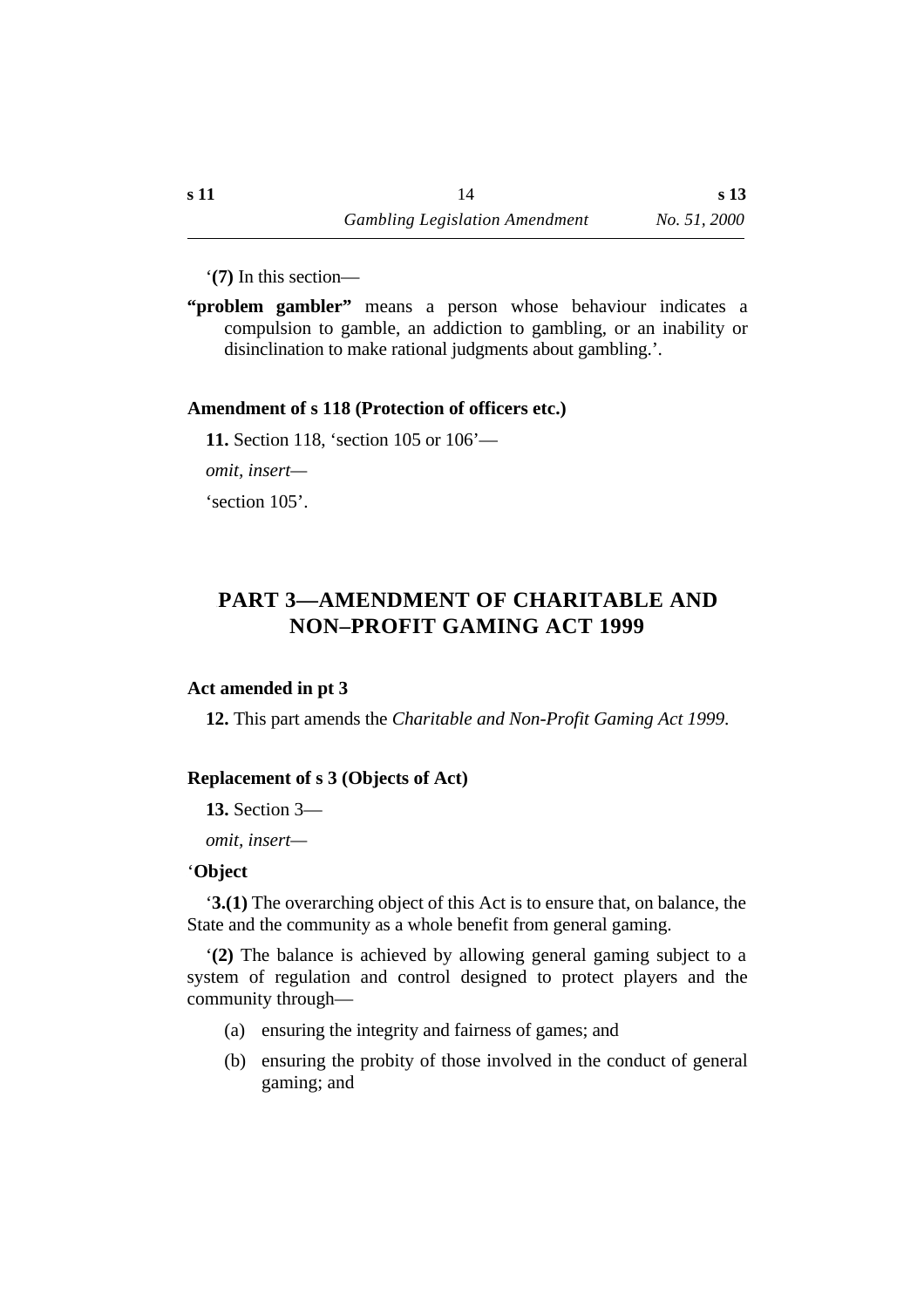‘**(7)** In this section—

**“problem gambler”** means a person whose behaviour indicates a compulsion to gamble, an addiction to gambling, or an inability or disinclination to make rational judgments about gambling.’.

**Amendment of s 118 (Protection of officers etc.)**

**11.** Section 118, ‘section 105 or 106’—

*omit, insert—*

‘section 105’.

## PART 3—AMENDMENT OF CHARITABLE AND NON–PROFIT GAMING ACT 1999

**Act amended in pt 3**

**12.** This part amends the *Charitable and Non-Profit Gaming Act 1999*.

**Replacement of s 3 (Objects of Act)**

**13.** Section 3—

*omit, insert—*

‘**Object**

‘**3.(1)** The overarching object of this Act is to ensure that, on balance, the State and the community as a whole benefit from general gaming.

‘**(2)** The balance is achieved by allowing general gaming subject to a system of regulation and control designed to protect players and the community through—

(a) ensuring the integrity and fairness of games; and

(b) ensuring the probity of those involved in the conduct of general gaming; and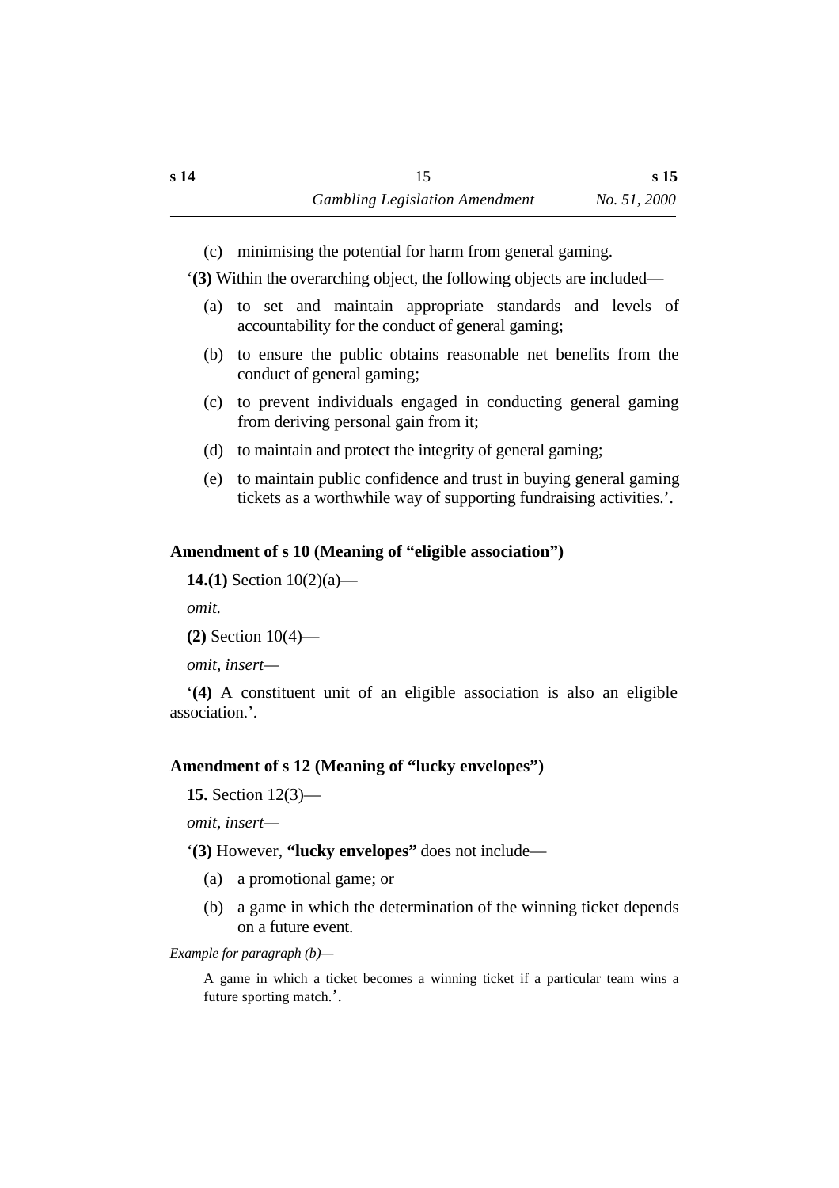(c) minimising the potential for harm from general gaming.

'**(3)** Within the overarching object, the following objects are included—

(a) to set and maintain appropriate standards and levels of accountability for the conduct of general gaming;

(b) to ensure the public obtains reasonable net benefits from the conduct of general gaming;

(c) to prevent individuals engaged in conducting general gaming from deriving personal gain from it;

(d) to maintain and protect the integrity of general gaming;

(e) to maintain public confidence and trust in buying general gaming tickets as a worthwhile way of supporting fundraising activities.'.

### Amendment of s 10 (Meaning of "eligible association")

**14.(1)** Section 10(2)(a)—

*omit.*

**(2)** Section 10(4)—

*omit, insert—*

'**(4)** A constituent unit of an eligible association is also an eligible association.'.

### Amendment of s 12 (Meaning of "lucky envelopes")

**15.** Section 12(3)—

*omit, insert—*

'**(3)** However, **"lucky envelopes"** does not include—

(a) a promotional game; or

(b) a game in which the determination of the winning ticket depends on a future event.

*Example for paragraph (b)—*

A game in which a ticket becomes a winning ticket if a particular team wins a future sporting match.'.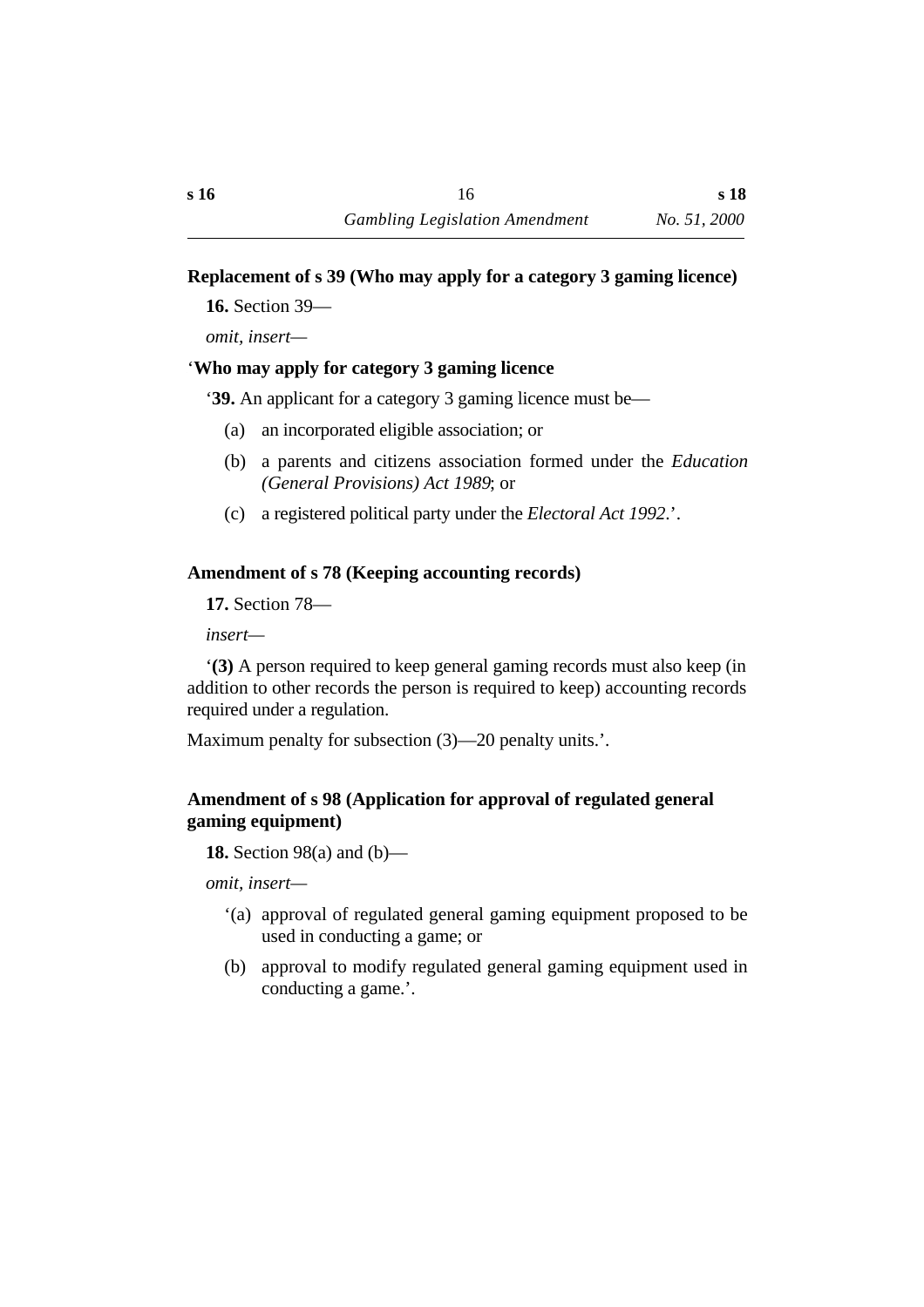### Replacement of s 39 (Who may apply for a category 3 gaming licence)

**16.** Section 39—

*omit, insert—*

‘**Who may apply for category 3 gaming licence**

‘**39.** An applicant for a category 3 gaming licence must be—

(a) an incorporated eligible association; or

(b) a parents and citizens association formed under the *Education (General Provisions) Act 1989*; or

(c) a registered political party under the *Electoral Act 1992*.’.

### Amendment of s 78 (Keeping accounting records)

**17.** Section 78—

*insert—*

‘**(3)** A person required to keep general gaming records must also keep (in addition to other records the person is required to keep) accounting records required under a regulation.

Maximum penalty for subsection (3)—20 penalty units.’.

### Amendment of s 98 (Application for approval of regulated general gaming equipment)

**18.** Section 98(a) and (b)—

*omit, insert—*

‘(a) approval of regulated general gaming equipment proposed to be used in conducting a game; or

(b) approval to modify regulated general gaming equipment used in conducting a game.’.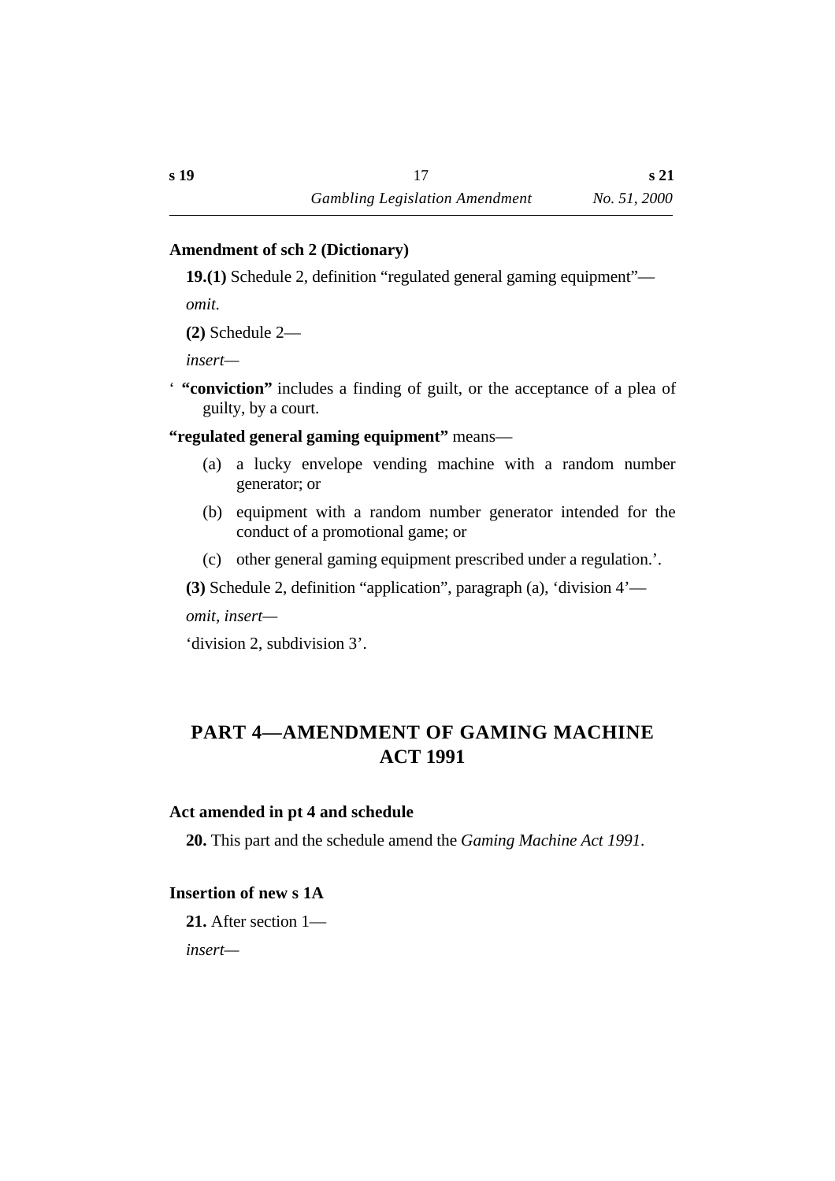### Amendment of sch 2 (Dictionary)

**19.(1)** Schedule 2, definition “regulated general gaming equipment”—

*omit.*

**(2)** Schedule 2—

*insert*—

‘ **“conviction”** includes a finding of guilt, or the acceptance of a plea of guilty, by a court.

**“regulated general gaming equipment”** means—

(a) a lucky envelope vending machine with a random number generator; or

(b) equipment with a random number generator intended for the conduct of a promotional game; or

(c) other general gaming equipment prescribed under a regulation.’.

**(3)** Schedule 2, definition “application”, paragraph (a), ‘division 4’—

*omit, insert*—

‘division 2, subdivision 3’.

## PART 4—AMENDMENT OF GAMING MACHINE ACT 1991

### Act amended in pt 4 and schedule

**20.** This part and the schedule amend the *Gaming Machine Act 1991*.

### Insertion of new s 1A

**21.** After section 1—

*insert*—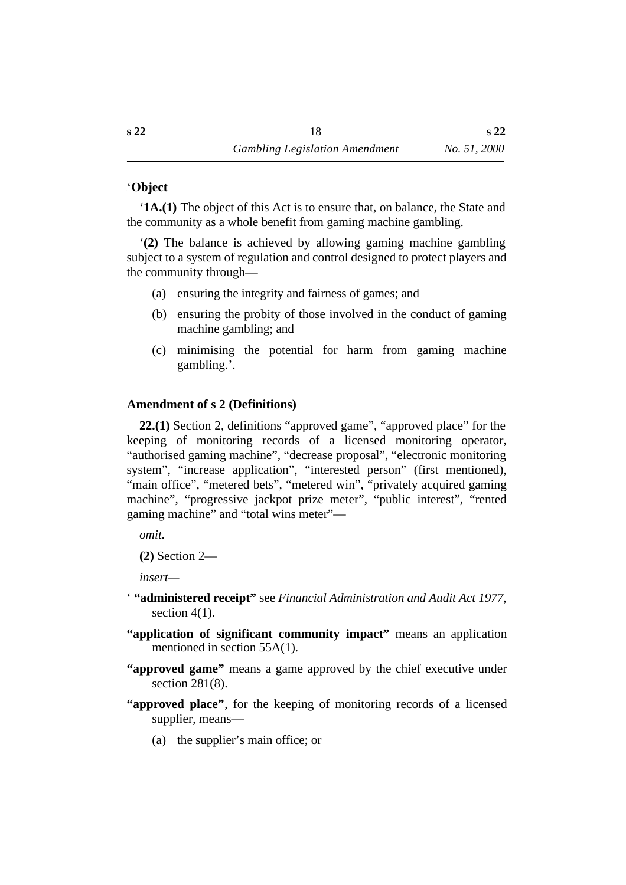‘**Object**

‘**1A.(1)** The object of this Act is to ensure that, on balance, the State and the community as a whole benefit from gaming machine gambling.

‘**(2)** The balance is achieved by allowing gaming machine gambling subject to a system of regulation and control designed to protect players and the community through—

(a) ensuring the integrity and fairness of games; and

(b) ensuring the probity of those involved in the conduct of gaming machine gambling; and

(c) minimising the potential for harm from gaming machine gambling.’.

**Amendment of s 2 (Definitions)**

**22.(1)** Section 2, definitions “approved game”, “approved place” for the keeping of monitoring records of a licensed monitoring operator, “authorised gaming machine”, “decrease proposal”, “electronic monitoring system”, “increase application”, “interested person” (first mentioned), “main office”, “metered bets”, “metered win”, “privately acquired gaming machine”, “progressive jackpot prize meter”, “public interest”, “rented gaming machine” and “total wins meter”—

*omit.*

**(2)** Section 2—

*insert*—

‘ **“administered receipt”** see *Financial Administration and Audit Act 1977*, section 4(1).

**“application of significant community impact”** means an application mentioned in section 55A(1).

**“approved game”** means a game approved by the chief executive under section 281(8).

**“approved place”**, for the keeping of monitoring records of a licensed supplier, means—

(a) the supplier’s main office; or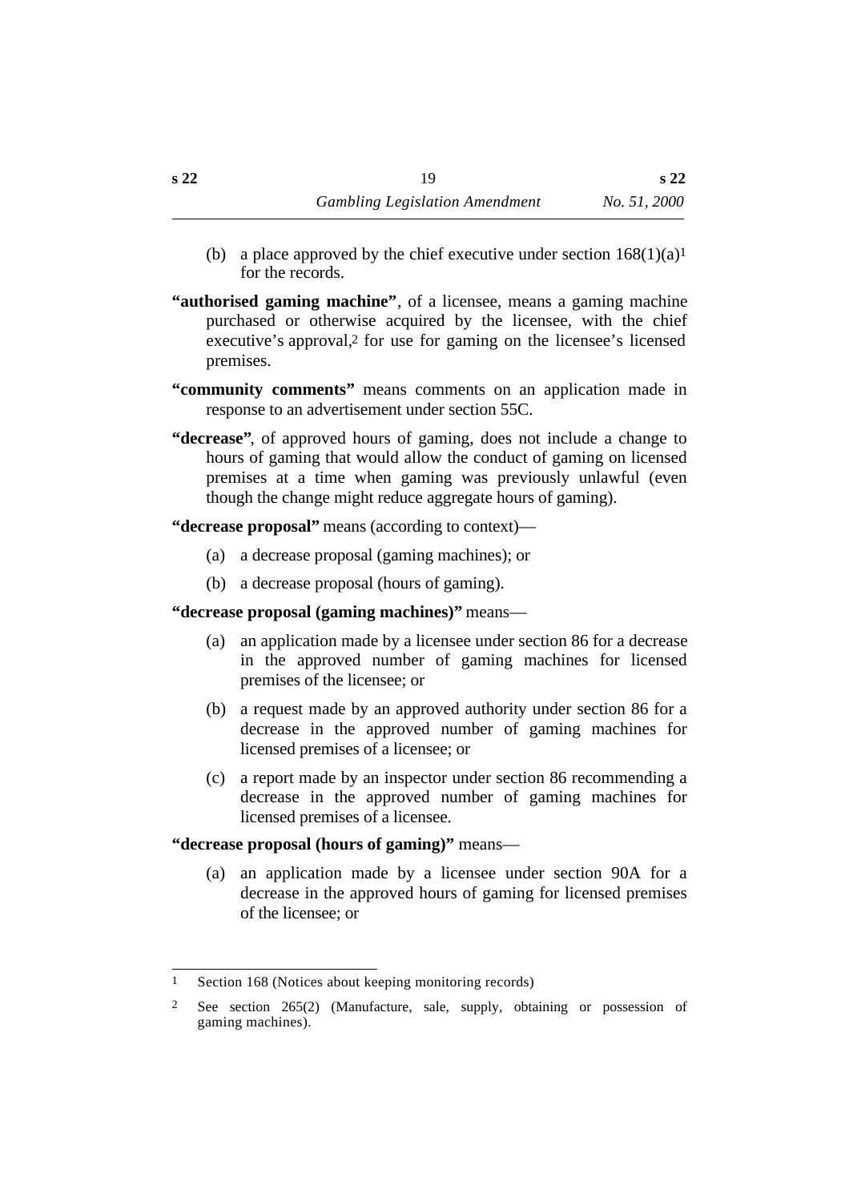(b) a place approved by the chief executive under section 168(1)(a)[1] for the records.

**"authorised gaming machine"**, of a licensee, means a gaming machine purchased or otherwise acquired by the licensee, with the chief executive's approval,[2] for use for gaming on the licensee's licensed premises.

**"community comments"** means comments on an application made in response to an advertisement under section 55C.

**"decrease"**, of approved hours of gaming, does not include a change to hours of gaming that would allow the conduct of gaming on licensed premises at a time when gaming was previously unlawful (even though the change might reduce aggregate hours of gaming).

**"decrease proposal"** means (according to context)—

(a) a decrease proposal (gaming machines); or

(b) a decrease proposal (hours of gaming).

**"decrease proposal (gaming machines)"** means—

(a) an application made by a licensee under section 86 for a decrease in the approved number of gaming machines for licensed premises of the licensee; or

(b) a request made by an approved authority under section 86 for a decrease in the approved number of gaming machines for licensed premises of a licensee; or

(c) a report made by an inspector under section 86 recommending a decrease in the approved number of gaming machines for licensed premises of a licensee.

**"decrease proposal (hours of gaming)"** means—

(a) an application made by a licensee under section 90A for a decrease in the approved hours of gaming for licensed premises of the licensee; or

---

[1] Section 168 (Notices about keeping monitoring records)

[2] See section 265(2) (Manufacture, sale, supply, obtaining or possession of gaming machines).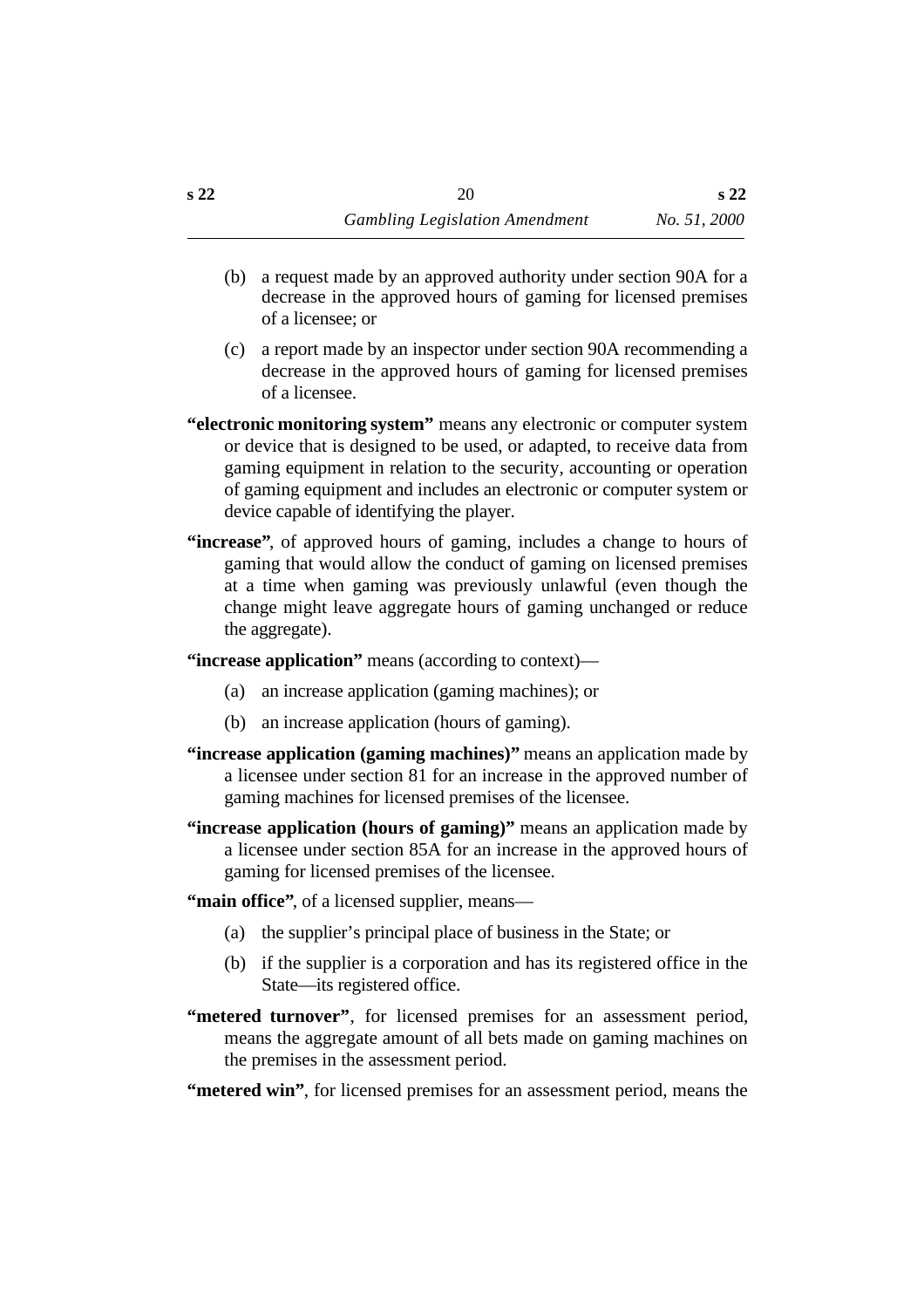(b) a request made by an approved authority under section 90A for a decrease in the approved hours of gaming for licensed premises of a licensee; or

(c) a report made by an inspector under section 90A recommending a decrease in the approved hours of gaming for licensed premises of a licensee.

**"electronic monitoring system"** means any electronic or computer system or device that is designed to be used, or adapted, to receive data from gaming equipment in relation to the security, accounting or operation of gaming equipment and includes an electronic or computer system or device capable of identifying the player.

**"increase"**, of approved hours of gaming, includes a change to hours of gaming that would allow the conduct of gaming on licensed premises at a time when gaming was previously unlawful (even though the change might leave aggregate hours of gaming unchanged or reduce the aggregate).

**"increase application"** means (according to context)—

(a) an increase application (gaming machines); or

(b) an increase application (hours of gaming).

**"increase application (gaming machines)"** means an application made by a licensee under section 81 for an increase in the approved number of gaming machines for licensed premises of the licensee.

**"increase application (hours of gaming)"** means an application made by a licensee under section 85A for an increase in the approved hours of gaming for licensed premises of the licensee.

**"main office"**, of a licensed supplier, means—

(a) the supplier's principal place of business in the State; or

(b) if the supplier is a corporation and has its registered office in the State—its registered office.

**"metered turnover"**, for licensed premises for an assessment period, means the aggregate amount of all bets made on gaming machines on the premises in the assessment period.

**"metered win"**, for licensed premises for an assessment period, means the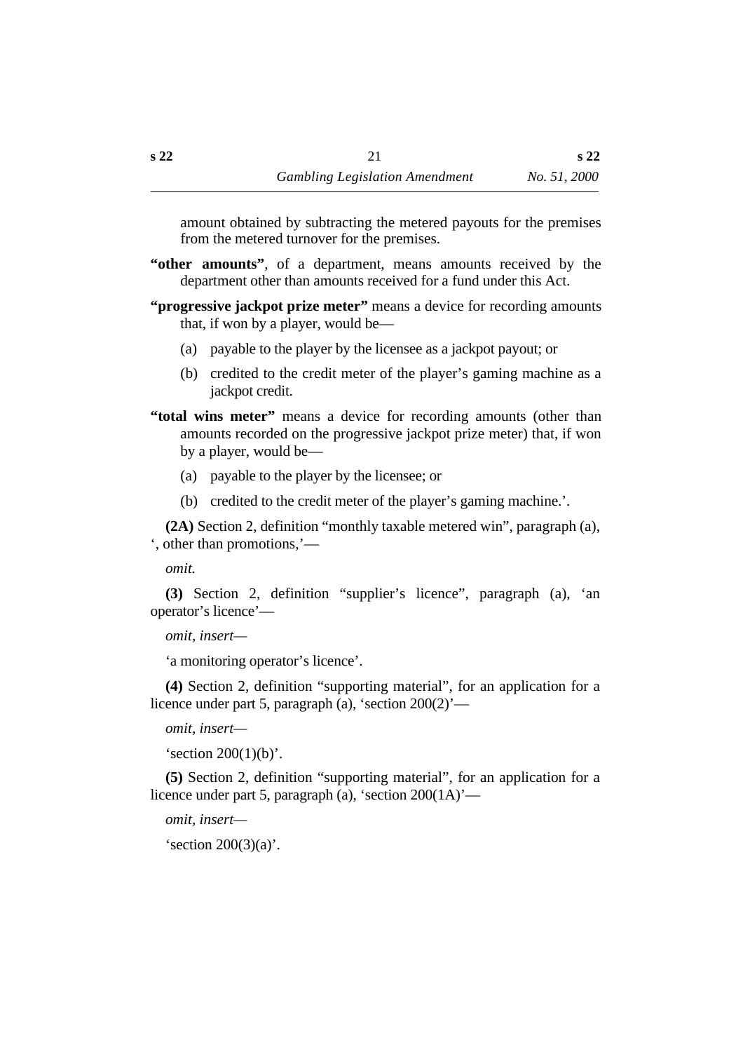amount obtained by subtracting the metered payouts for the premises from the metered turnover for the premises.

**"other amounts"**, of a department, means amounts received by the department other than amounts received for a fund under this Act.

**"progressive jackpot prize meter"** means a device for recording amounts that, if won by a player, would be—

(a) payable to the player by the licensee as a jackpot payout; or

(b) credited to the credit meter of the player's gaming machine as a jackpot credit.

**"total wins meter"** means a device for recording amounts (other than amounts recorded on the progressive jackpot prize meter) that, if won by a player, would be—

(a) payable to the player by the licensee; or

(b) credited to the credit meter of the player's gaming machine.'.

**(2A)** Section 2, definition "monthly taxable metered win", paragraph (a), ', other than promotions,'—

*omit.*

**(3)** Section 2, definition "supplier's licence", paragraph (a), 'an operator's licence'—

*omit, insert*—

'a monitoring operator's licence'.

**(4)** Section 2, definition "supporting material", for an application for a licence under part 5, paragraph (a), 'section 200(2)'—

*omit, insert*—

'section 200(1)(b)'.

**(5)** Section 2, definition "supporting material", for an application for a licence under part 5, paragraph (a), 'section 200(1A)'—

*omit, insert*—

'section 200(3)(a)'.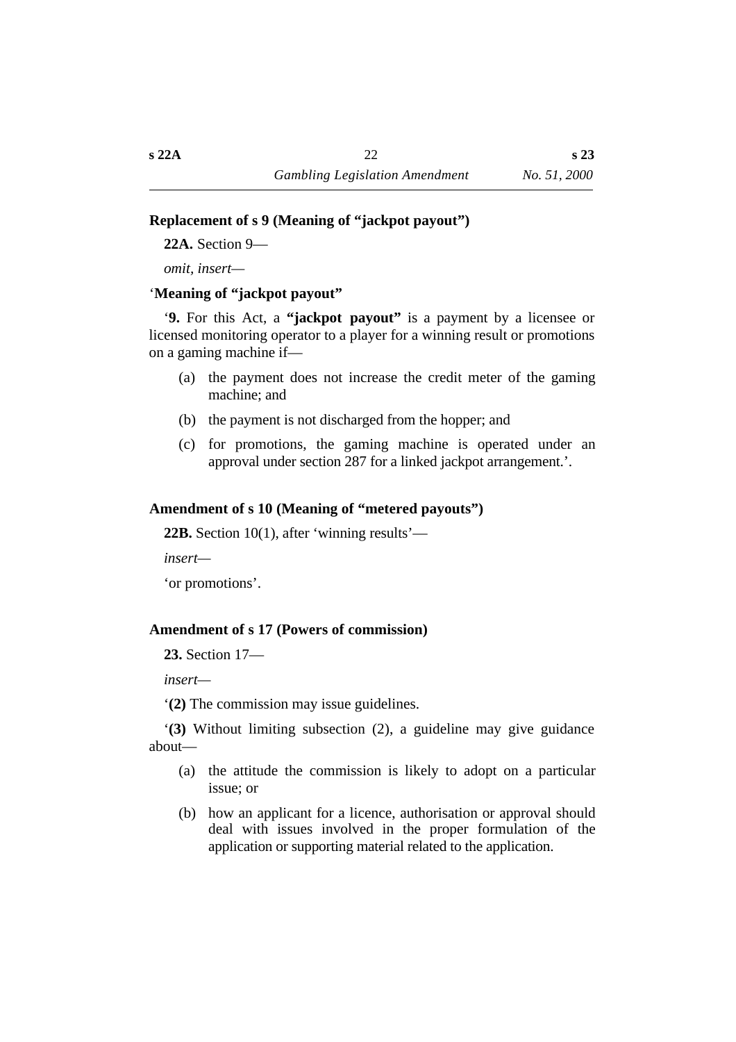### Replacement of s 9 (Meaning of “jackpot payout”)

**22A.** Section 9—

*omit, insert*—

‘**Meaning of “jackpot payout”**

‘**9.** For this Act, a **“jackpot payout”** is a payment by a licensee or licensed monitoring operator to a player for a winning result or promotions on a gaming machine if—

- (a) the payment does not increase the credit meter of the gaming machine; and
- (b) the payment is not discharged from the hopper; and
- (c) for promotions, the gaming machine is operated under an approval under section 287 for a linked jackpot arrangement.’.

### Amendment of s 10 (Meaning of “metered payouts”)

**22B.** Section 10(1), after ‘winning results’—

*insert*—

‘or promotions’.

### Amendment of s 17 (Powers of commission)

**23.** Section 17—

*insert*—

‘**(2)** The commission may issue guidelines.

‘**(3)** Without limiting subsection (2), a guideline may give guidance about—

- (a) the attitude the commission is likely to adopt on a particular issue; or
- (b) how an applicant for a licence, authorisation or approval should deal with issues involved in the proper formulation of the application or supporting material related to the application.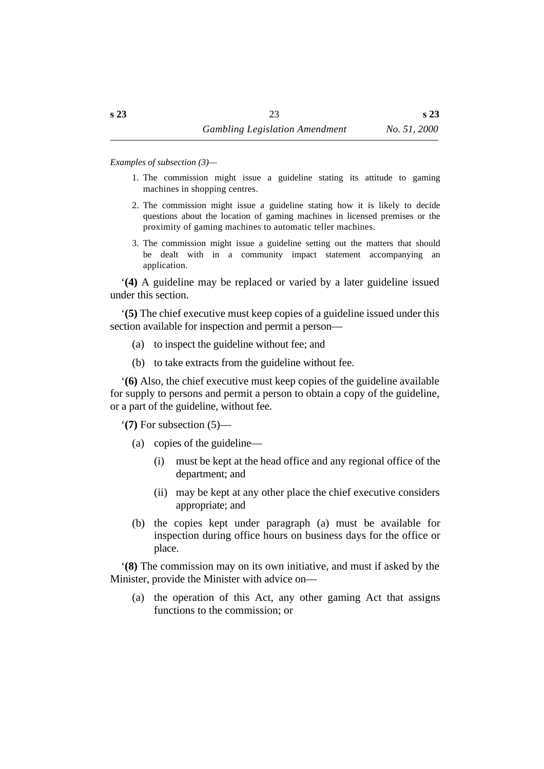*Examples of subsection (3)—*

1. The commission might issue a guideline stating its attitude to gaming machines in shopping centres.
2. The commission might issue a guideline stating how it is likely to decide questions about the location of gaming machines in licensed premises or the proximity of gaming machines to automatic teller machines.
3. The commission might issue a guideline setting out the matters that should be dealt with in a community impact statement accompanying an application.

‘**(4)** A guideline may be replaced or varied by a later guideline issued under this section.

‘**(5)** The chief executive must keep copies of a guideline issued under this section available for inspection and permit a person—

(a) to inspect the guideline without fee; and

(b) to take extracts from the guideline without fee.

‘**(6)** Also, the chief executive must keep copies of the guideline available for supply to persons and permit a person to obtain a copy of the guideline, or a part of the guideline, without fee.

‘**(7)** For subsection (5)—

(a) copies of the guideline—

(i) must be kept at the head office and any regional office of the department; and

(ii) may be kept at any other place the chief executive considers appropriate; and

(b) the copies kept under paragraph (a) must be available for inspection during office hours on business days for the office or place.

‘**(8)** The commission may on its own initiative, and must if asked by the Minister, provide the Minister with advice on—

(a) the operation of this Act, any other gaming Act that assigns functions to the commission; or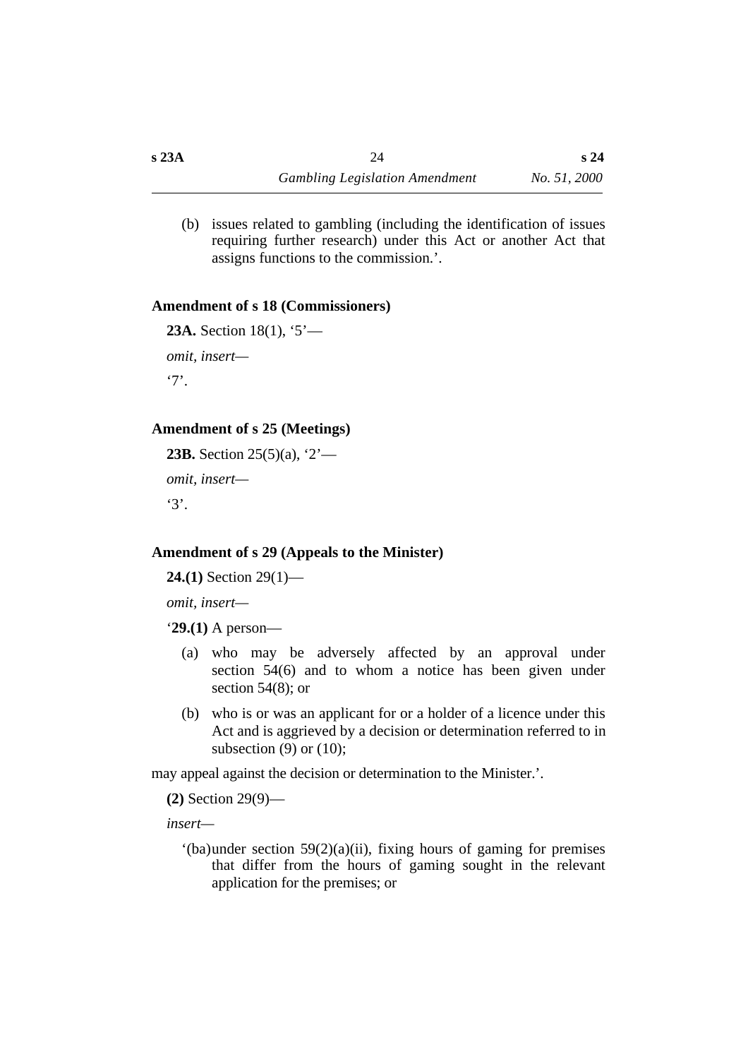(b) issues related to gambling (including the identification of issues requiring further research) under this Act or another Act that assigns functions to the commission.’.

### Amendment of s 18 (Commissioners)

**23A.** Section 18(1), ‘5’—

*omit, insert*—

‘7’.

### Amendment of s 25 (Meetings)

**23B.** Section 25(5)(a), ‘2’—

*omit, insert*—

‘3’.

### Amendment of s 29 (Appeals to the Minister)

**24.(1)** Section 29(1)—

*omit, insert*—

‘**29.(1)** A person—

(a) who may be adversely affected by an approval under section 54(6) and to whom a notice has been given under section 54(8); or

(b) who is or was an applicant for or a holder of a licence under this Act and is aggrieved by a decision or determination referred to in subsection (9) or (10);

may appeal against the decision or determination to the Minister.’.

**(2)** Section 29(9)—

*insert*—

‘(ba) under section 59(2)(a)(ii), fixing hours of gaming for premises that differ from the hours of gaming sought in the relevant application for the premises; or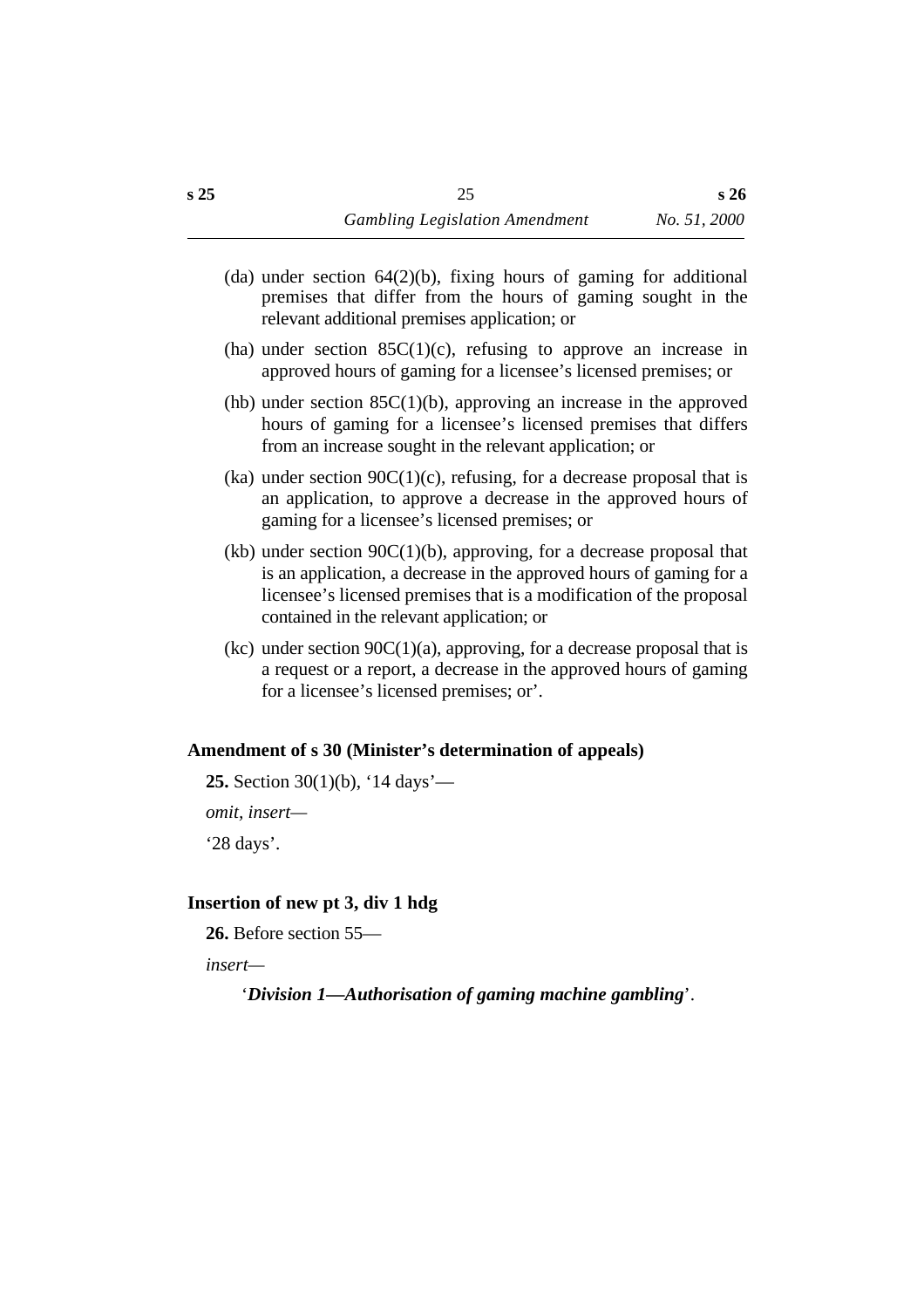(da) under section 64(2)(b), fixing hours of gaming for additional premises that differ from the hours of gaming sought in the relevant additional premises application; or

(ha) under section 85C(1)(c), refusing to approve an increase in approved hours of gaming for a licensee's licensed premises; or

(hb) under section 85C(1)(b), approving an increase in the approved hours of gaming for a licensee's licensed premises that differs from an increase sought in the relevant application; or

(ka) under section 90C(1)(c), refusing, for a decrease proposal that is an application, to approve a decrease in the approved hours of gaming for a licensee's licensed premises; or

(kb) under section 90C(1)(b), approving, for a decrease proposal that is an application, a decrease in the approved hours of gaming for a licensee's licensed premises that is a modification of the proposal contained in the relevant application; or

(kc) under section 90C(1)(a), approving, for a decrease proposal that is a request or a report, a decrease in the approved hours of gaming for a licensee's licensed premises; or'.

### Amendment of s 30 (Minister's determination of appeals)

**25.** Section 30(1)(b), '14 days'—

*omit, insert*—

'28 days'.

### Insertion of new pt 3, div 1 hdg

**26.** Before section 55—

*insert*—

'***Division 1—Authorisation of gaming machine gambling***'.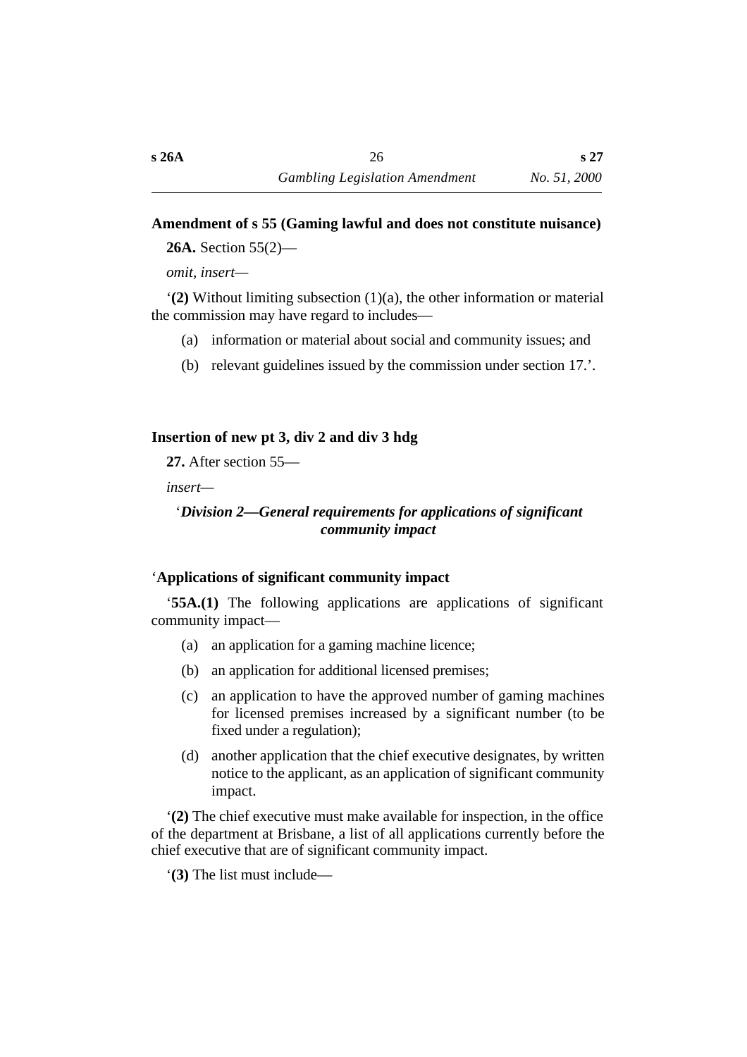**Amendment of s 55 (Gaming lawful and does not constitute nuisance)**

**26A.** Section 55(2)—

*omit, insert—*

‘**(2)** Without limiting subsection (1)(a), the other information or material the commission may have regard to includes—

(a) information or material about social and community issues; and

(b) relevant guidelines issued by the commission under section 17.’.

**Insertion of new pt 3, div 2 and div 3 hdg**

**27.** After section 55—

*insert—*

‘***Division 2—General requirements for applications of significant community impact***

‘**Applications of significant community impact**

‘**55A.(1)** The following applications are applications of significant community impact—

(a) an application for a gaming machine licence;

(b) an application for additional licensed premises;

(c) an application to have the approved number of gaming machines for licensed premises increased by a significant number (to be fixed under a regulation);

(d) another application that the chief executive designates, by written notice to the applicant, as an application of significant community impact.

‘**(2)** The chief executive must make available for inspection, in the office of the department at Brisbane, a list of all applications currently before the chief executive that are of significant community impact.

‘**(3)** The list must include—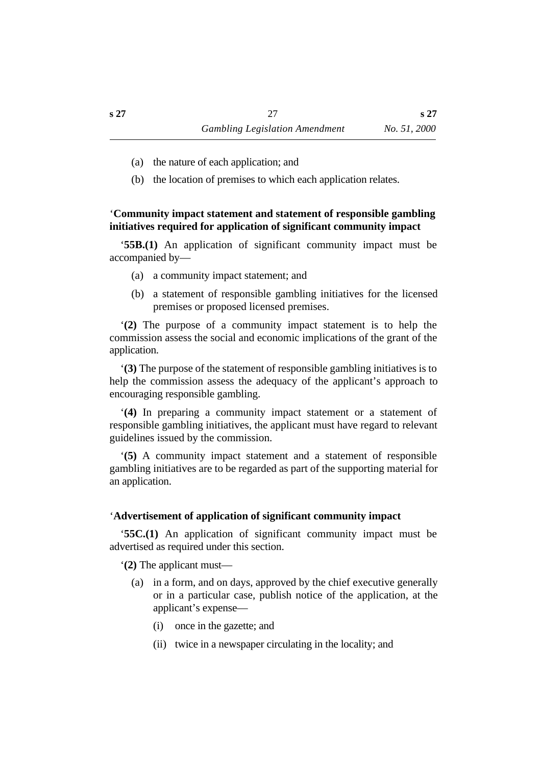(a) the nature of each application; and

(b) the location of premises to which each application relates.

‘**Community impact statement and statement of responsible gambling initiatives required for application of significant community impact**

‘**55B.(1)** An application of significant community impact must be accompanied by—

(a) a community impact statement; and

(b) a statement of responsible gambling initiatives for the licensed premises or proposed licensed premises.

‘**(2)** The purpose of a community impact statement is to help the commission assess the social and economic implications of the grant of the application.

‘**(3)** The purpose of the statement of responsible gambling initiatives is to help the commission assess the adequacy of the applicant’s approach to encouraging responsible gambling.

‘**(4)** In preparing a community impact statement or a statement of responsible gambling initiatives, the applicant must have regard to relevant guidelines issued by the commission.

‘**(5)** A community impact statement and a statement of responsible gambling initiatives are to be regarded as part of the supporting material for an application.

‘**Advertisement of application of significant community impact**

‘**55C.(1)** An application of significant community impact must be advertised as required under this section.

‘**(2)** The applicant must—

(a) in a form, and on days, approved by the chief executive generally or in a particular case, publish notice of the application, at the applicant’s expense—

(i) once in the gazette; and

(ii) twice in a newspaper circulating in the locality; and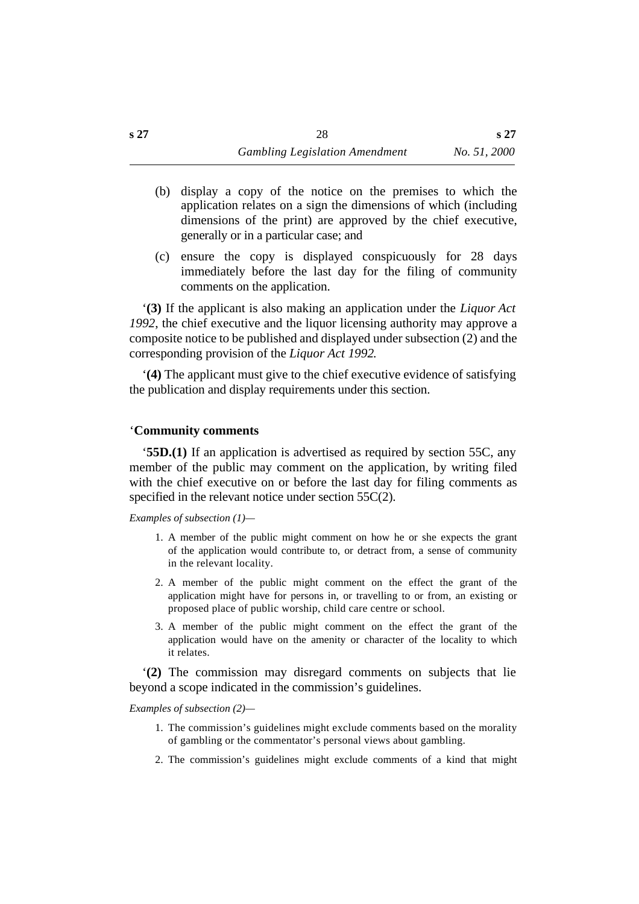(b) display a copy of the notice on the premises to which the application relates on a sign the dimensions of which (including dimensions of the print) are approved by the chief executive, generally or in a particular case; and

(c) ensure the copy is displayed conspicuously for 28 days immediately before the last day for the filing of community comments on the application.

‘**(3)** If the applicant is also making an application under the *Liquor Act 1992*, the chief executive and the liquor licensing authority may approve a composite notice to be published and displayed under subsection (2) and the corresponding provision of the *Liquor Act 1992.*

‘**(4)** The applicant must give to the chief executive evidence of satisfying the publication and display requirements under this section.

### ‘Community comments

‘**55D.(1)** If an application is advertised as required by section 55C, any member of the public may comment on the application, by writing filed with the chief executive on or before the last day for filing comments as specified in the relevant notice under section 55C(2).

*Examples of subsection (1)—*

1. A member of the public might comment on how he or she expects the grant of the application would contribute to, or detract from, a sense of community in the relevant locality.
2. A member of the public might comment on the effect the grant of the application might have for persons in, or travelling to or from, an existing or proposed place of public worship, child care centre or school.
3. A member of the public might comment on the effect the grant of the application would have on the amenity or character of the locality to which it relates.

‘**(2)** The commission may disregard comments on subjects that lie beyond a scope indicated in the commission’s guidelines.

*Examples of subsection (2)—*

1. The commission’s guidelines might exclude comments based on the morality of gambling or the commentator’s personal views about gambling.
2. The commission’s guidelines might exclude comments of a kind that might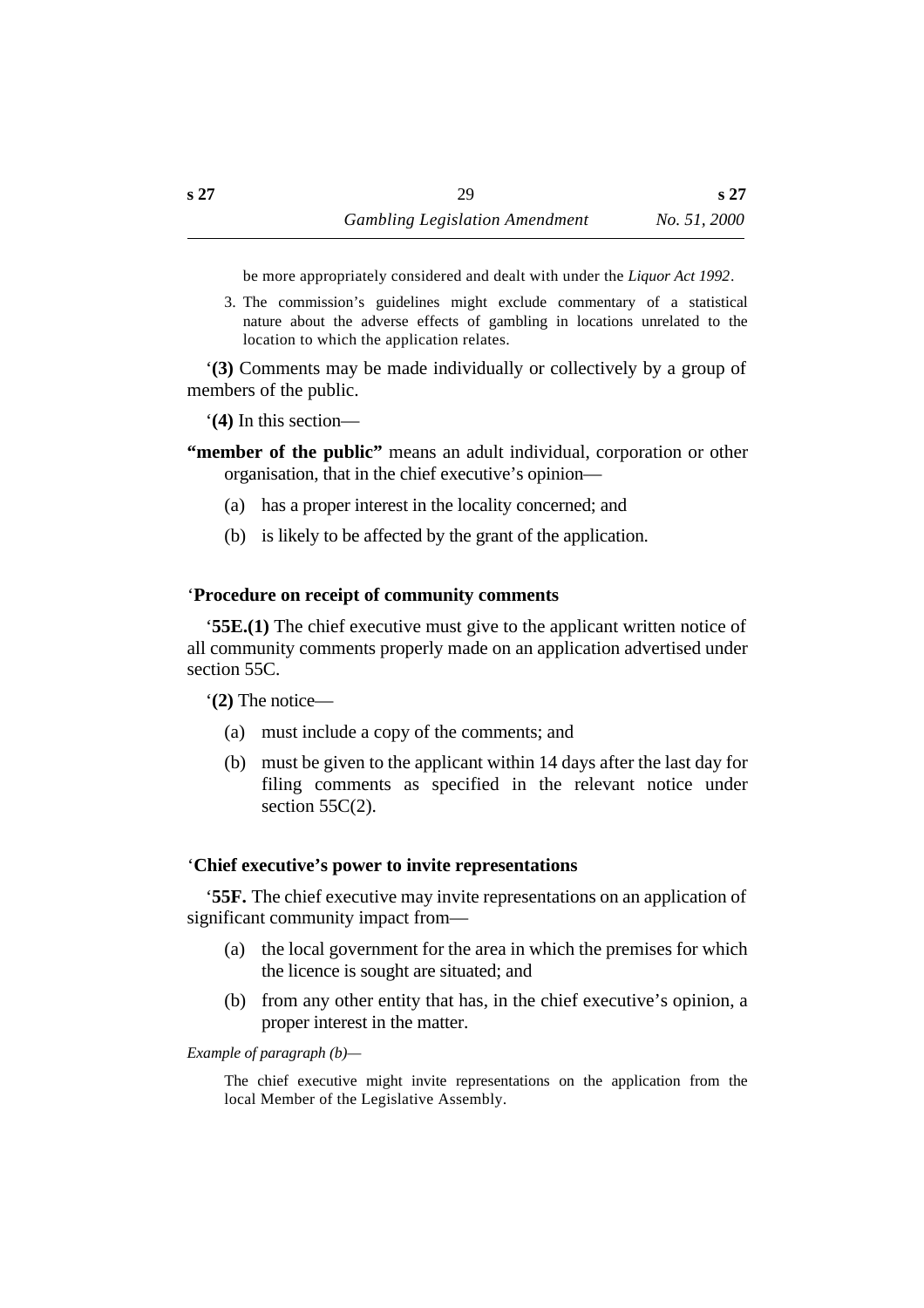be more appropriately considered and dealt with under the *Liquor Act 1992*.

3. The commission's guidelines might exclude commentary of a statistical nature about the adverse effects of gambling in locations unrelated to the location to which the application relates.

'**(3)** Comments may be made individually or collectively by a group of members of the public.

'**(4)** In this section—

**"member of the public"** means an adult individual, corporation or other organisation, that in the chief executive's opinion—

(a) has a proper interest in the locality concerned; and

(b) is likely to be affected by the grant of the application.

### 'Procedure on receipt of community comments

'**55E.(1)** The chief executive must give to the applicant written notice of all community comments properly made on an application advertised under section 55C.

'**(2)** The notice—

(a) must include a copy of the comments; and

(b) must be given to the applicant within 14 days after the last day for filing comments as specified in the relevant notice under section 55C(2).

### 'Chief executive's power to invite representations

'**55F.** The chief executive may invite representations on an application of significant community impact from—

(a) the local government for the area in which the premises for which the licence is sought are situated; and

(b) from any other entity that has, in the chief executive's opinion, a proper interest in the matter.

*Example of paragraph (b)*—

The chief executive might invite representations on the application from the local Member of the Legislative Assembly.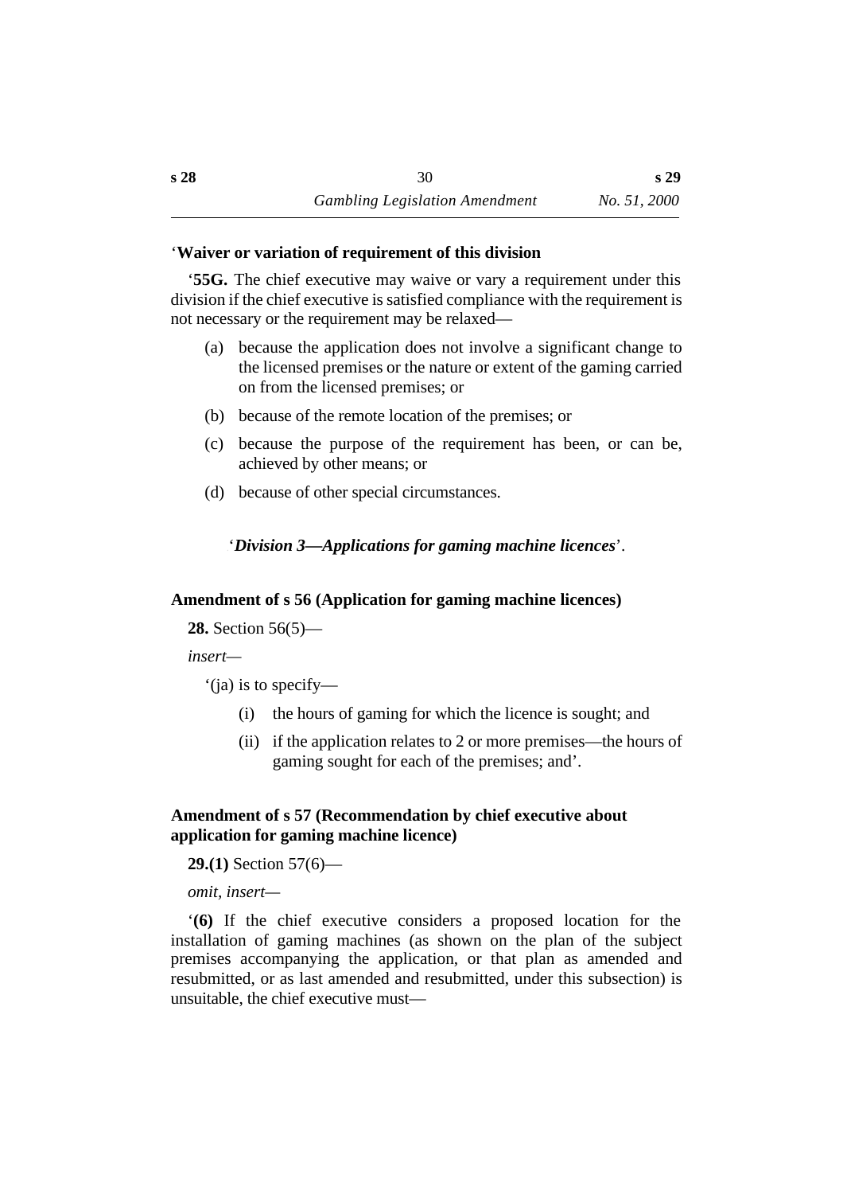'**Waiver or variation of requirement of this division**

'**55G.** The chief executive may waive or vary a requirement under this division if the chief executive is satisfied compliance with the requirement is not necessary or the requirement may be relaxed—

(a) because the application does not involve a significant change to the licensed premises or the nature or extent of the gaming carried on from the licensed premises; or

(b) because of the remote location of the premises; or

(c) because the purpose of the requirement has been, or can be, achieved by other means; or

(d) because of other special circumstances.

'***Division 3—Applications for gaming machine licences***'.

**Amendment of s 56 (Application for gaming machine licences)**

**28.** Section 56(5)—

*insert*—

'(ja) is to specify—

(i) the hours of gaming for which the licence is sought; and

(ii) if the application relates to 2 or more premises—the hours of gaming sought for each of the premises; and'.

**Amendment of s 57 (Recommendation by chief executive about application for gaming machine licence)**

**29.(1)** Section 57(6)—

*omit, insert*—

'**(6)** If the chief executive considers a proposed location for the installation of gaming machines (as shown on the plan of the subject premises accompanying the application, or that plan as amended and resubmitted, or as last amended and resubmitted, under this subsection) is unsuitable, the chief executive must—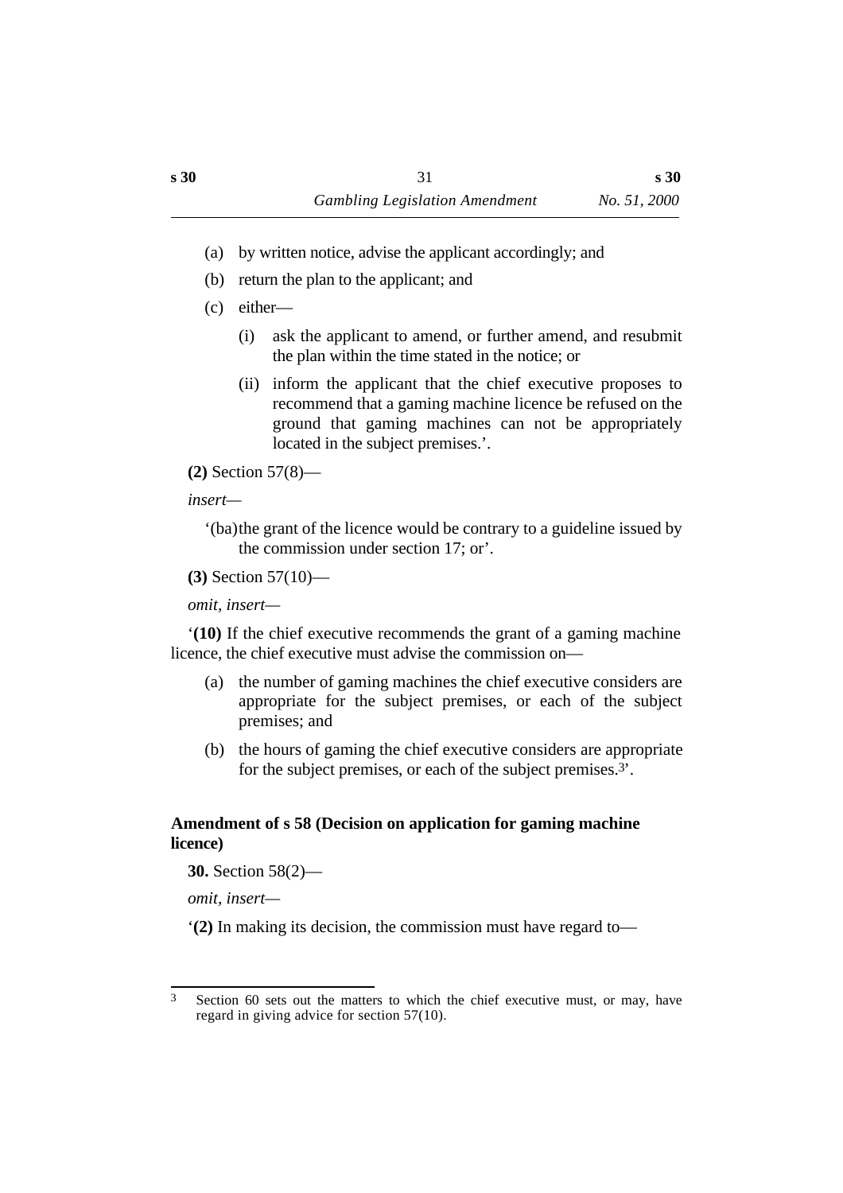(a) by written notice, advise the applicant accordingly; and

(b) return the plan to the applicant; and

(c) either—

(i) ask the applicant to amend, or further amend, and resubmit the plan within the time stated in the notice; or

(ii) inform the applicant that the chief executive proposes to recommend that a gaming machine licence be refused on the ground that gaming machines can not be appropriately located in the subject premises.'.

**(2)** Section 57(8)—

*insert*—

'(ba) the grant of the licence would be contrary to a guideline issued by the commission under section 17; or'.

**(3)** Section 57(10)—

*omit, insert*—

'**(10)** If the chief executive recommends the grant of a gaming machine licence, the chief executive must advise the commission on—

(a) the number of gaming machines the chief executive considers are appropriate for the subject premises, or each of the subject premises; and

(b) the hours of gaming the chief executive considers are appropriate for the subject premises, or each of the subject premises.[3]'.

**Amendment of s 58 (Decision on application for gaming machine licence)**

**30.** Section 58(2)—

*omit, insert*—

'**(2)** In making its decision, the commission must have regard to—

---

[3] Section 60 sets out the matters to which the chief executive must, or may, have regard in giving advice for section 57(10).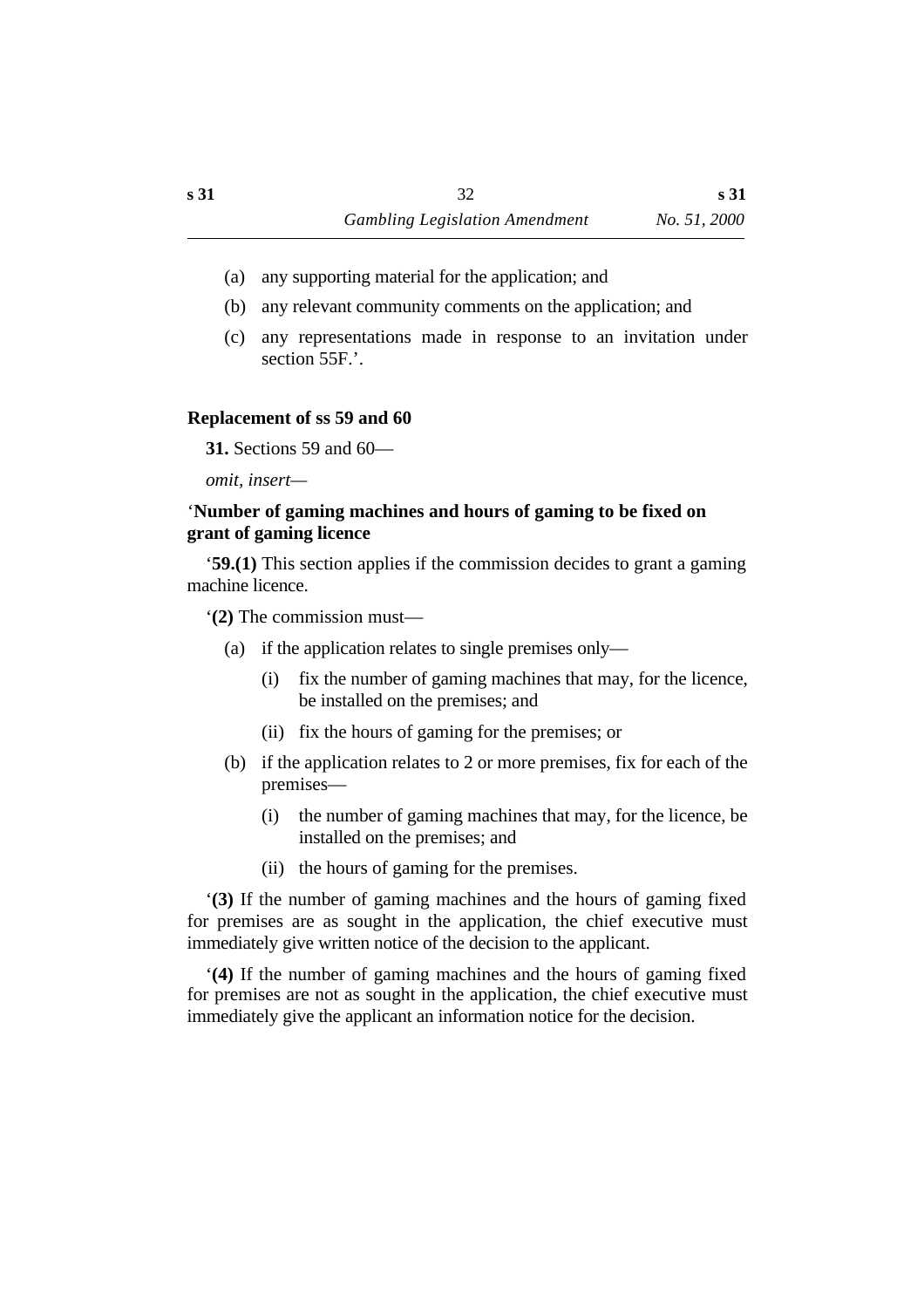(a) any supporting material for the application; and

(b) any relevant community comments on the application; and

(c) any representations made in response to an invitation under section 55F.’.

**Replacement of ss 59 and 60**

**31.** Sections 59 and 60—

*omit, insert—*

‘**Number of gaming machines and hours of gaming to be fixed on grant of gaming licence**

‘**59.(1)** This section applies if the commission decides to grant a gaming machine licence.

‘**(2)** The commission must—

(a) if the application relates to single premises only—

(i) fix the number of gaming machines that may, for the licence, be installed on the premises; and

(ii) fix the hours of gaming for the premises; or

(b) if the application relates to 2 or more premises, fix for each of the premises—

(i) the number of gaming machines that may, for the licence, be installed on the premises; and

(ii) the hours of gaming for the premises.

‘**(3)** If the number of gaming machines and the hours of gaming fixed for premises are as sought in the application, the chief executive must immediately give written notice of the decision to the applicant.

‘**(4)** If the number of gaming machines and the hours of gaming fixed for premises are not as sought in the application, the chief executive must immediately give the applicant an information notice for the decision.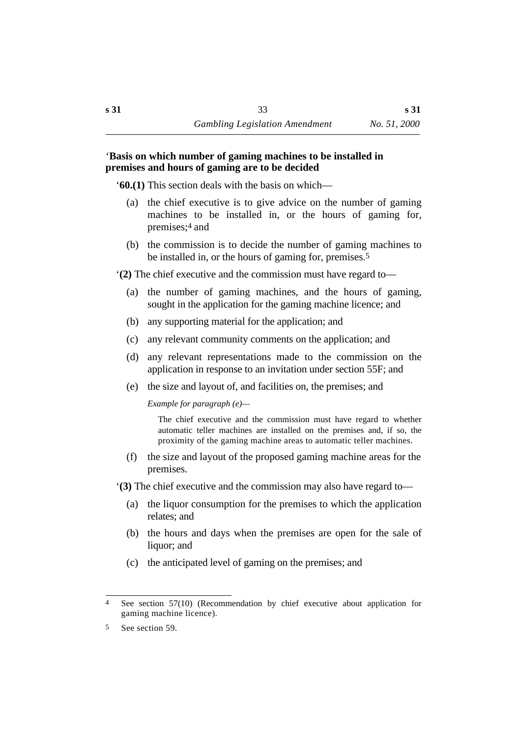'**Basis on which number of gaming machines to be installed in premises and hours of gaming are to be decided**

'**60.(1)** This section deals with the basis on which—

(a) the chief executive is to give advice on the number of gaming machines to be installed in, or the hours of gaming for, premises;[4] and

(b) the commission is to decide the number of gaming machines to be installed in, or the hours of gaming for, premises.[5]

'**(2)** The chief executive and the commission must have regard to—

(a) the number of gaming machines, and the hours of gaming, sought in the application for the gaming machine licence; and

(b) any supporting material for the application; and

(c) any relevant community comments on the application; and

(d) any relevant representations made to the commission on the application in response to an invitation under section 55F; and

(e) the size and layout of, and facilities on, the premises; and

*Example for paragraph (e)*—

The chief executive and the commission must have regard to whether automatic teller machines are installed on the premises and, if so, the proximity of the gaming machine areas to automatic teller machines.

(f) the size and layout of the proposed gaming machine areas for the premises.

'**(3)** The chief executive and the commission may also have regard to—

(a) the liquor consumption for the premises to which the application relates; and

(b) the hours and days when the premises are open for the sale of liquor; and

(c) the anticipated level of gaming on the premises; and

---

4 See section 57(10) (Recommendation by chief executive about application for gaming machine licence).

5 See section 59.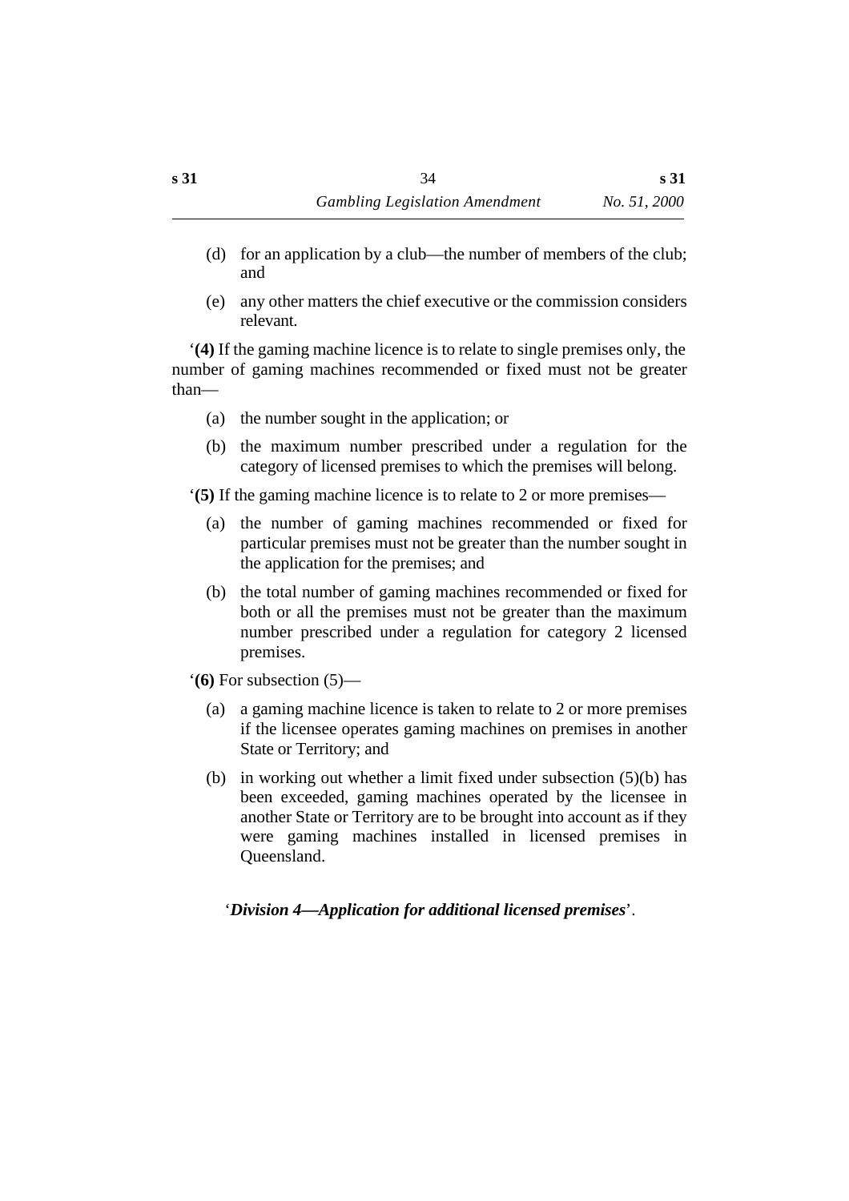(d) for an application by a club—the number of members of the club; and

(e) any other matters the chief executive or the commission considers relevant.

‘**(4)** If the gaming machine licence is to relate to single premises only, the number of gaming machines recommended or fixed must not be greater than—

(a) the number sought in the application; or

(b) the maximum number prescribed under a regulation for the category of licensed premises to which the premises will belong.

‘**(5)** If the gaming machine licence is to relate to 2 or more premises—

(a) the number of gaming machines recommended or fixed for particular premises must not be greater than the number sought in the application for the premises; and

(b) the total number of gaming machines recommended or fixed for both or all the premises must not be greater than the maximum number prescribed under a regulation for category 2 licensed premises.

‘**(6)** For subsection (5)—

(a) a gaming machine licence is taken to relate to 2 or more premises if the licensee operates gaming machines on premises in another State or Territory; and

(b) in working out whether a limit fixed under subsection (5)(b) has been exceeded, gaming machines operated by the licensee in another State or Territory are to be brought into account as if they were gaming machines installed in licensed premises in Queensland.

‘***Division 4—Application for additional licensed premises***’.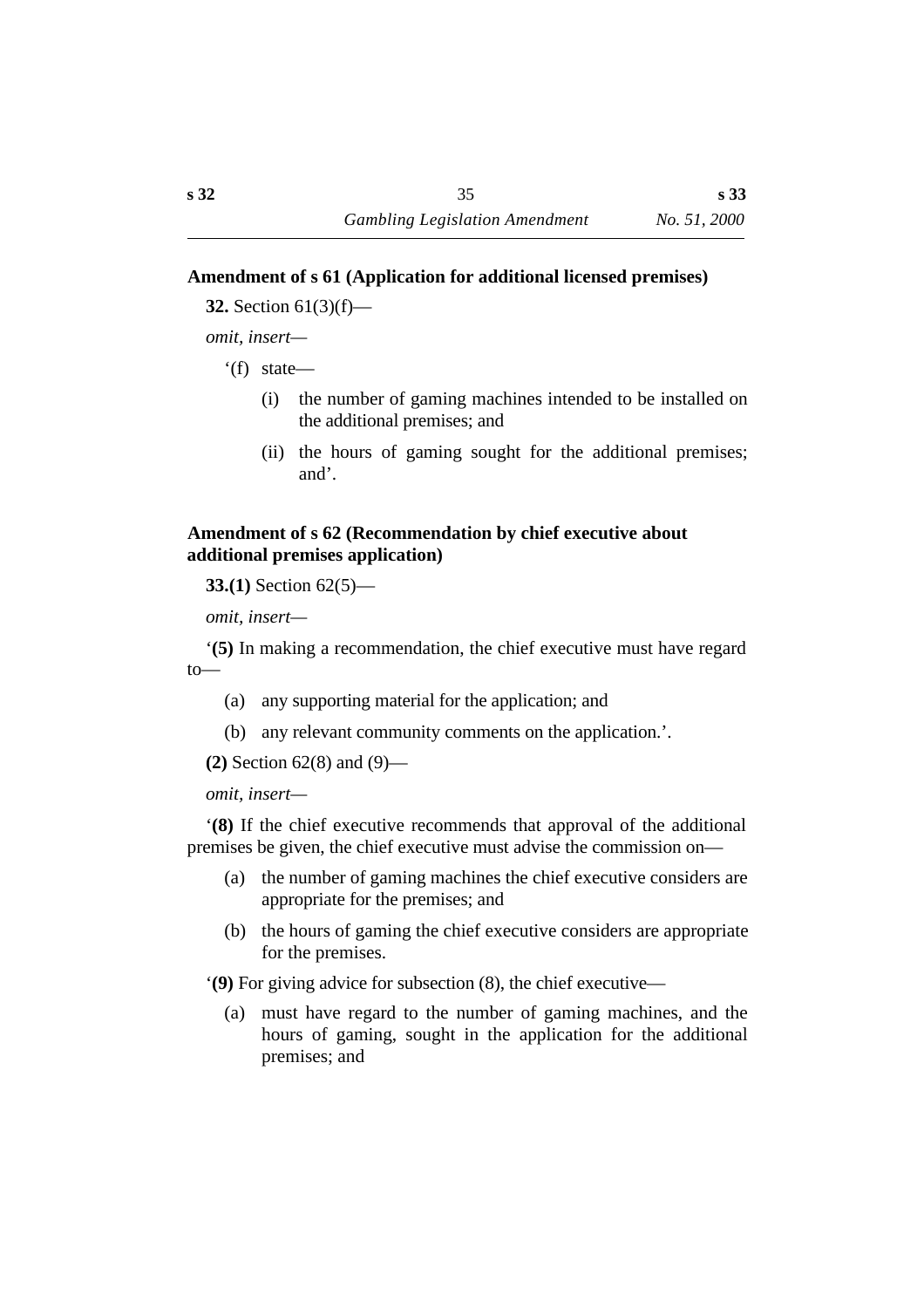### Amendment of s 61 (Application for additional licensed premises)

**32.** Section 61(3)(f)—

*omit, insert*—

'(f) state—

(i) the number of gaming machines intended to be installed on the additional premises; and

(ii) the hours of gaming sought for the additional premises; and'.

### Amendment of s 62 (Recommendation by chief executive about additional premises application)

**33.(1)** Section 62(5)—

*omit, insert*—

'**(5)** In making a recommendation, the chief executive must have regard to—

(a) any supporting material for the application; and

(b) any relevant community comments on the application.'.

**(2)** Section 62(8) and (9)—

*omit, insert*—

'**(8)** If the chief executive recommends that approval of the additional premises be given, the chief executive must advise the commission on—

(a) the number of gaming machines the chief executive considers are appropriate for the premises; and

(b) the hours of gaming the chief executive considers are appropriate for the premises.

'**(9)** For giving advice for subsection (8), the chief executive—

(a) must have regard to the number of gaming machines, and the hours of gaming, sought in the application for the additional premises; and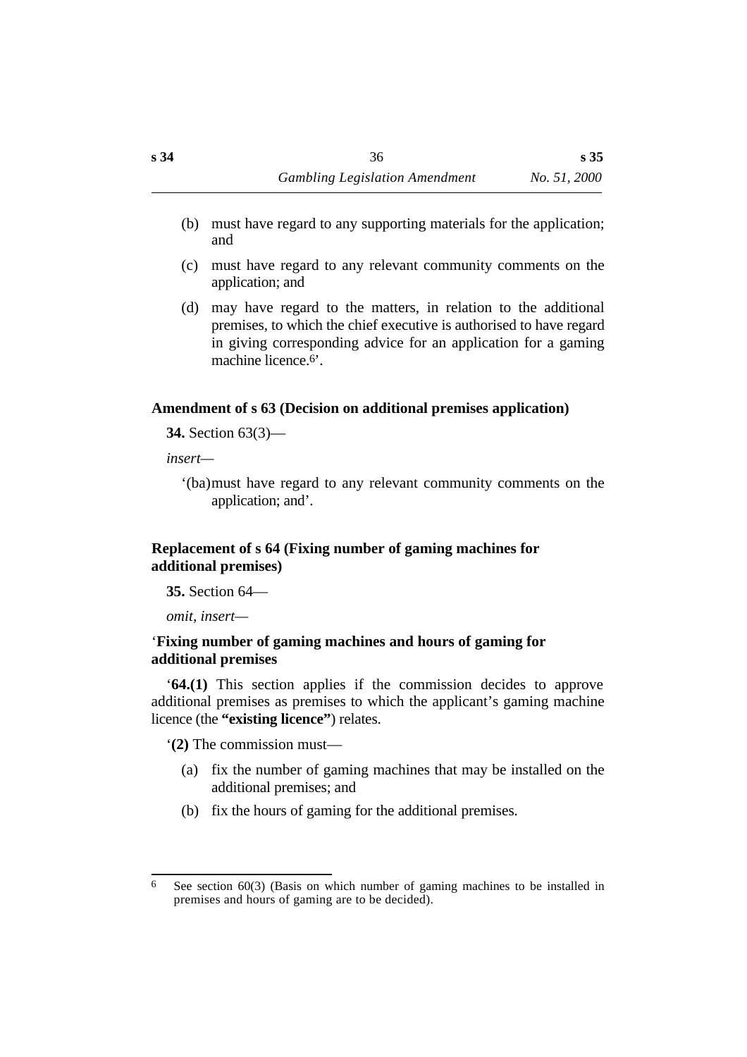(b) must have regard to any supporting materials for the application; and

(c) must have regard to any relevant community comments on the application; and

(d) may have regard to the matters, in relation to the additional premises, to which the chief executive is authorised to have regard in giving corresponding advice for an application for a gaming machine licence.[6]'.

**Amendment of s 63 (Decision on additional premises application)**

**34.** Section 63(3)—

*insert*—

'(ba) must have regard to any relevant community comments on the application; and'.

**Replacement of s 64 (Fixing number of gaming machines for additional premises)**

**35.** Section 64—

*omit, insert*—

'**Fixing number of gaming machines and hours of gaming for additional premises**

'**64.(1)** This section applies if the commission decides to approve additional premises as premises to which the applicant's gaming machine licence (the **"existing licence"**) relates.

'**(2)** The commission must—

(a) fix the number of gaming machines that may be installed on the additional premises; and

(b) fix the hours of gaming for the additional premises.

---

[6] See section 60(3) (Basis on which number of gaming machines to be installed in premises and hours of gaming are to be decided).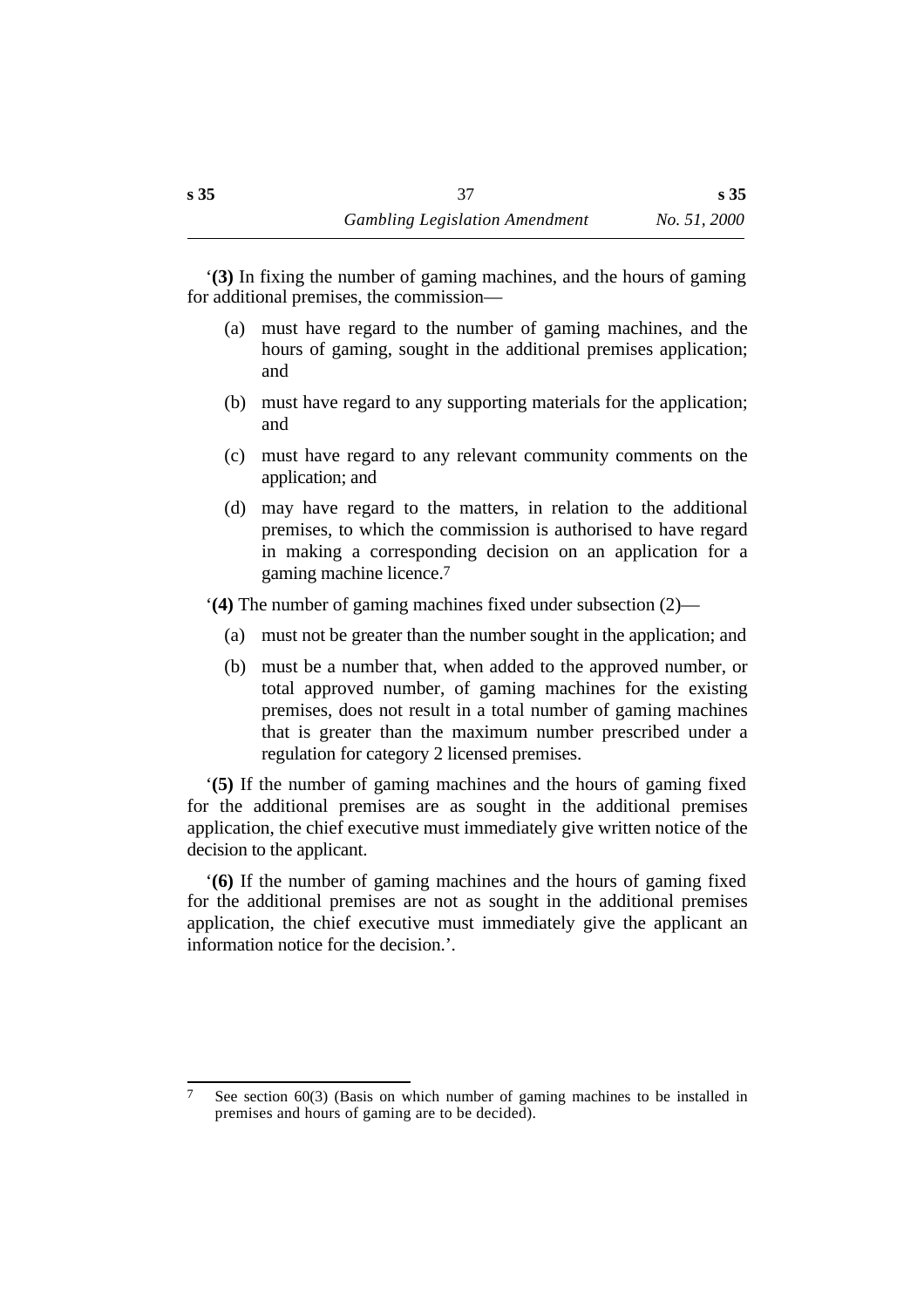‘**(3)** In fixing the number of gaming machines, and the hours of gaming for additional premises, the commission—

(a) must have regard to the number of gaming machines, and the hours of gaming, sought in the additional premises application; and

(b) must have regard to any supporting materials for the application; and

(c) must have regard to any relevant community comments on the application; and

(d) may have regard to the matters, in relation to the additional premises, to which the commission is authorised to have regard in making a corresponding decision on an application for a gaming machine licence.[7]

‘**(4)** The number of gaming machines fixed under subsection (2)—

(a) must not be greater than the number sought in the application; and

(b) must be a number that, when added to the approved number, or total approved number, of gaming machines for the existing premises, does not result in a total number of gaming machines that is greater than the maximum number prescribed under a regulation for category 2 licensed premises.

‘**(5)** If the number of gaming machines and the hours of gaming fixed for the additional premises are as sought in the additional premises application, the chief executive must immediately give written notice of the decision to the applicant.

‘**(6)** If the number of gaming machines and the hours of gaming fixed for the additional premises are not as sought in the additional premises application, the chief executive must immediately give the applicant an information notice for the decision.’.

---

7 See section 60(3) (Basis on which number of gaming machines to be installed in premises and hours of gaming are to be decided).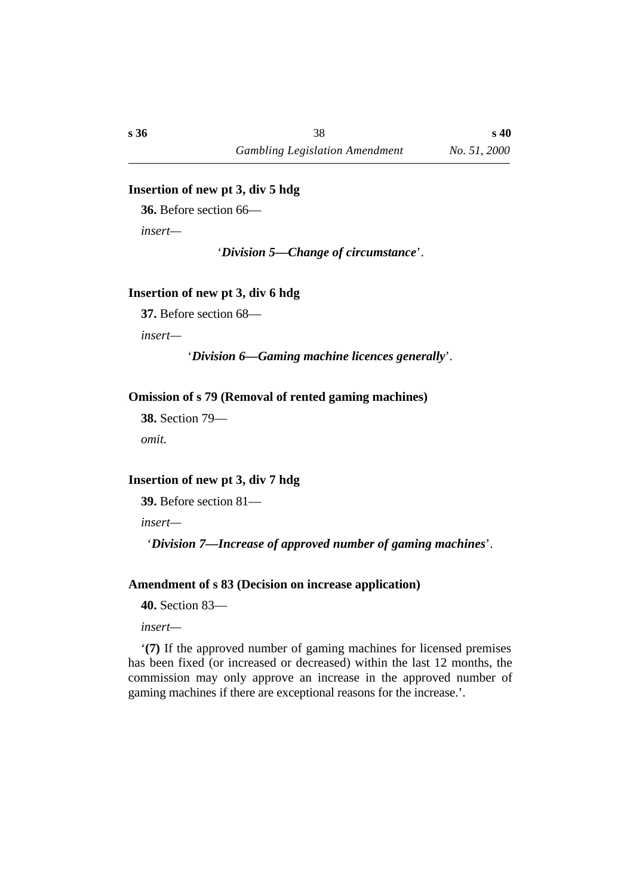**Insertion of new pt 3, div 5 hdg**

**36.** Before section 66—

*insert*—

‘***Division 5—Change of circumstance***’.

**Insertion of new pt 3, div 6 hdg**

**37.** Before section 68—

*insert*—

‘***Division 6—Gaming machine licences generally***’.

**Omission of s 79 (Removal of rented gaming machines)**

**38.** Section 79—

*omit.*

**Insertion of new pt 3, div 7 hdg**

**39.** Before section 81—

*insert*—

‘***Division 7—Increase of approved number of gaming machines***’.

**Amendment of s 83 (Decision on increase application)**

**40.** Section 83—

*insert*—

‘**(7)** If the approved number of gaming machines for licensed premises has been fixed (or increased or decreased) within the last 12 months, the commission may only approve an increase in the approved number of gaming machines if there are exceptional reasons for the increase.’.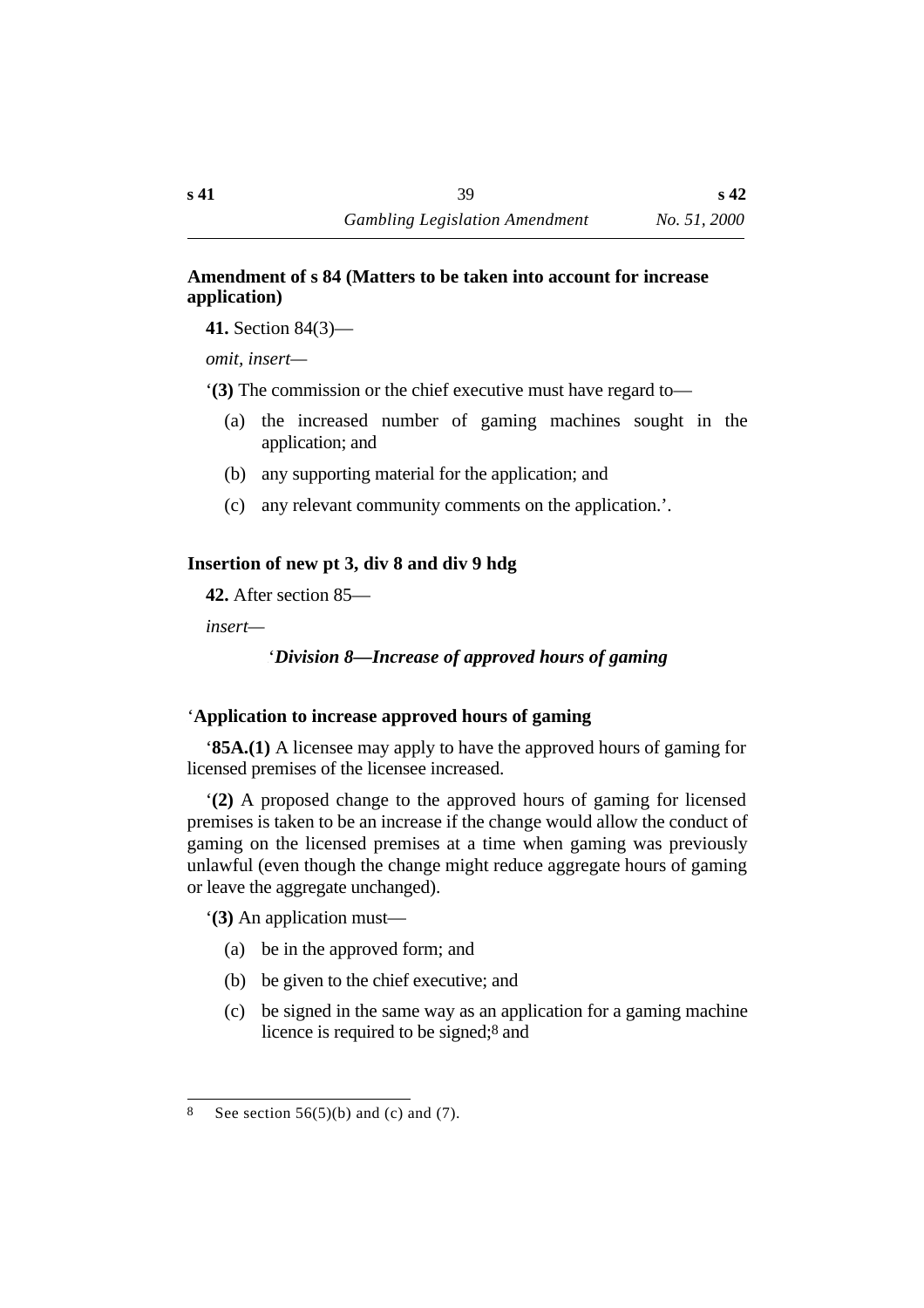### Amendment of s 84 (Matters to be taken into account for increase application)

**41.** Section 84(3)—

*omit, insert—*

'**(3)** The commission or the chief executive must have regard to—

(a) the increased number of gaming machines sought in the application; and

(b) any supporting material for the application; and

(c) any relevant community comments on the application.'.

### Insertion of new pt 3, div 8 and div 9 hdg

**42.** After section 85—

*insert—*

'***Division 8—Increase of approved hours of gaming***

'**Application to increase approved hours of gaming**

'**85A.(1)** A licensee may apply to have the approved hours of gaming for licensed premises of the licensee increased.

'**(2)** A proposed change to the approved hours of gaming for licensed premises is taken to be an increase if the change would allow the conduct of gaming on the licensed premises at a time when gaming was previously unlawful (even though the change might reduce aggregate hours of gaming or leave the aggregate unchanged).

'**(3)** An application must—

(a) be in the approved form; and

(b) be given to the chief executive; and

(c) be signed in the same way as an application for a gaming machine licence is required to be signed;[8] and

---

[8] See section 56(5)(b) and (c) and (7).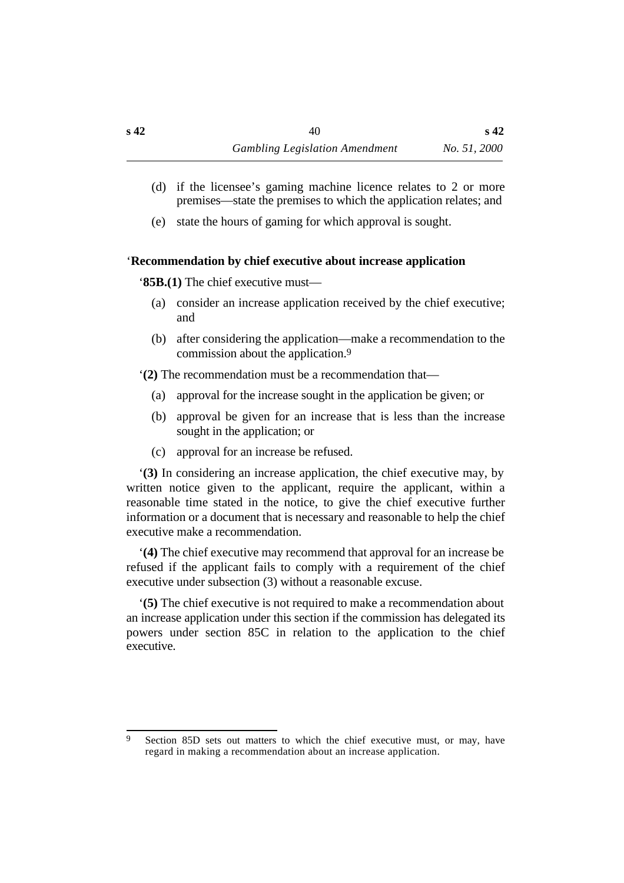(d) if the licensee’s gaming machine licence relates to 2 or more premises—state the premises to which the application relates; and

(e) state the hours of gaming for which approval is sought.

‘**Recommendation by chief executive about increase application**

‘**85B.(1)** The chief executive must—

(a) consider an increase application received by the chief executive; and

(b) after considering the application—make a recommendation to the commission about the application.[9]

‘**(2)** The recommendation must be a recommendation that—

(a) approval for the increase sought in the application be given; or

(b) approval be given for an increase that is less than the increase sought in the application; or

(c) approval for an increase be refused.

‘**(3)** In considering an increase application, the chief executive may, by written notice given to the applicant, require the applicant, within a reasonable time stated in the notice, to give the chief executive further information or a document that is necessary and reasonable to help the chief executive make a recommendation.

‘**(4)** The chief executive may recommend that approval for an increase be refused if the applicant fails to comply with a requirement of the chief executive under subsection (3) without a reasonable excuse.

‘**(5)** The chief executive is not required to make a recommendation about an increase application under this section if the commission has delegated its powers under section 85C in relation to the application to the chief executive.

---

[9] Section 85D sets out matters to which the chief executive must, or may, have regard in making a recommendation about an increase application.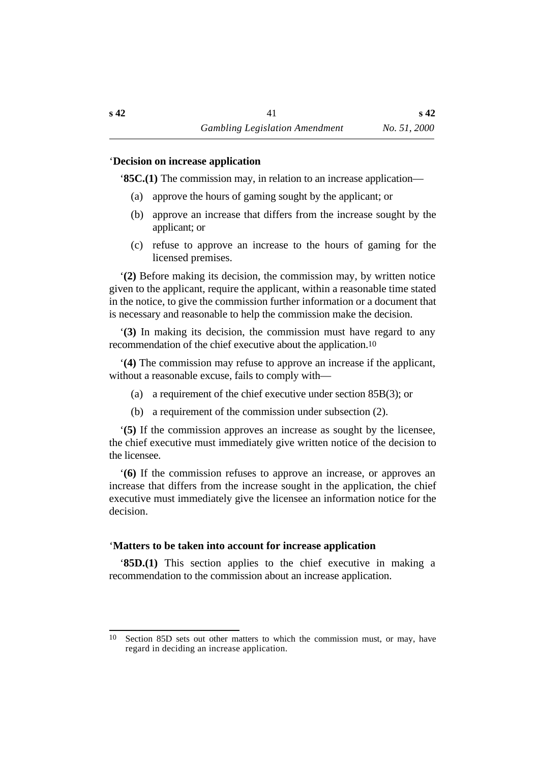‘**Decision on increase application**

‘**85C.(1)** The commission may, in relation to an increase application—

(a) approve the hours of gaming sought by the applicant; or

(b) approve an increase that differs from the increase sought by the applicant; or

(c) refuse to approve an increase to the hours of gaming for the licensed premises.

‘**(2)** Before making its decision, the commission may, by written notice given to the applicant, require the applicant, within a reasonable time stated in the notice, to give the commission further information or a document that is necessary and reasonable to help the commission make the decision.

‘**(3)** In making its decision, the commission must have regard to any recommendation of the chief executive about the application.[10]

‘**(4)** The commission may refuse to approve an increase if the applicant, without a reasonable excuse, fails to comply with—

(a) a requirement of the chief executive under section 85B(3); or

(b) a requirement of the commission under subsection (2).

‘**(5)** If the commission approves an increase as sought by the licensee, the chief executive must immediately give written notice of the decision to the licensee.

‘**(6)** If the commission refuses to approve an increase, or approves an increase that differs from the increase sought in the application, the chief executive must immediately give the licensee an information notice for the decision.

‘**Matters to be taken into account for increase application**

‘**85D.(1)** This section applies to the chief executive in making a recommendation to the commission about an increase application.

---

[10] Section 85D sets out other matters to which the commission must, or may, have regard in deciding an increase application.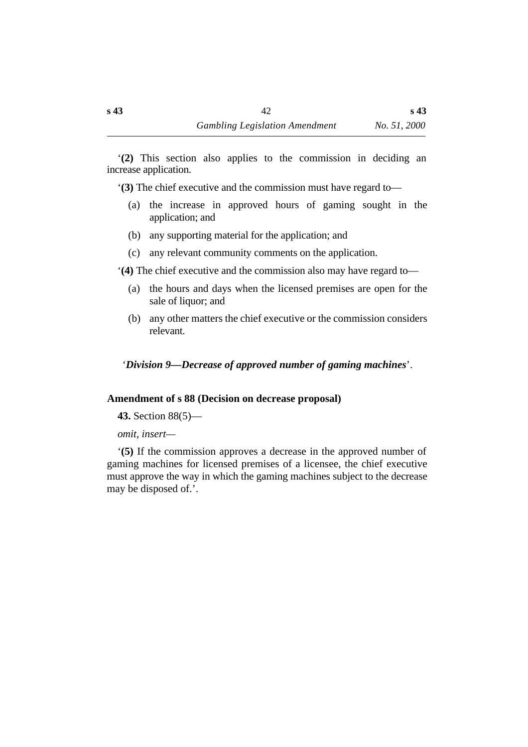‘**(2)** This section also applies to the commission in deciding an increase application.

‘**(3)** The chief executive and the commission must have regard to—

(a) the increase in approved hours of gaming sought in the application; and

(b) any supporting material for the application; and

(c) any relevant community comments on the application.

‘**(4)** The chief executive and the commission also may have regard to—

(a) the hours and days when the licensed premises are open for the sale of liquor; and

(b) any other matters the chief executive or the commission considers relevant.

‘***Division 9—Decrease of approved number of gaming machines***’.

### Amendment of s 88 (Decision on decrease proposal)

**43.** Section 88(5)—

*omit, insert—*

‘**(5)** If the commission approves a decrease in the approved number of gaming machines for licensed premises of a licensee, the chief executive must approve the way in which the gaming machines subject to the decrease may be disposed of.’.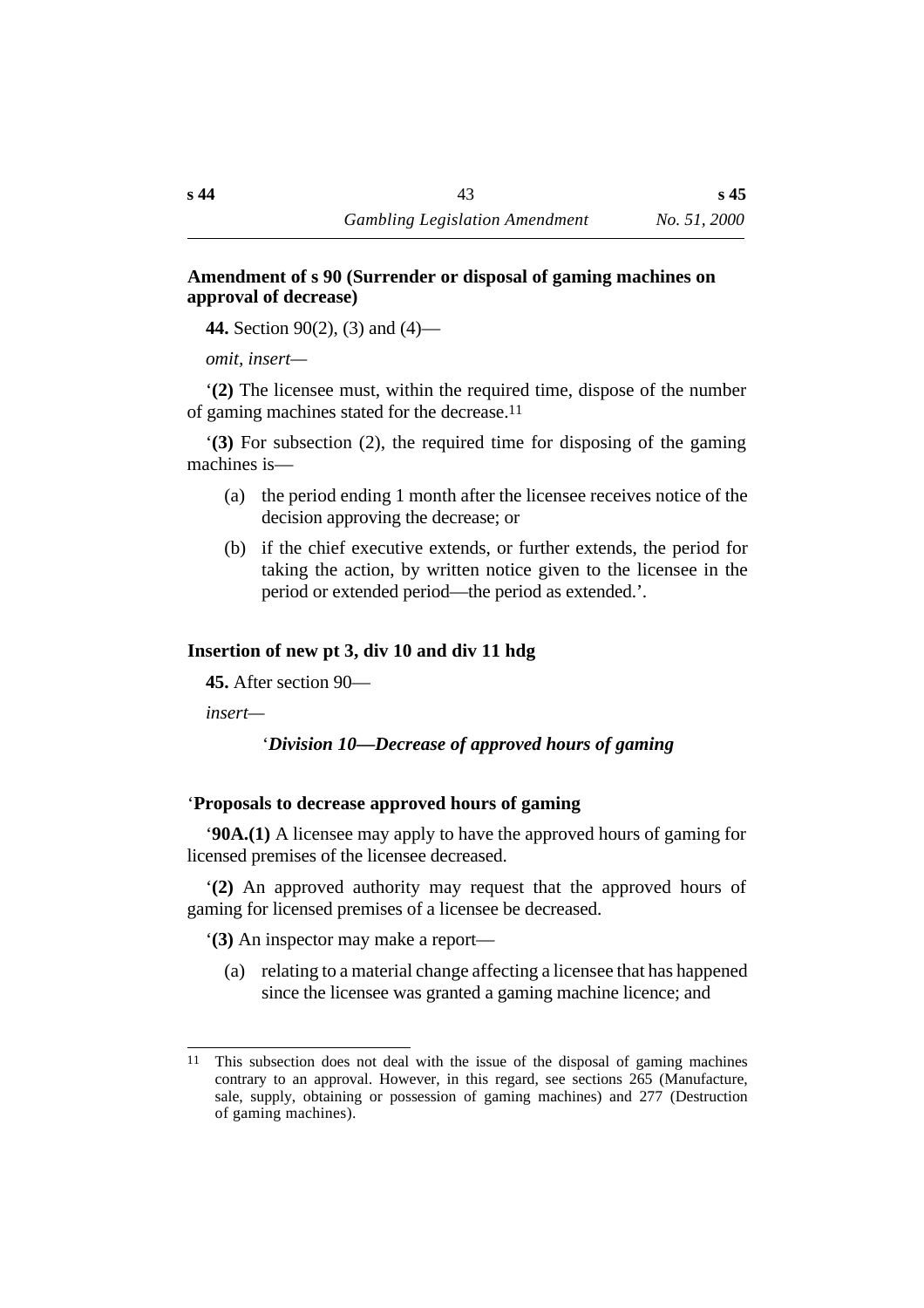**Amendment of s 90 (Surrender or disposal of gaming machines on approval of decrease)**

**44.** Section 90(2), (3) and (4)—

*omit, insert—*

‘**(2)** The licensee must, within the required time, dispose of the number of gaming machines stated for the decrease.[11]

‘**(3)** For subsection (2), the required time for disposing of the gaming machines is—

- (a) the period ending 1 month after the licensee receives notice of the decision approving the decrease; or
- (b) if the chief executive extends, or further extends, the period for taking the action, by written notice given to the licensee in the period or extended period—the period as extended.’.

**Insertion of new pt 3, div 10 and div 11 hdg**

**45.** After section 90—

*insert—*

‘***Division 10—Decrease of approved hours of gaming***

‘**Proposals to decrease approved hours of gaming**

‘**90A.(1)** A licensee may apply to have the approved hours of gaming for licensed premises of the licensee decreased.

‘**(2)** An approved authority may request that the approved hours of gaming for licensed premises of a licensee be decreased.

‘**(3)** An inspector may make a report—

- (a) relating to a material change affecting a licensee that has happened since the licensee was granted a gaming machine licence; and

---

[11] This subsection does not deal with the issue of the disposal of gaming machines contrary to an approval. However, in this regard, see sections 265 (Manufacture, sale, supply, obtaining or possession of gaming machines) and 277 (Destruction of gaming machines).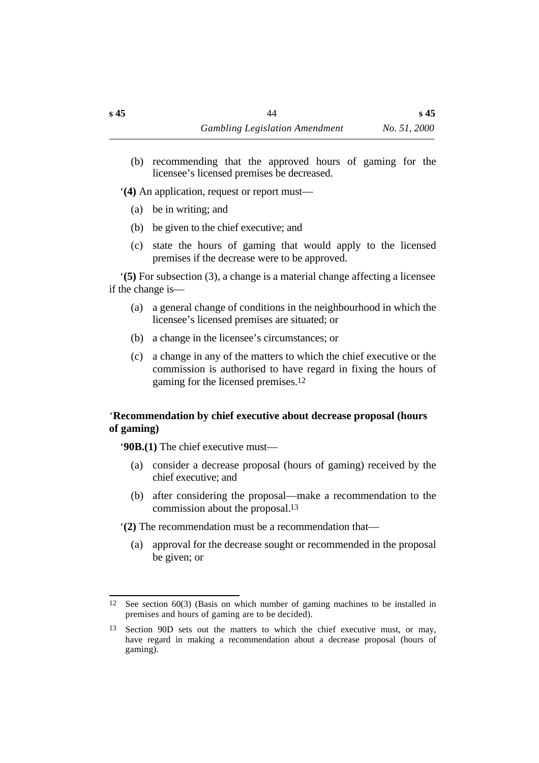(b) recommending that the approved hours of gaming for the licensee's licensed premises be decreased.

'**(4)** An application, request or report must—

(a) be in writing; and

(b) be given to the chief executive; and

(c) state the hours of gaming that would apply to the licensed premises if the decrease were to be approved.

'**(5)** For subsection (3), a change is a material change affecting a licensee if the change is—

(a) a general change of conditions in the neighbourhood in which the licensee's licensed premises are situated; or

(b) a change in the licensee's circumstances; or

(c) a change in any of the matters to which the chief executive or the commission is authorised to have regard in fixing the hours of gaming for the licensed premises.[12]

'**Recommendation by chief executive about decrease proposal (hours of gaming)**

'**90B.(1)** The chief executive must—

(a) consider a decrease proposal (hours of gaming) received by the chief executive; and

(b) after considering the proposal—make a recommendation to the commission about the proposal.[13]

'**(2)** The recommendation must be a recommendation that—

(a) approval for the decrease sought or recommended in the proposal be given; or

---

[12] See section 60(3) (Basis on which number of gaming machines to be installed in premises and hours of gaming are to be decided).

[13] Section 90D sets out the matters to which the chief executive must, or may, have regard in making a recommendation about a decrease proposal (hours of gaming).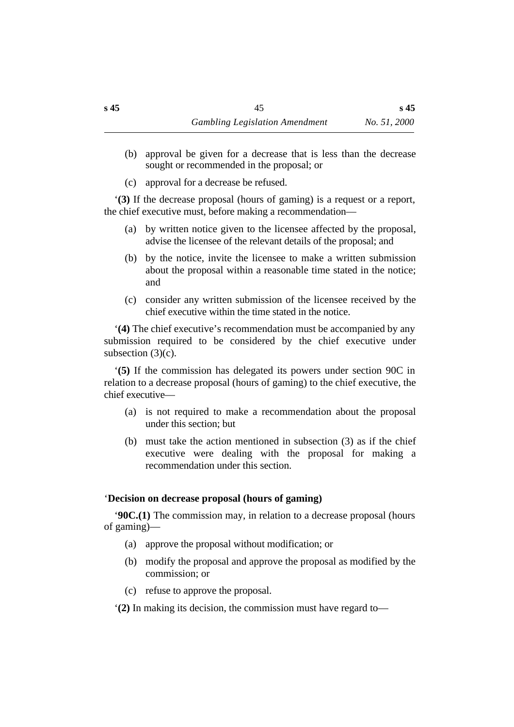(b) approval be given for a decrease that is less than the decrease sought or recommended in the proposal; or

(c) approval for a decrease be refused.

‘**(3)** If the decrease proposal (hours of gaming) is a request or a report, the chief executive must, before making a recommendation—

(a) by written notice given to the licensee affected by the proposal, advise the licensee of the relevant details of the proposal; and

(b) by the notice, invite the licensee to make a written submission about the proposal within a reasonable time stated in the notice; and

(c) consider any written submission of the licensee received by the chief executive within the time stated in the notice.

‘**(4)** The chief executive’s recommendation must be accompanied by any submission required to be considered by the chief executive under subsection (3)(c).

‘**(5)** If the commission has delegated its powers under section 90C in relation to a decrease proposal (hours of gaming) to the chief executive, the chief executive—

(a) is not required to make a recommendation about the proposal under this section; but

(b) must take the action mentioned in subsection (3) as if the chief executive were dealing with the proposal for making a recommendation under this section.

‘**Decision on decrease proposal (hours of gaming)**

‘**90C.(1)** The commission may, in relation to a decrease proposal (hours of gaming)—

(a) approve the proposal without modification; or

(b) modify the proposal and approve the proposal as modified by the commission; or

(c) refuse to approve the proposal.

‘**(2)** In making its decision, the commission must have regard to—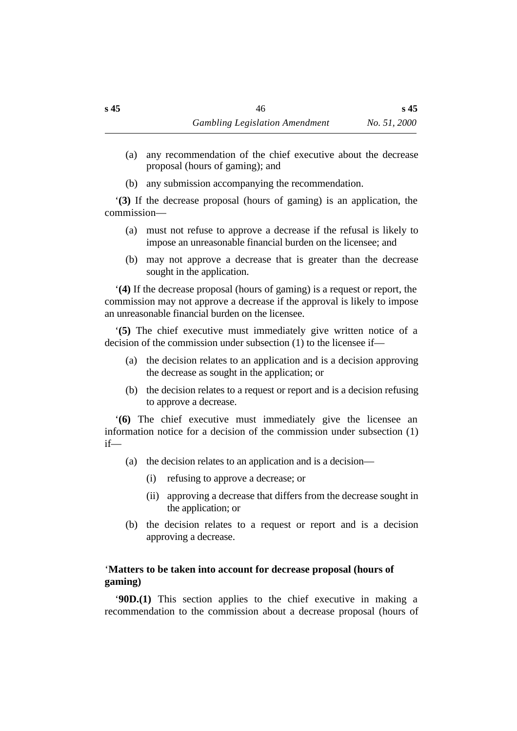(a) any recommendation of the chief executive about the decrease proposal (hours of gaming); and

(b) any submission accompanying the recommendation.

‘**(3)** If the decrease proposal (hours of gaming) is an application, the commission—

(a) must not refuse to approve a decrease if the refusal is likely to impose an unreasonable financial burden on the licensee; and

(b) may not approve a decrease that is greater than the decrease sought in the application.

‘**(4)** If the decrease proposal (hours of gaming) is a request or report, the commission may not approve a decrease if the approval is likely to impose an unreasonable financial burden on the licensee.

‘**(5)** The chief executive must immediately give written notice of a decision of the commission under subsection (1) to the licensee if—

(a) the decision relates to an application and is a decision approving the decrease as sought in the application; or

(b) the decision relates to a request or report and is a decision refusing to approve a decrease.

‘**(6)** The chief executive must immediately give the licensee an information notice for a decision of the commission under subsection (1) if—

(a) the decision relates to an application and is a decision—

 (i) refusing to approve a decrease; or

 (ii) approving a decrease that differs from the decrease sought in the application; or

(b) the decision relates to a request or report and is a decision approving a decrease.

‘**Matters to be taken into account for decrease proposal (hours of gaming)**

‘**90D.(1)** This section applies to the chief executive in making a recommendation to the commission about a decrease proposal (hours of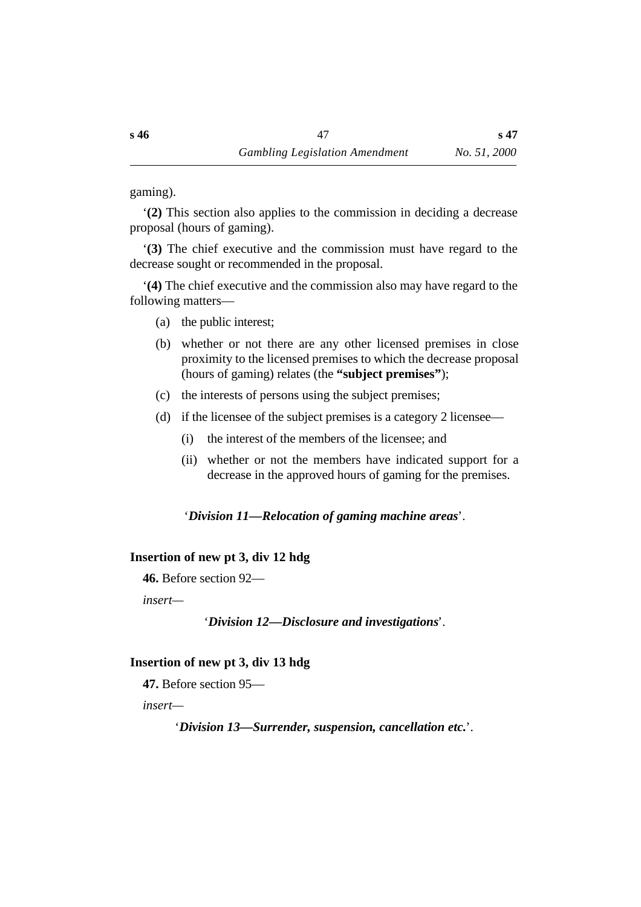gaming).

'**(2)** This section also applies to the commission in deciding a decrease proposal (hours of gaming).

'**(3)** The chief executive and the commission must have regard to the decrease sought or recommended in the proposal.

'**(4)** The chief executive and the commission also may have regard to the following matters—

(a) the public interest;

(b) whether or not there are any other licensed premises in close proximity to the licensed premises to which the decrease proposal (hours of gaming) relates (the **"subject premises"**);

(c) the interests of persons using the subject premises;

(d) if the licensee of the subject premises is a category 2 licensee—

(i) the interest of the members of the licensee; and

(ii) whether or not the members have indicated support for a decrease in the approved hours of gaming for the premises.

'***Division 11—Relocation of gaming machine areas***'.

### Insertion of new pt 3, div 12 hdg

**46.** Before section 92—

*insert—*

'***Division 12—Disclosure and investigations***'.

### Insertion of new pt 3, div 13 hdg

**47.** Before section 95—

*insert—*

'***Division 13—Surrender, suspension, cancellation etc.***'.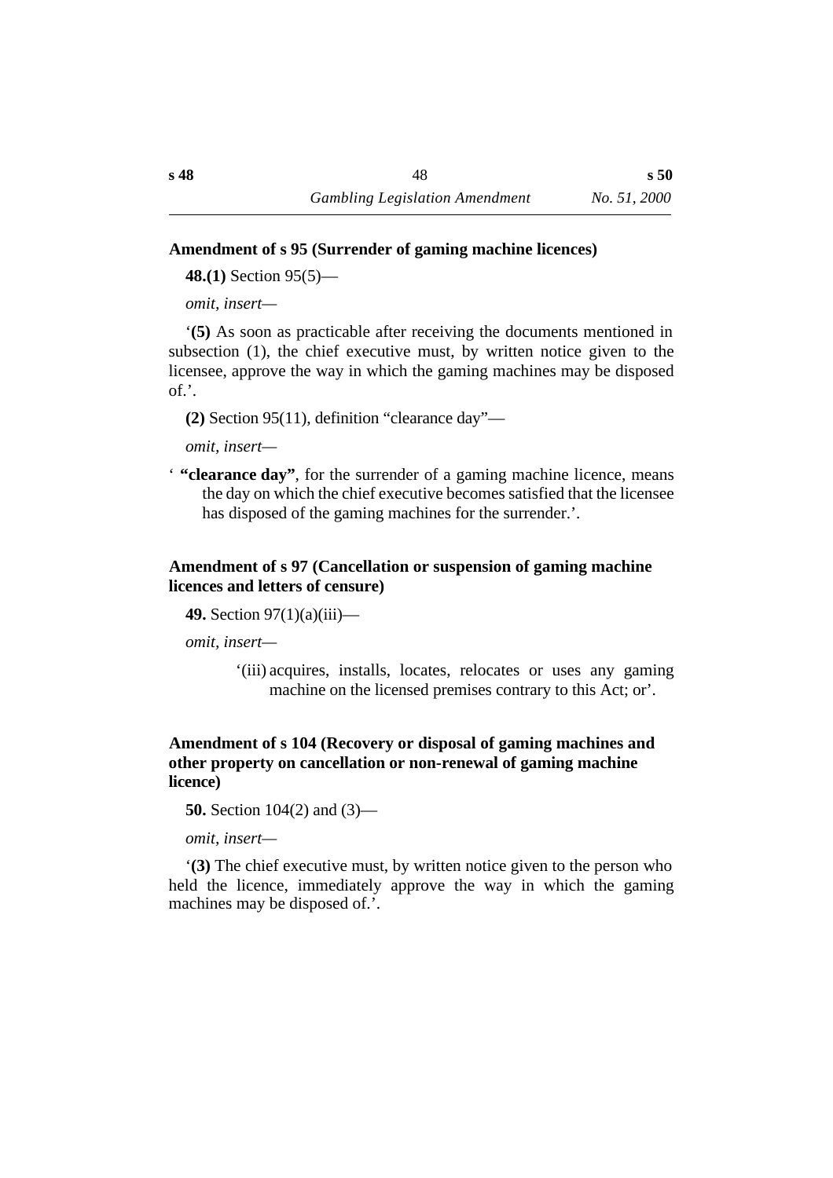**Amendment of s 95 (Surrender of gaming machine licences)**

**48.(1)** Section 95(5)—

*omit, insert—*

‘**(5)** As soon as practicable after receiving the documents mentioned in subsection (1), the chief executive must, by written notice given to the licensee, approve the way in which the gaming machines may be disposed of.’.

**(2)** Section 95(11), definition “clearance day”—

*omit, insert—*

‘ **“clearance day”**, for the surrender of a gaming machine licence, means the day on which the chief executive becomes satisfied that the licensee has disposed of the gaming machines for the surrender.’.

**Amendment of s 97 (Cancellation or suspension of gaming machine licences and letters of censure)**

**49.** Section 97(1)(a)(iii)—

*omit, insert—*

‘(iii) acquires, installs, locates, relocates or uses any gaming machine on the licensed premises contrary to this Act; or’.

**Amendment of s 104 (Recovery or disposal of gaming machines and other property on cancellation or non-renewal of gaming machine licence)**

**50.** Section 104(2) and (3)—

*omit, insert—*

‘**(3)** The chief executive must, by written notice given to the person who held the licence, immediately approve the way in which the gaming machines may be disposed of.’.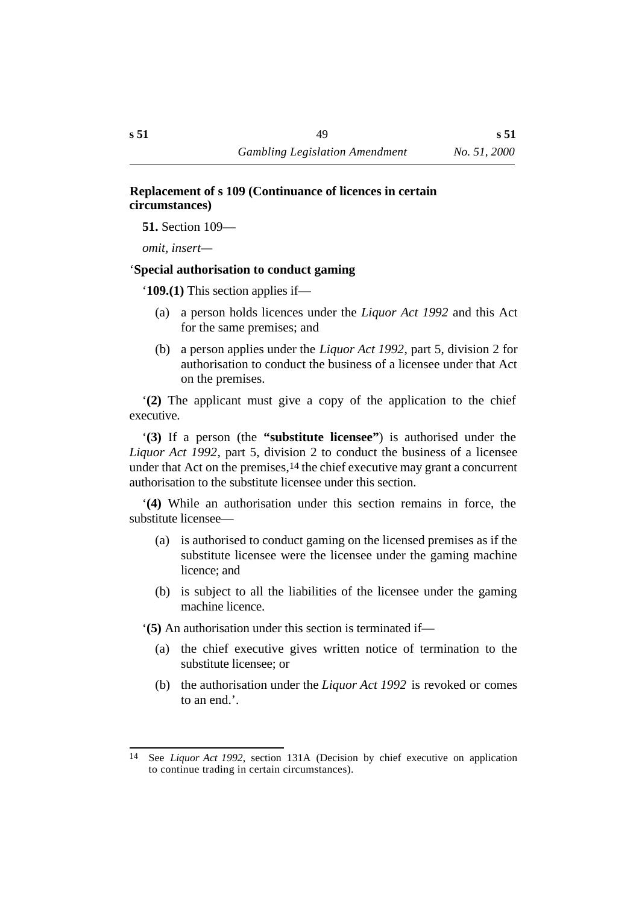## Replacement of s 109 (Continuance of licences in certain circumstances)

**51.** Section 109—

*omit, insert*—

‘**Special authorisation to conduct gaming**

‘**109.(1)** This section applies if—

- (a) a person holds licences under the *Liquor Act 1992* and this Act for the same premises; and
- (b) a person applies under the *Liquor Act 1992*, part 5, division 2 for authorisation to conduct the business of a licensee under that Act on the premises.

‘**(2)** The applicant must give a copy of the application to the chief executive.

‘**(3)** If a person (the **“substitute licensee”**) is authorised under the *Liquor Act 1992*, part 5, division 2 to conduct the business of a licensee under that Act on the premises,[14] the chief executive may grant a concurrent authorisation to the substitute licensee under this section.

‘**(4)** While an authorisation under this section remains in force, the substitute licensee—

- (a) is authorised to conduct gaming on the licensed premises as if the substitute licensee were the licensee under the gaming machine licence; and
- (b) is subject to all the liabilities of the licensee under the gaming machine licence.

‘**(5)** An authorisation under this section is terminated if—

- (a) the chief executive gives written notice of termination to the substitute licensee; or
- (b) the authorisation under the *Liquor Act 1992* is revoked or comes to an end.’.

---

[14] See *Liquor Act 1992*, section 131A (Decision by chief executive on application to continue trading in certain circumstances).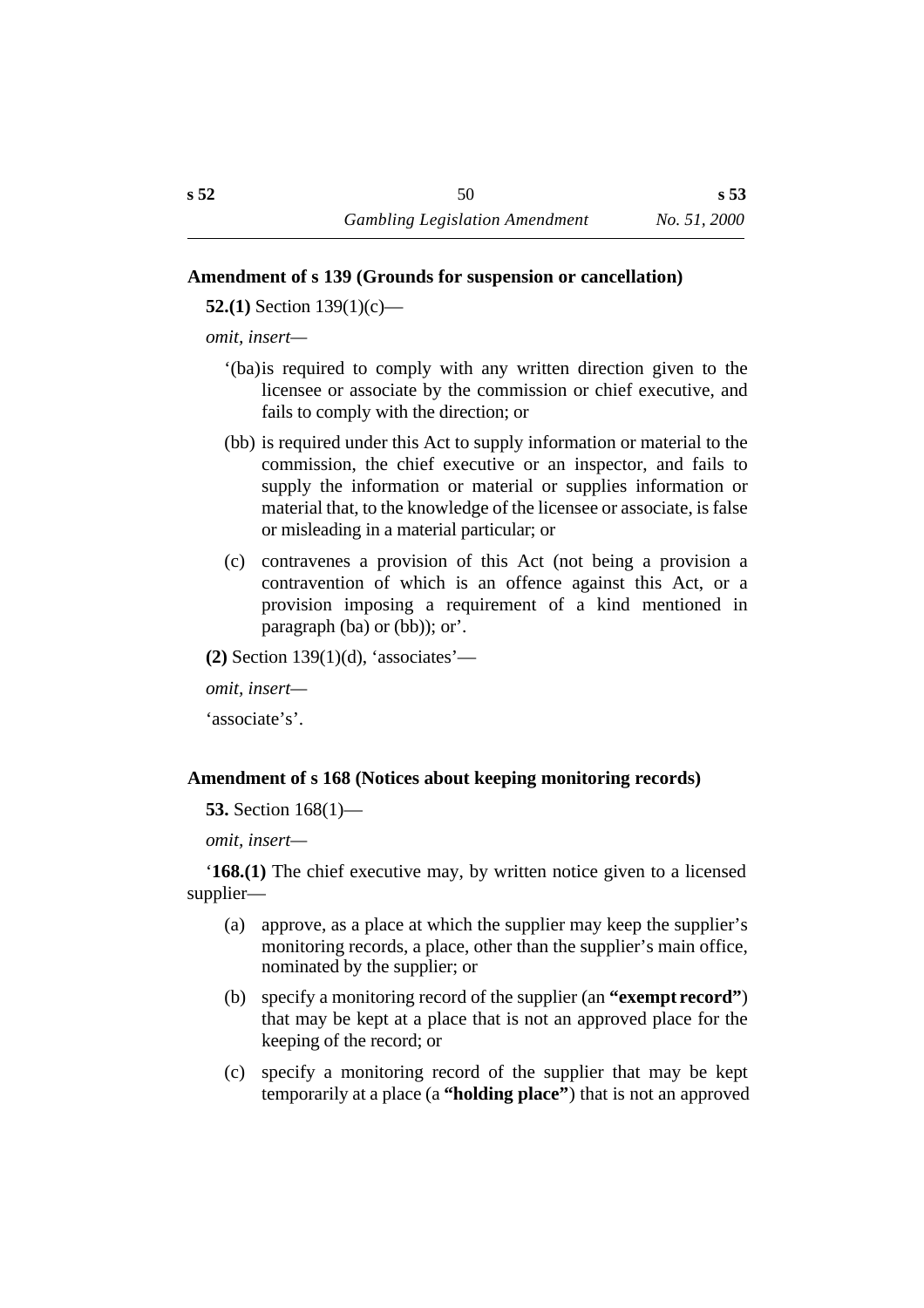### Amendment of s 139 (Grounds for suspension or cancellation)

**52.(1)** Section 139(1)(c)—

*omit, insert*—

‘(ba) is required to comply with any written direction given to the licensee or associate by the commission or chief executive, and fails to comply with the direction; or

(bb) is required under this Act to supply information or material to the commission, the chief executive or an inspector, and fails to supply the information or material or supplies information or material that, to the knowledge of the licensee or associate, is false or misleading in a material particular; or

(c) contravenes a provision of this Act (not being a provision a contravention of which is an offence against this Act, or a provision imposing a requirement of a kind mentioned in paragraph (ba) or (bb)); or’.

**(2)** Section 139(1)(d), ‘associates’—

*omit, insert*—

‘associate’s’.

### Amendment of s 168 (Notices about keeping monitoring records)

**53.** Section 168(1)—

*omit, insert*—

‘**168.(1)** The chief executive may, by written notice given to a licensed supplier—

(a) approve, as a place at which the supplier may keep the supplier’s monitoring records, a place, other than the supplier’s main office, nominated by the supplier; or

(b) specify a monitoring record of the supplier (an **“exempt record”**) that may be kept at a place that is not an approved place for the keeping of the record; or

(c) specify a monitoring record of the supplier that may be kept temporarily at a place (a **“holding place”**) that is not an approved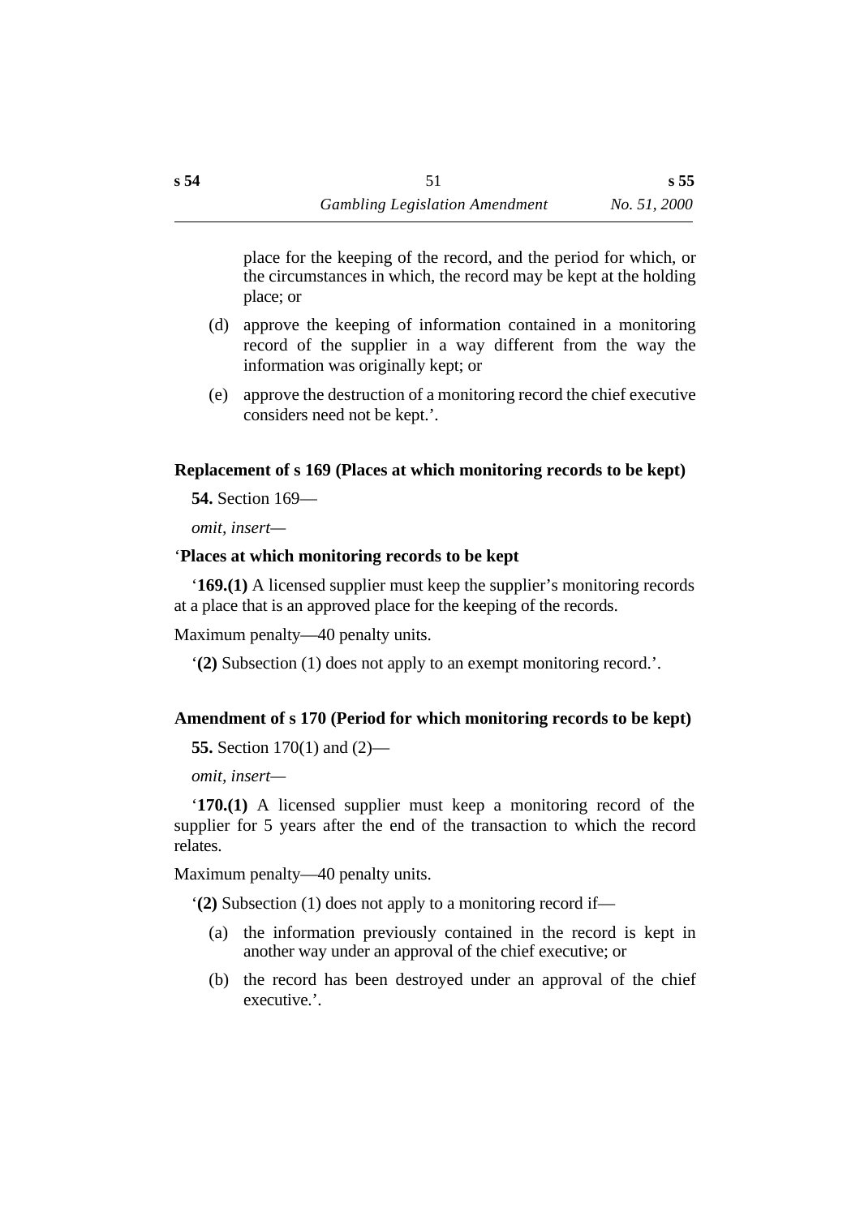place for the keeping of the record, and the period for which, or the circumstances in which, the record may be kept at the holding place; or

(d) approve the keeping of information contained in a monitoring record of the supplier in a way different from the way the information was originally kept; or

(e) approve the destruction of a monitoring record the chief executive considers need not be kept.’.

### Replacement of s 169 (Places at which monitoring records to be kept)

**54.** Section 169—

*omit, insert*—

‘**Places at which monitoring records to be kept**

‘**169.(1)** A licensed supplier must keep the supplier’s monitoring records at a place that is an approved place for the keeping of the records.

Maximum penalty—40 penalty units.

‘**(2)** Subsection (1) does not apply to an exempt monitoring record.’.

### Amendment of s 170 (Period for which monitoring records to be kept)

**55.** Section 170(1) and (2)—

*omit, insert*—

‘**170.(1)** A licensed supplier must keep a monitoring record of the supplier for 5 years after the end of the transaction to which the record relates.

Maximum penalty—40 penalty units.

‘**(2)** Subsection (1) does not apply to a monitoring record if—

(a) the information previously contained in the record is kept in another way under an approval of the chief executive; or

(b) the record has been destroyed under an approval of the chief executive.’.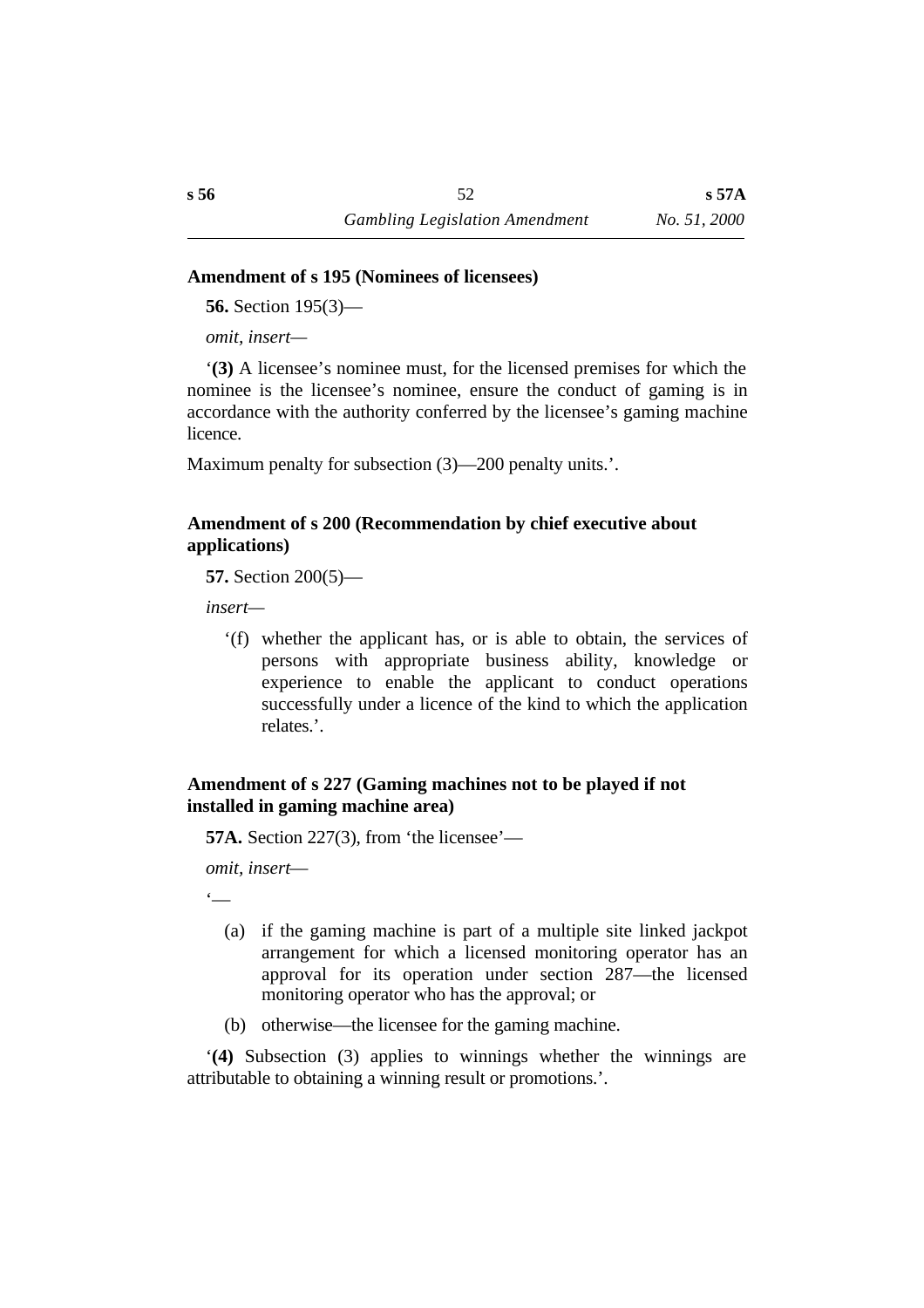**Amendment of s 195 (Nominees of licensees)**

**56.** Section 195(3)—

*omit, insert*—

'**(3)** A licensee's nominee must, for the licensed premises for which the nominee is the licensee's nominee, ensure the conduct of gaming is in accordance with the authority conferred by the licensee's gaming machine licence.

Maximum penalty for subsection (3)—200 penalty units.'.

**Amendment of s 200 (Recommendation by chief executive about applications)**

**57.** Section 200(5)—

*insert*—

'(f) whether the applicant has, or is able to obtain, the services of persons with appropriate business ability, knowledge or experience to enable the applicant to conduct operations successfully under a licence of the kind to which the application relates.'.

**Amendment of s 227 (Gaming machines not to be played if not installed in gaming machine area)**

**57A.** Section 227(3), from 'the licensee'—

*omit, insert*—

'—

(a) if the gaming machine is part of a multiple site linked jackpot arrangement for which a licensed monitoring operator has an approval for its operation under section 287—the licensed monitoring operator who has the approval; or

(b) otherwise—the licensee for the gaming machine.

'**(4)** Subsection (3) applies to winnings whether the winnings are attributable to obtaining a winning result or promotions.'.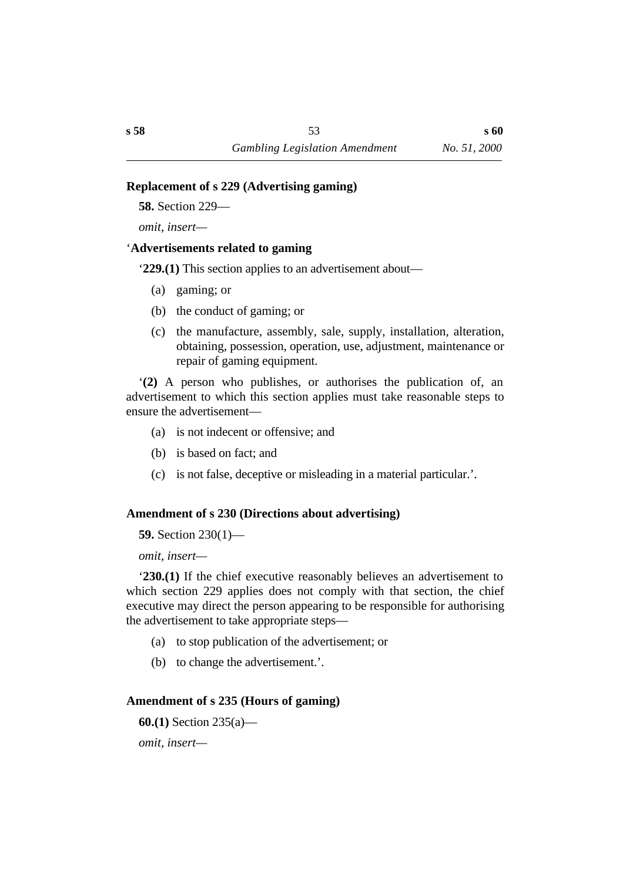### Replacement of s 229 (Advertising gaming)

**58.** Section 229—

*omit, insert*—

‘**Advertisements related to gaming**

‘**229.(1)** This section applies to an advertisement about—

(a) gaming; or

(b) the conduct of gaming; or

(c) the manufacture, assembly, sale, supply, installation, alteration, obtaining, possession, operation, use, adjustment, maintenance or repair of gaming equipment.

‘**(2)** A person who publishes, or authorises the publication of, an advertisement to which this section applies must take reasonable steps to ensure the advertisement—

(a) is not indecent or offensive; and

(b) is based on fact; and

(c) is not false, deceptive or misleading in a material particular.’.

### Amendment of s 230 (Directions about advertising)

**59.** Section 230(1)—

*omit, insert*—

‘**230.(1)** If the chief executive reasonably believes an advertisement to which section 229 applies does not comply with that section, the chief executive may direct the person appearing to be responsible for authorising the advertisement to take appropriate steps—

(a) to stop publication of the advertisement; or

(b) to change the advertisement.’.

### Amendment of s 235 (Hours of gaming)

**60.(1)** Section 235(a)—

*omit, insert*—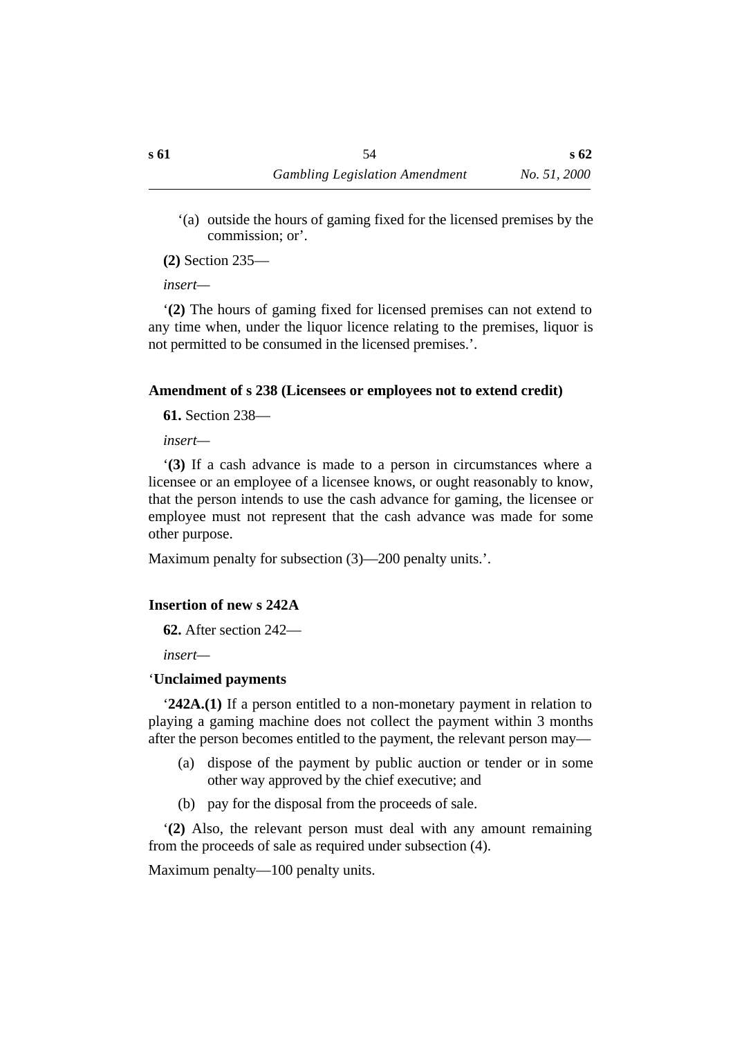‘(a) outside the hours of gaming fixed for the licensed premises by the commission; or’.

**(2)** Section 235—

*insert*—

‘**(2)** The hours of gaming fixed for licensed premises can not extend to any time when, under the liquor licence relating to the premises, liquor is not permitted to be consumed in the licensed premises.’.

### Amendment of s 238 (Licensees or employees not to extend credit)

**61.** Section 238—

*insert*—

‘**(3)** If a cash advance is made to a person in circumstances where a licensee or an employee of a licensee knows, or ought reasonably to know, that the person intends to use the cash advance for gaming, the licensee or employee must not represent that the cash advance was made for some other purpose.

Maximum penalty for subsection (3)—200 penalty units.’.

### Insertion of new s 242A

**62.** After section 242—

*insert*—

‘**Unclaimed payments**

‘**242A.(1)** If a person entitled to a non-monetary payment in relation to playing a gaming machine does not collect the payment within 3 months after the person becomes entitled to the payment, the relevant person may—

(a) dispose of the payment by public auction or tender or in some other way approved by the chief executive; and

(b) pay for the disposal from the proceeds of sale.

‘**(2)** Also, the relevant person must deal with any amount remaining from the proceeds of sale as required under subsection (4).

Maximum penalty—100 penalty units.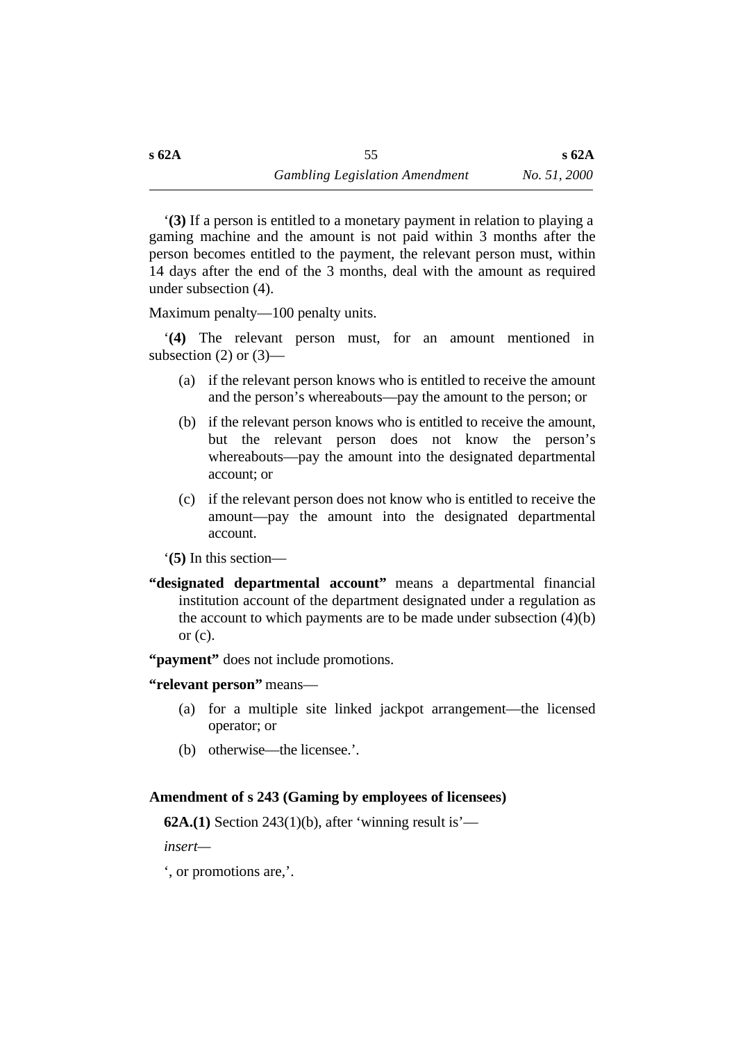‘**(3)** If a person is entitled to a monetary payment in relation to playing a gaming machine and the amount is not paid within 3 months after the person becomes entitled to the payment, the relevant person must, within 14 days after the end of the 3 months, deal with the amount as required under subsection (4).

Maximum penalty—100 penalty units.

‘**(4)** The relevant person must, for an amount mentioned in subsection (2) or (3)—

(a) if the relevant person knows who is entitled to receive the amount and the person’s whereabouts—pay the amount to the person; or

(b) if the relevant person knows who is entitled to receive the amount, but the relevant person does not know the person’s whereabouts—pay the amount into the designated departmental account; or

(c) if the relevant person does not know who is entitled to receive the amount—pay the amount into the designated departmental account.

‘**(5)** In this section—

**“designated departmental account”** means a departmental financial institution account of the department designated under a regulation as the account to which payments are to be made under subsection (4)(b) or (c).

**“payment”** does not include promotions.

**“relevant person”** means—

(a) for a multiple site linked jackpot arrangement—the licensed operator; or

(b) otherwise—the licensee.’.

### Amendment of s 243 (Gaming by employees of licensees)

**62A.(1)** Section 243(1)(b), after ‘winning result is’—

*insert—*

‘, or promotions are,’.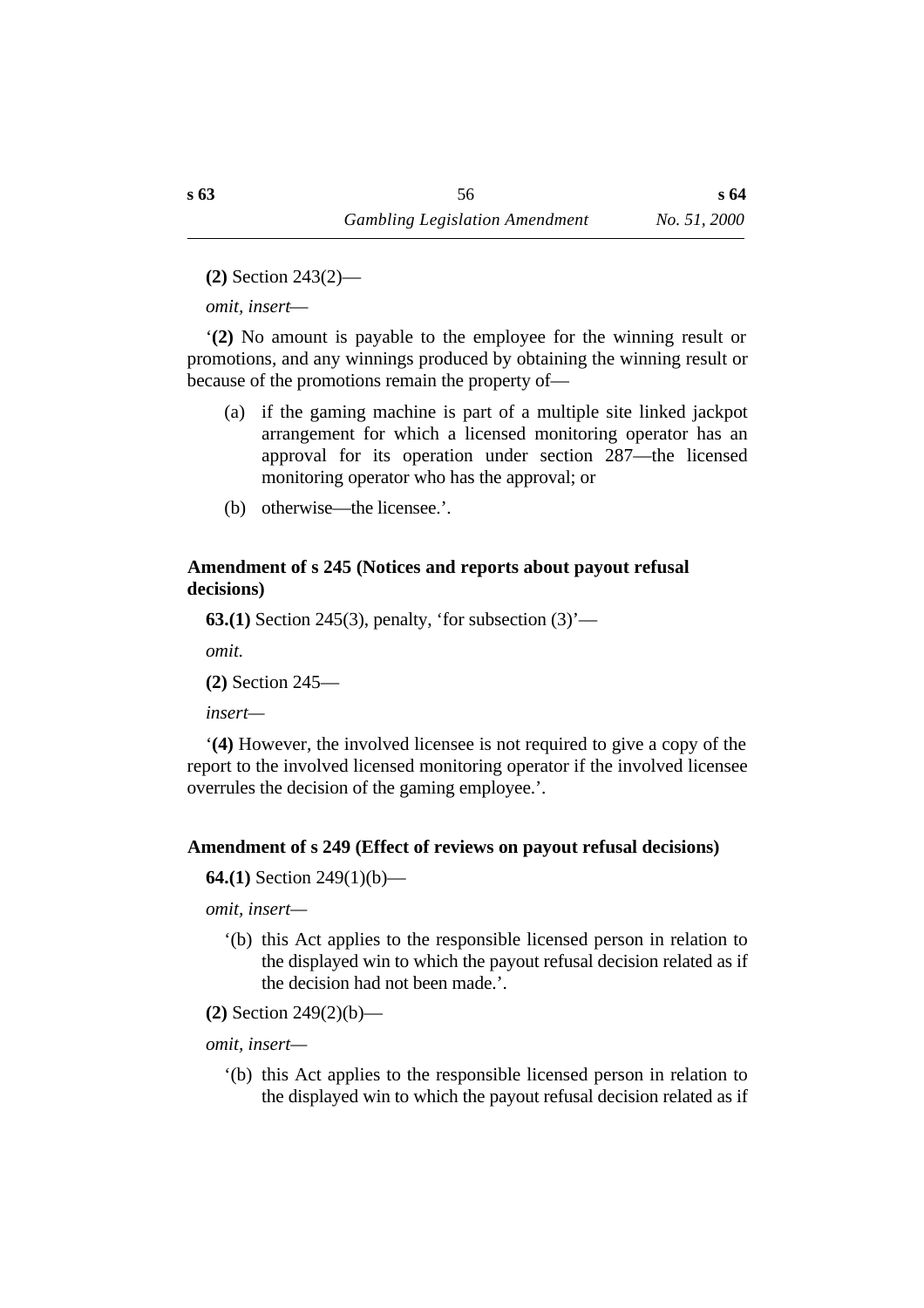**(2)** Section 243(2)—

*omit, insert*—

‘**(2)** No amount is payable to the employee for the winning result or promotions, and any winnings produced by obtaining the winning result or because of the promotions remain the property of—

- (a) if the gaming machine is part of a multiple site linked jackpot arrangement for which a licensed monitoring operator has an approval for its operation under section 287—the licensed monitoring operator who has the approval; or
- (b) otherwise—the licensee.’.

**Amendment of s 245 (Notices and reports about payout refusal decisions)**

**63.(1)** Section 245(3), penalty, ‘for subsection (3)’—

*omit.*

**(2)** Section 245—

*insert*—

‘**(4)** However, the involved licensee is not required to give a copy of the report to the involved licensed monitoring operator if the involved licensee overrules the decision of the gaming employee.’.

**Amendment of s 249 (Effect of reviews on payout refusal decisions)**

**64.(1)** Section 249(1)(b)—

*omit, insert*—

‘(b) this Act applies to the responsible licensed person in relation to the displayed win to which the payout refusal decision related as if the decision had not been made.’.

**(2)** Section 249(2)(b)—

*omit, insert*—

‘(b) this Act applies to the responsible licensed person in relation to the displayed win to which the payout refusal decision related as if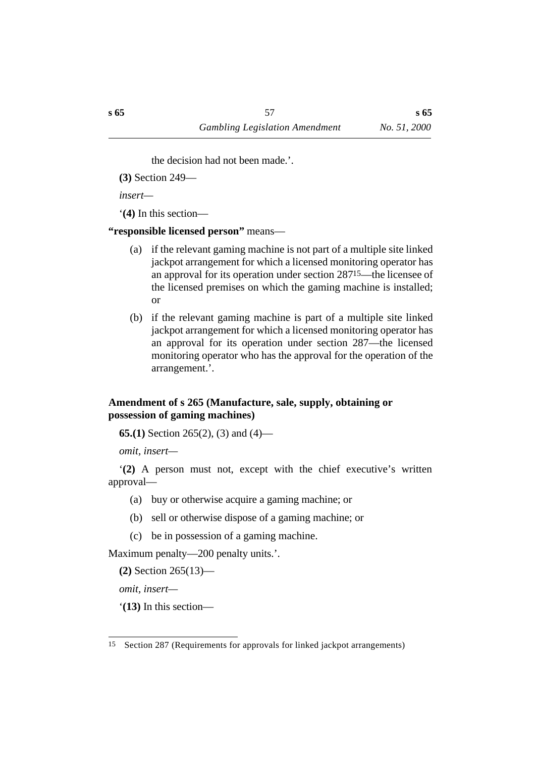the decision had not been made.'.

**(3)** Section 249—

*insert*—

'**(4)** In this section—

**"responsible licensed person"** means—

(a) if the relevant gaming machine is not part of a multiple site linked jackpot arrangement for which a licensed monitoring operator has an approval for its operation under section 287[15]—the licensee of the licensed premises on which the gaming machine is installed; or

(b) if the relevant gaming machine is part of a multiple site linked jackpot arrangement for which a licensed monitoring operator has an approval for its operation under section 287—the licensed monitoring operator who has the approval for the operation of the arrangement.'.

### Amendment of s 265 (Manufacture, sale, supply, obtaining or possession of gaming machines)

**65.(1)** Section 265(2), (3) and (4)—

*omit, insert*—

'**(2)** A person must not, except with the chief executive's written approval—

(a) buy or otherwise acquire a gaming machine; or

(b) sell or otherwise dispose of a gaming machine; or

(c) be in possession of a gaming machine.

Maximum penalty—200 penalty units.'.

**(2)** Section 265(13)—

*omit, insert*—

'**(13)** In this section—

---

15 Section 287 (Requirements for approvals for linked jackpot arrangements)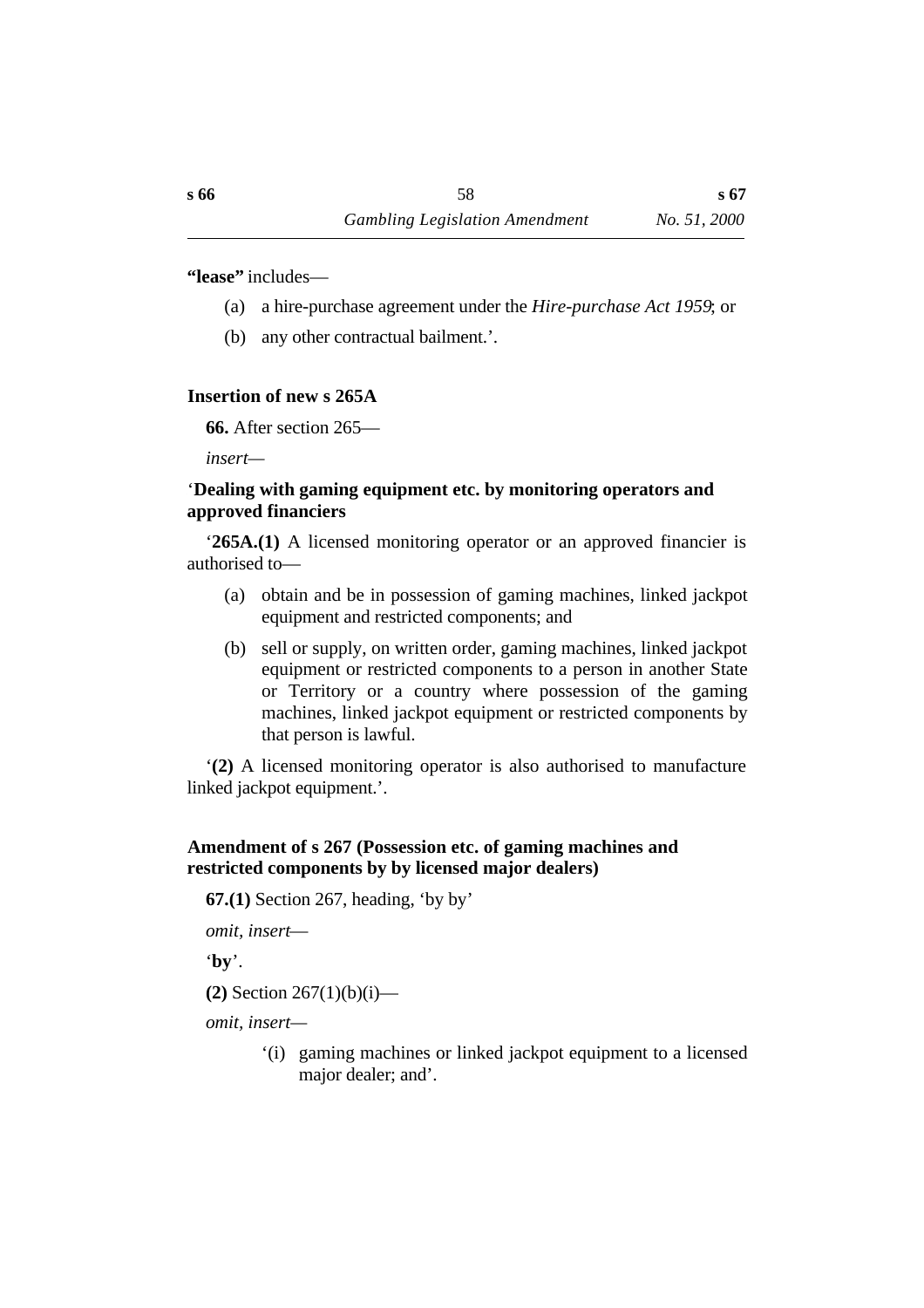**"lease"** includes—

(a) a hire-purchase agreement under the *Hire-purchase Act 1959*; or

(b) any other contractual bailment.'.

### Insertion of new s 265A

**66.** After section 265—

*insert*—

'**Dealing with gaming equipment etc. by monitoring operators and approved financiers**

'**265A.(1)** A licensed monitoring operator or an approved financier is authorised to—

(a) obtain and be in possession of gaming machines, linked jackpot equipment and restricted components; and

(b) sell or supply, on written order, gaming machines, linked jackpot equipment or restricted components to a person in another State or Territory or a country where possession of the gaming machines, linked jackpot equipment or restricted components by that person is lawful.

'**(2)** A licensed monitoring operator is also authorised to manufacture linked jackpot equipment.'.

### Amendment of s 267 (Possession etc. of gaming machines and restricted components by by licensed major dealers)

**67.(1)** Section 267, heading, 'by by'

*omit, insert*—

'**by**'.

**(2)** Section 267(1)(b)(i)—

*omit, insert*—

'(i) gaming machines or linked jackpot equipment to a licensed major dealer; and'.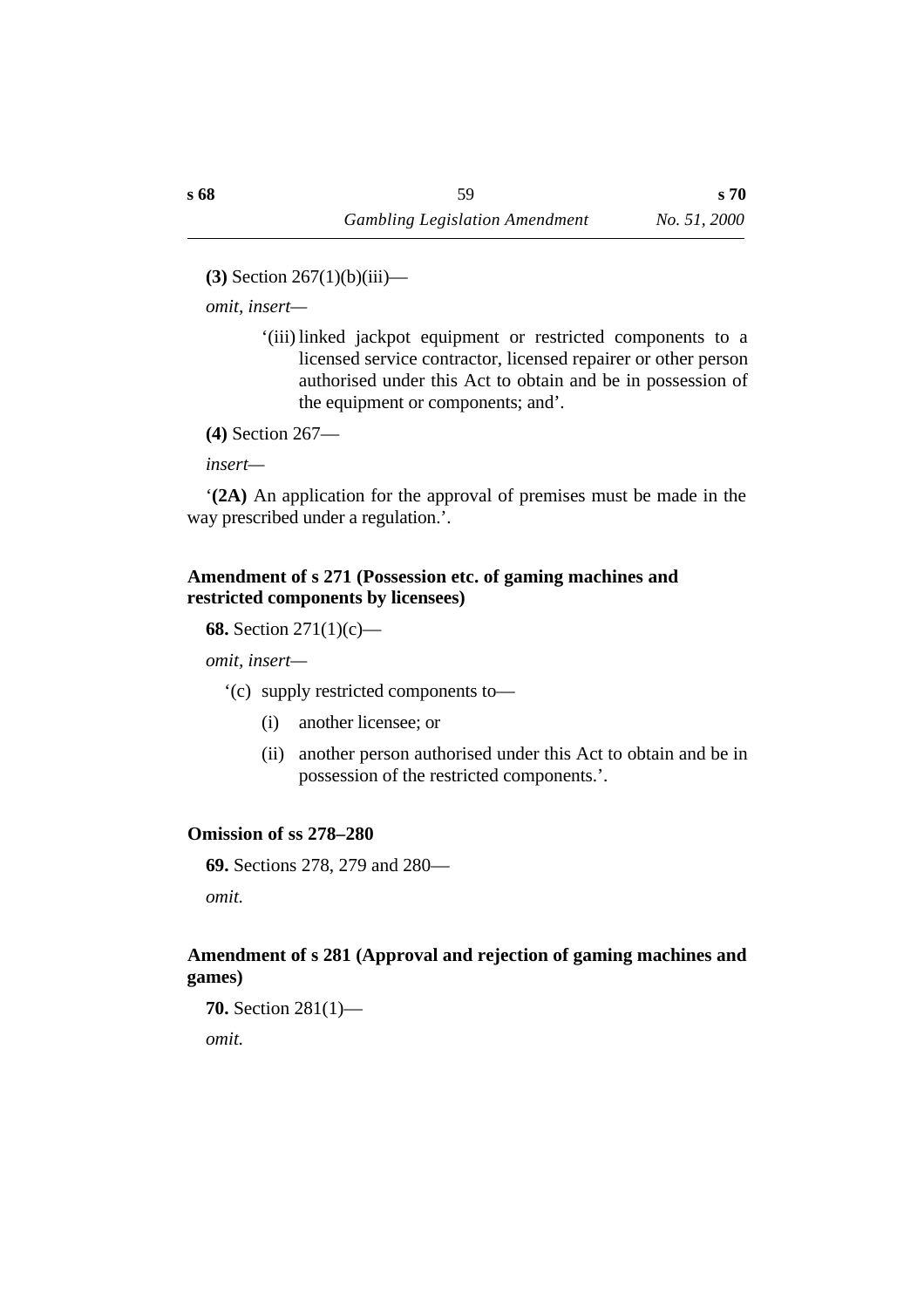**(3)** Section 267(1)(b)(iii)—

*omit, insert*—

‘(iii) linked jackpot equipment or restricted components to a licensed service contractor, licensed repairer or other person authorised under this Act to obtain and be in possession of the equipment or components; and’.

**(4)** Section 267—

*insert*—

‘**(2A)** An application for the approval of premises must be made in the way prescribed under a regulation.’.

### Amendment of s 271 (Possession etc. of gaming machines and restricted components by licensees)

**68.** Section 271(1)(c)—

*omit, insert*—

‘(c) supply restricted components to—

(i) another licensee; or

(ii) another person authorised under this Act to obtain and be in possession of the restricted components.’.

### Omission of ss 278–280

**69.** Sections 278, 279 and 280—

*omit.*

### Amendment of s 281 (Approval and rejection of gaming machines and games)

**70.** Section 281(1)—

*omit.*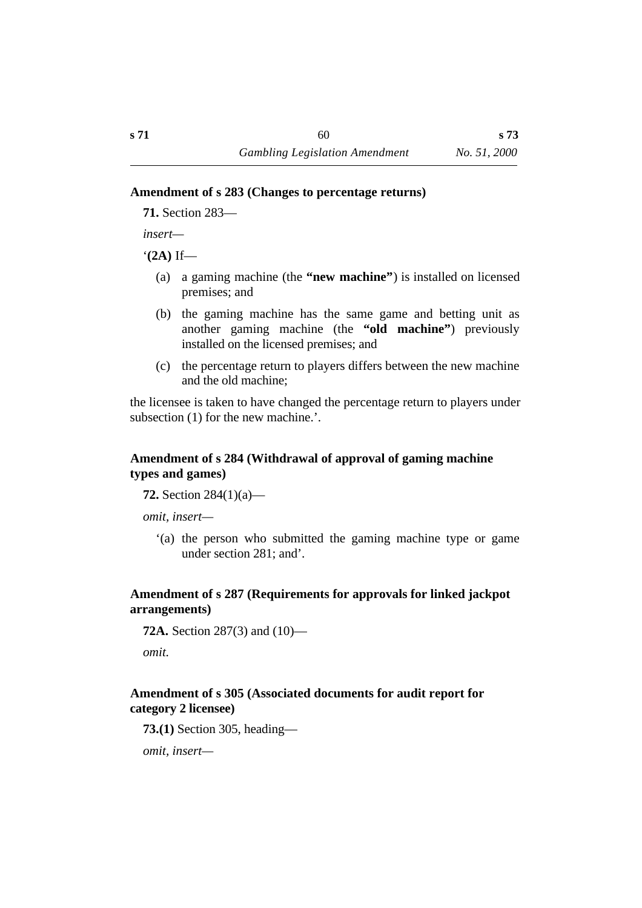### Amendment of s 283 (Changes to percentage returns)

**71.** Section 283—

*insert*—

'**(2A)** If—

(a) a gaming machine (the **"new machine"**) is installed on licensed premises; and

(b) the gaming machine has the same game and betting unit as another gaming machine (the **"old machine"**) previously installed on the licensed premises; and

(c) the percentage return to players differs between the new machine and the old machine;

the licensee is taken to have changed the percentage return to players under subsection (1) for the new machine.'.

### Amendment of s 284 (Withdrawal of approval of gaming machine types and games)

**72.** Section 284(1)(a)—

*omit, insert*—

'(a) the person who submitted the gaming machine type or game under section 281; and'.

### Amendment of s 287 (Requirements for approvals for linked jackpot arrangements)

**72A.** Section 287(3) and (10)—

*omit.*

### Amendment of s 305 (Associated documents for audit report for category 2 licensee)

**73.(1)** Section 305, heading—

*omit, insert*—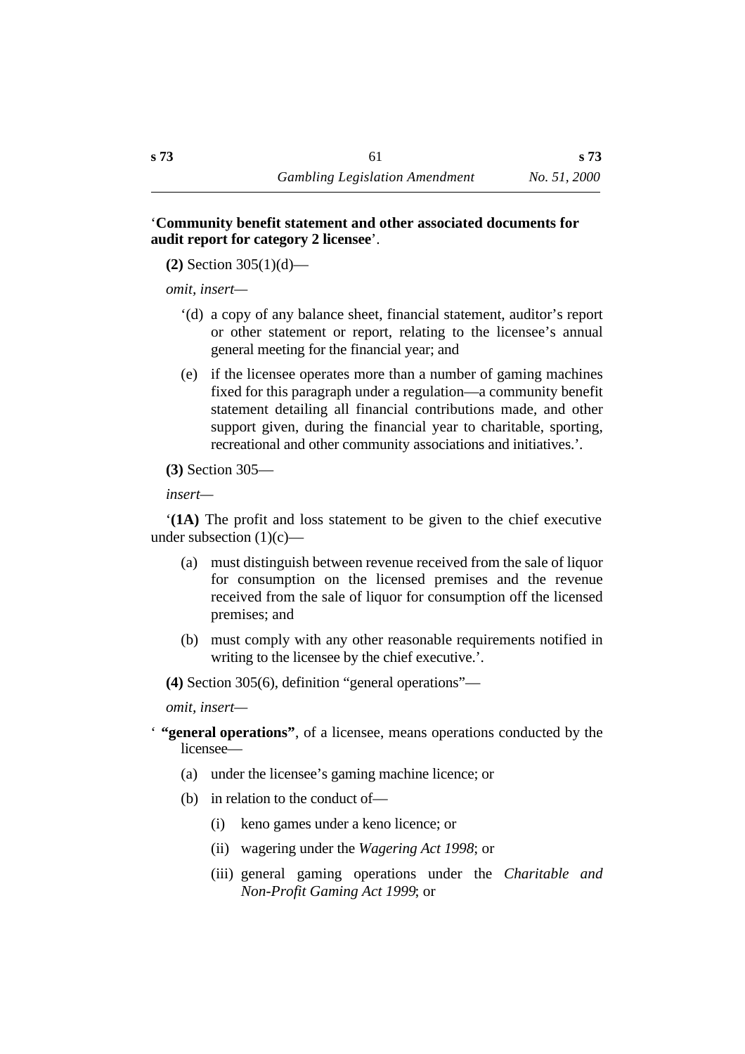‘**Community benefit statement and other associated documents for audit report for category 2 licensee**’.

**(2)** Section 305(1)(d)—

*omit, insert*—

‘(d) a copy of any balance sheet, financial statement, auditor’s report or other statement or report, relating to the licensee’s annual general meeting for the financial year; and

(e) if the licensee operates more than a number of gaming machines fixed for this paragraph under a regulation—a community benefit statement detailing all financial contributions made, and other support given, during the financial year to charitable, sporting, recreational and other community associations and initiatives.’.

**(3)** Section 305—

*insert*—

‘**(1A)** The profit and loss statement to be given to the chief executive under subsection (1)(c)—

(a) must distinguish between revenue received from the sale of liquor for consumption on the licensed premises and the revenue received from the sale of liquor for consumption off the licensed premises; and

(b) must comply with any other reasonable requirements notified in writing to the licensee by the chief executive.’.

**(4)** Section 305(6), definition “general operations”—

*omit, insert*—

‘ **“general operations”**, of a licensee, means operations conducted by the licensee—

(a) under the licensee’s gaming machine licence; or

(b) in relation to the conduct of—

(i) keno games under a keno licence; or

(ii) wagering under the *Wagering Act 1998*; or

(iii) general gaming operations under the *Charitable and Non-Profit Gaming Act 1999*; or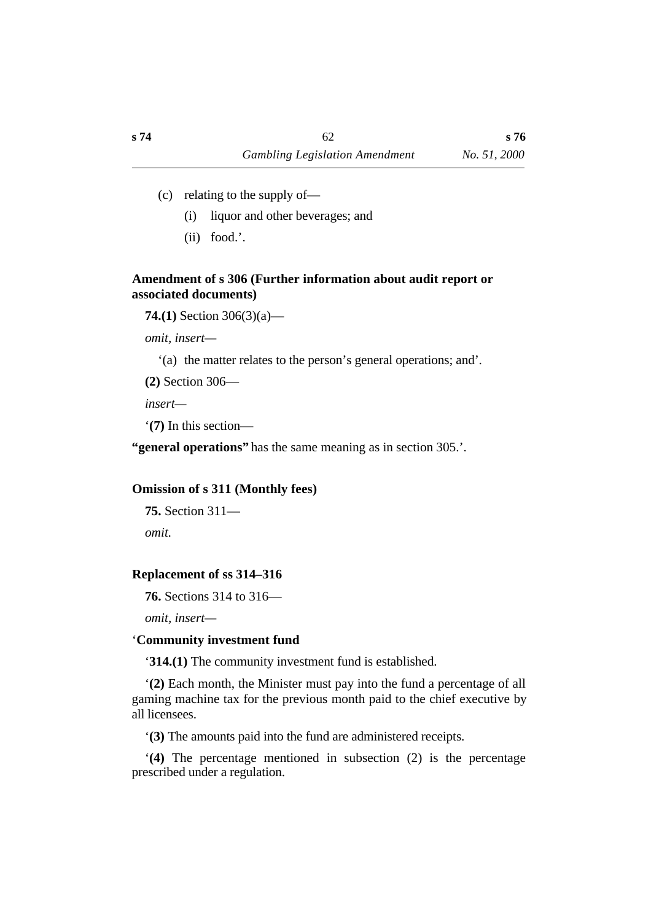(c) relating to the supply of—

  (i) liquor and other beverages; and

  (ii) food.'.

**Amendment of s 306 (Further information about audit report or associated documents)**

**74.(1)** Section 306(3)(a)—

*omit, insert*—

'(a) the matter relates to the person's general operations; and'.

**(2)** Section 306—

*insert*—

'**(7)** In this section—

**"general operations"** has the same meaning as in section 305.'.

**Omission of s 311 (Monthly fees)**

**75.** Section 311—

*omit.*

**Replacement of ss 314–316**

**76.** Sections 314 to 316—

*omit, insert*—

'**Community investment fund**

'**314.(1)** The community investment fund is established.

'**(2)** Each month, the Minister must pay into the fund a percentage of all gaming machine tax for the previous month paid to the chief executive by all licensees.

'**(3)** The amounts paid into the fund are administered receipts.

'**(4)** The percentage mentioned in subsection (2) is the percentage prescribed under a regulation.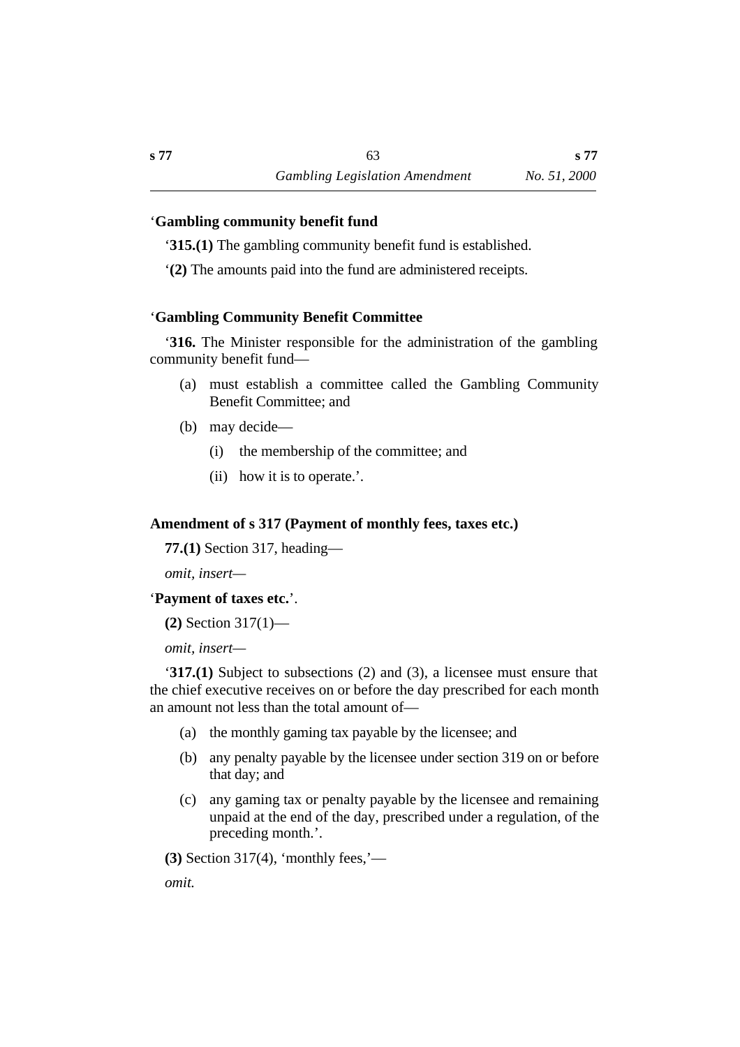‘**Gambling community benefit fund**

‘**315.(1)** The gambling community benefit fund is established.

‘**(2)** The amounts paid into the fund are administered receipts.

‘**Gambling Community Benefit Committee**

‘**316.** The Minister responsible for the administration of the gambling community benefit fund—

(a) must establish a committee called the Gambling Community Benefit Committee; and

(b) may decide—

  (i) the membership of the committee; and

  (ii) how it is to operate.’.

**Amendment of s 317 (Payment of monthly fees, taxes etc.)**

**77.(1)** Section 317, heading—

*omit, insert—*

‘**Payment of taxes etc.**’.

**(2)** Section 317(1)—

*omit, insert—*

‘**317.(1)** Subject to subsections (2) and (3), a licensee must ensure that the chief executive receives on or before the day prescribed for each month an amount not less than the total amount of—

(a) the monthly gaming tax payable by the licensee; and

(b) any penalty payable by the licensee under section 319 on or before that day; and

(c) any gaming tax or penalty payable by the licensee and remaining unpaid at the end of the day, prescribed under a regulation, of the preceding month.’.

**(3)** Section 317(4), ‘monthly fees,’—

*omit.*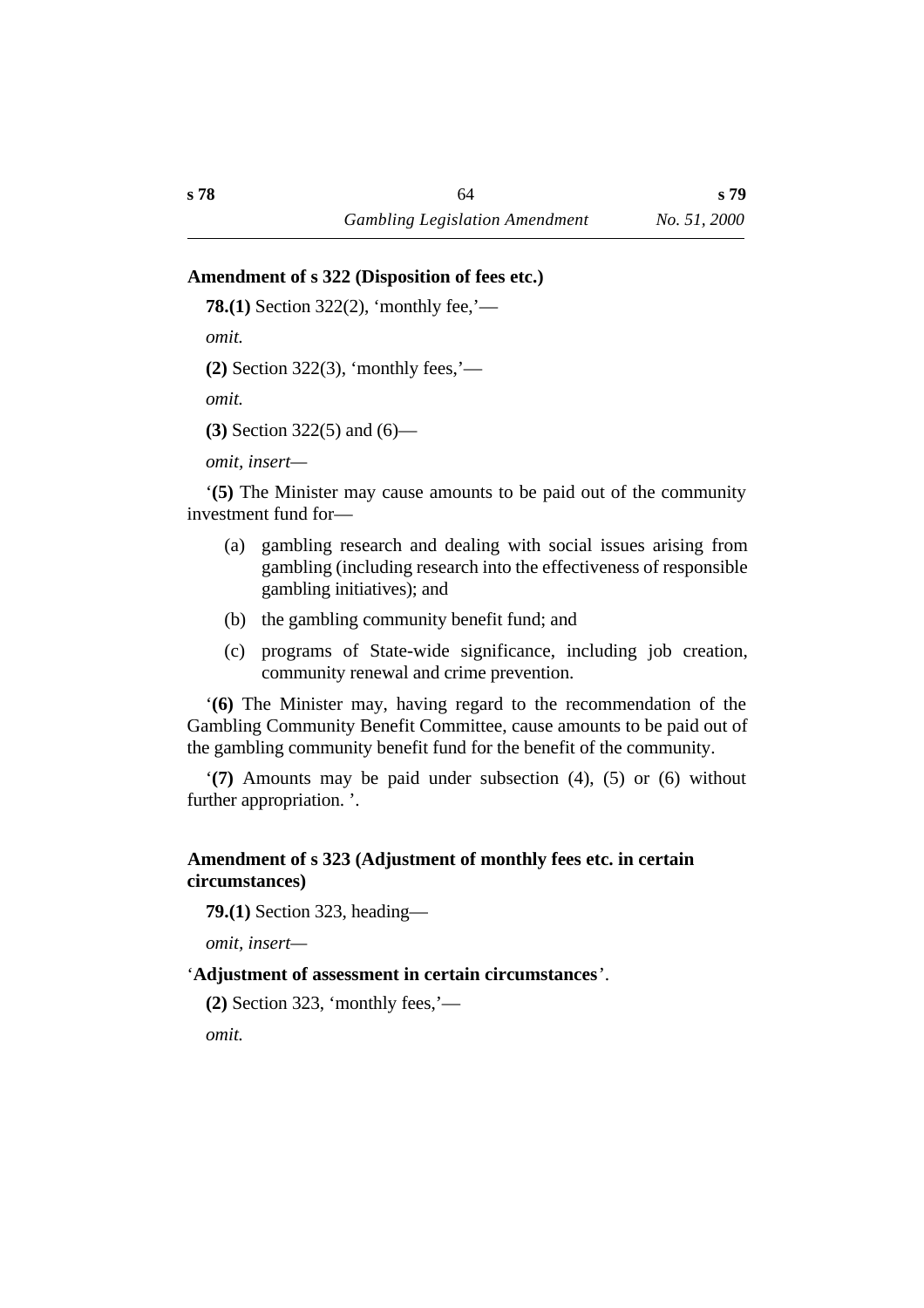**Amendment of s 322 (Disposition of fees etc.)**

**78.(1)** Section 322(2), 'monthly fee,'—

*omit.*

**(2)** Section 322(3), 'monthly fees,'—

*omit.*

**(3)** Section 322(5) and (6)—

*omit, insert*—

'**(5)** The Minister may cause amounts to be paid out of the community investment fund for—

(a) gambling research and dealing with social issues arising from gambling (including research into the effectiveness of responsible gambling initiatives); and

(b) the gambling community benefit fund; and

(c) programs of State-wide significance, including job creation, community renewal and crime prevention.

'**(6)** The Minister may, having regard to the recommendation of the Gambling Community Benefit Committee, cause amounts to be paid out of the gambling community benefit fund for the benefit of the community.

'**(7)** Amounts may be paid under subsection (4), (5) or (6) without further appropriation. '.

**Amendment of s 323 (Adjustment of monthly fees etc. in certain circumstances)**

**79.(1)** Section 323, heading—

*omit, insert*—

'**Adjustment of assessment in certain circumstances**'.

**(2)** Section 323, 'monthly fees,'—

*omit.*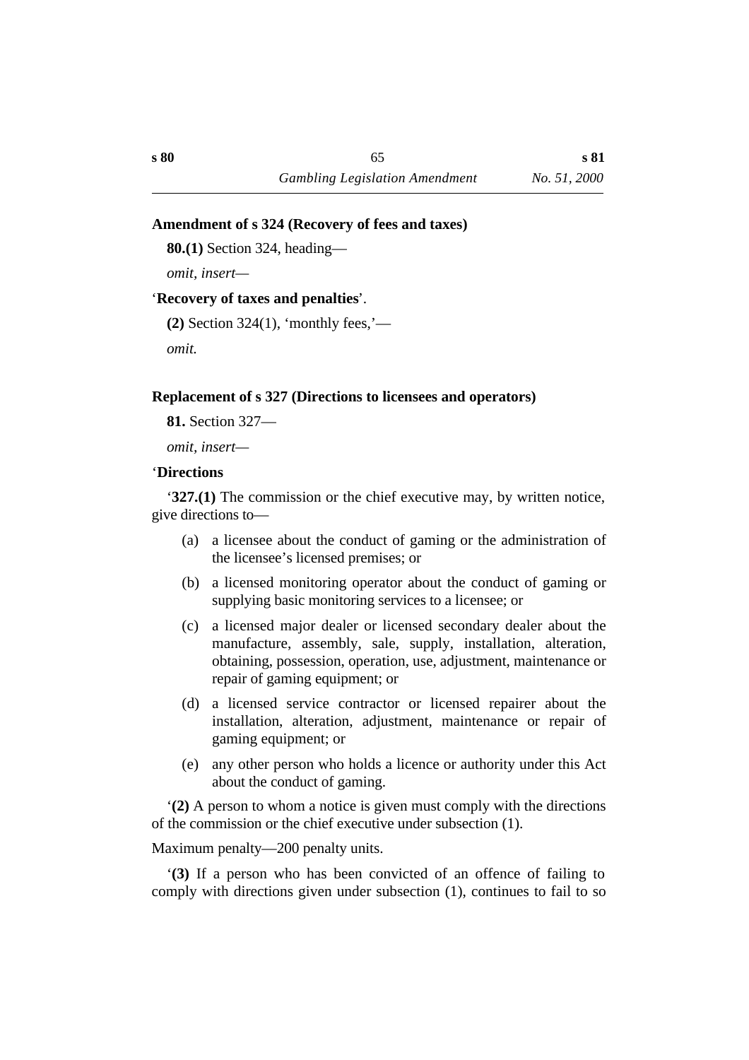### Amendment of s 324 (Recovery of fees and taxes)

**80.(1)** Section 324, heading—

*omit, insert*—

'**Recovery of taxes and penalties**'.

**(2)** Section 324(1), 'monthly fees,'—

*omit.*

### Replacement of s 327 (Directions to licensees and operators)

**81.** Section 327—

*omit, insert*—

'**Directions**

'**327.(1)** The commission or the chief executive may, by written notice, give directions to—

(a) a licensee about the conduct of gaming or the administration of the licensee's licensed premises; or

(b) a licensed monitoring operator about the conduct of gaming or supplying basic monitoring services to a licensee; or

(c) a licensed major dealer or licensed secondary dealer about the manufacture, assembly, sale, supply, installation, alteration, obtaining, possession, operation, use, adjustment, maintenance or repair of gaming equipment; or

(d) a licensed service contractor or licensed repairer about the installation, alteration, adjustment, maintenance or repair of gaming equipment; or

(e) any other person who holds a licence or authority under this Act about the conduct of gaming.

'**(2)** A person to whom a notice is given must comply with the directions of the commission or the chief executive under subsection (1).

Maximum penalty—200 penalty units.

'**(3)** If a person who has been convicted of an offence of failing to comply with directions given under subsection (1), continues to fail to so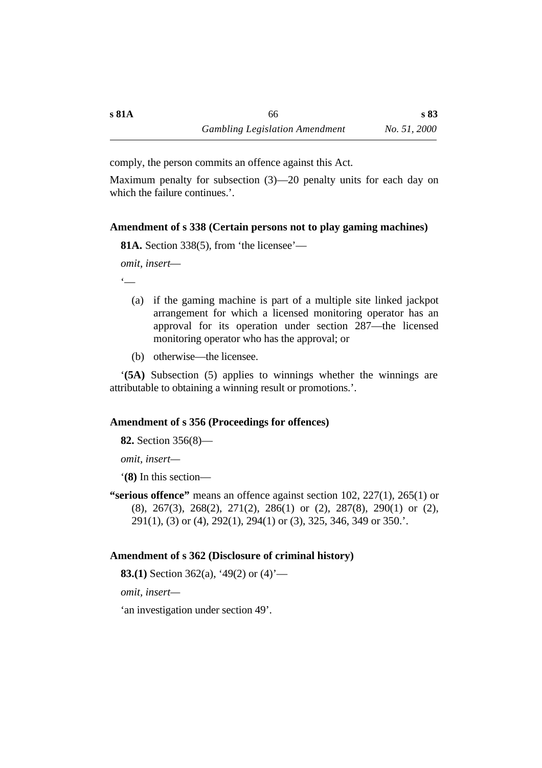comply, the person commits an offence against this Act.

Maximum penalty for subsection (3)—20 penalty units for each day on which the failure continues.'.

### Amendment of s 338 (Certain persons not to play gaming machines)

**81A.** Section 338(5), from 'the licensee'—

*omit, insert*—

'—

(a) if the gaming machine is part of a multiple site linked jackpot arrangement for which a licensed monitoring operator has an approval for its operation under section 287—the licensed monitoring operator who has the approval; or

(b) otherwise—the licensee.

'**(5A)** Subsection (5) applies to winnings whether the winnings are attributable to obtaining a winning result or promotions.'.

### Amendment of s 356 (Proceedings for offences)

**82.** Section 356(8)—

*omit, insert*—

'**(8)** In this section—

**"serious offence"** means an offence against section 102, 227(1), 265(1) or (8), 267(3), 268(2), 271(2), 286(1) or (2), 287(8), 290(1) or (2), 291(1), (3) or (4), 292(1), 294(1) or (3), 325, 346, 349 or 350.'.

### Amendment of s 362 (Disclosure of criminal history)

**83.(1)** Section 362(a), '49(2) or (4)'—

*omit, insert*—

'an investigation under section 49'.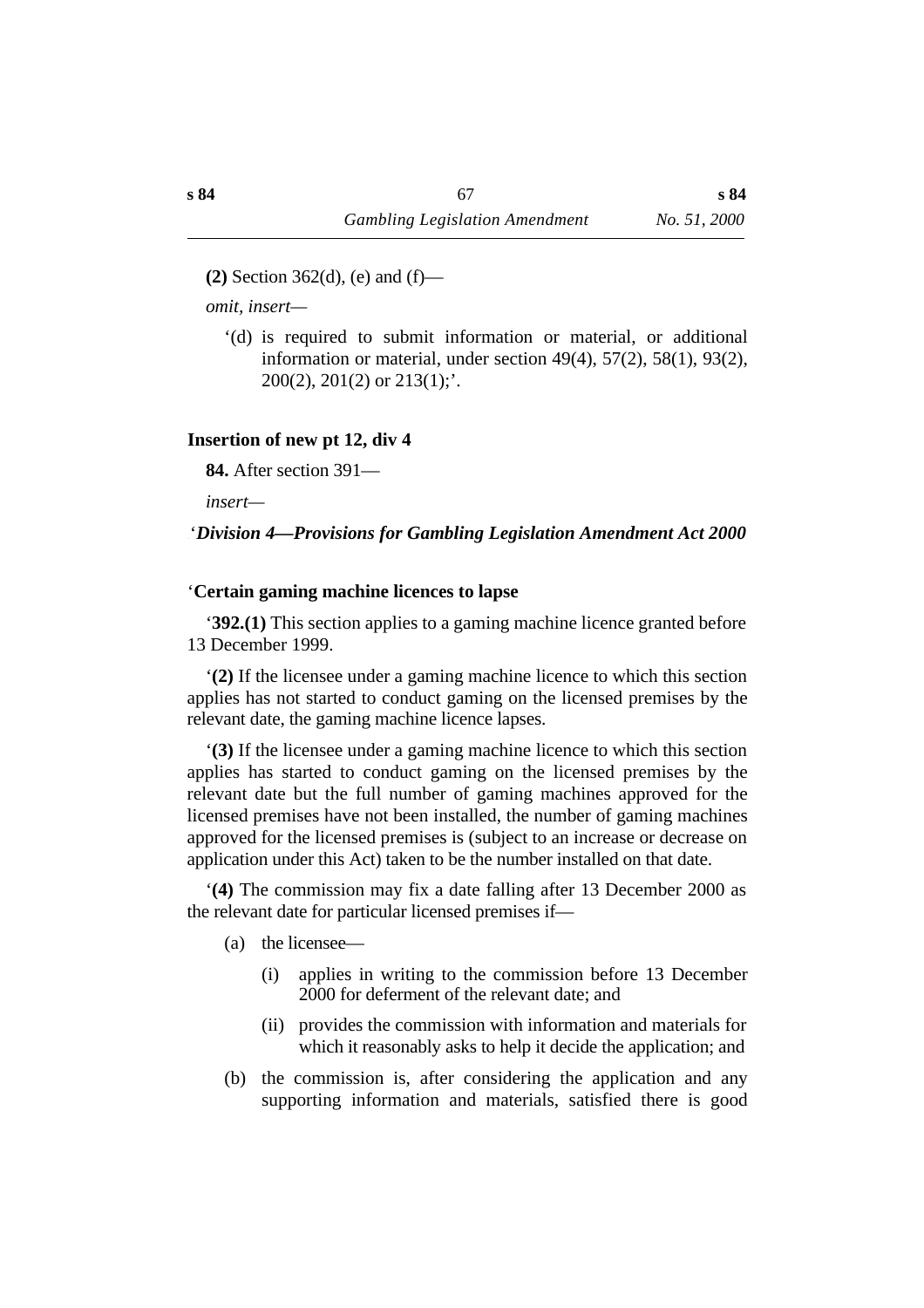**(2)** Section 362(d), (e) and (f)—

*omit, insert*—

‘(d) is required to submit information or material, or additional information or material, under section 49(4), 57(2), 58(1), 93(2), 200(2), 201(2) or 213(1);’.

### Insertion of new pt 12, div 4

**84.** After section 391—

*insert*—

‘***Division 4—Provisions for Gambling Legislation Amendment Act 2000***

‘**Certain gaming machine licences to lapse**

‘**392.(1)** This section applies to a gaming machine licence granted before 13 December 1999.

‘**(2)** If the licensee under a gaming machine licence to which this section applies has not started to conduct gaming on the licensed premises by the relevant date, the gaming machine licence lapses.

‘**(3)** If the licensee under a gaming machine licence to which this section applies has started to conduct gaming on the licensed premises by the relevant date but the full number of gaming machines approved for the licensed premises have not been installed, the number of gaming machines approved for the licensed premises is (subject to an increase or decrease on application under this Act) taken to be the number installed on that date.

‘**(4)** The commission may fix a date falling after 13 December 2000 as the relevant date for particular licensed premises if—

(a) the licensee—

(i) applies in writing to the commission before 13 December 2000 for deferment of the relevant date; and

(ii) provides the commission with information and materials for which it reasonably asks to help it decide the application; and

(b) the commission is, after considering the application and any supporting information and materials, satisfied there is good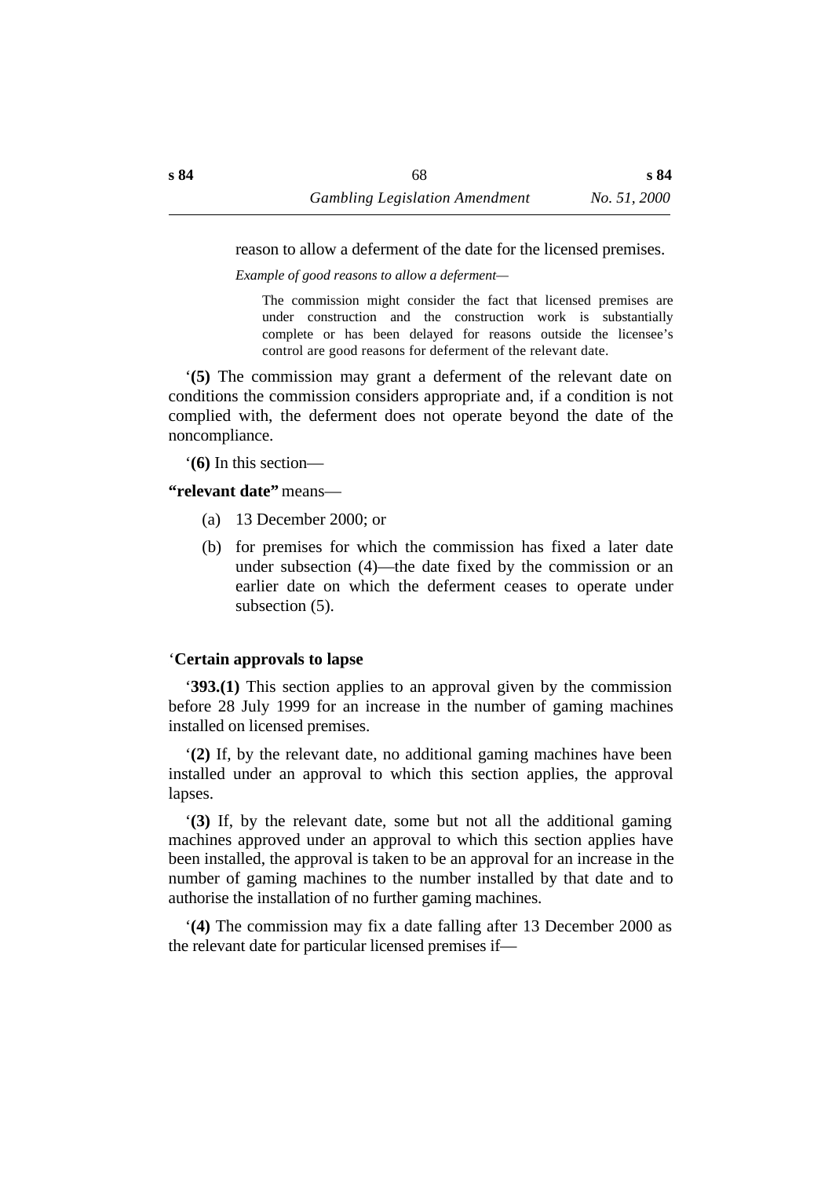reason to allow a deferment of the date for the licensed premises.

*Example of good reasons to allow a deferment—*

The commission might consider the fact that licensed premises are under construction and the construction work is substantially complete or has been delayed for reasons outside the licensee's control are good reasons for deferment of the relevant date.

'**(5)** The commission may grant a deferment of the relevant date on conditions the commission considers appropriate and, if a condition is not complied with, the deferment does not operate beyond the date of the noncompliance.

'**(6)** In this section—

**"relevant date"** means—

(a) 13 December 2000; or

(b) for premises for which the commission has fixed a later date under subsection (4)—the date fixed by the commission or an earlier date on which the deferment ceases to operate under subsection (5).

'**Certain approvals to lapse**

'**393.(1)** This section applies to an approval given by the commission before 28 July 1999 for an increase in the number of gaming machines installed on licensed premises.

'**(2)** If, by the relevant date, no additional gaming machines have been installed under an approval to which this section applies, the approval lapses.

'**(3)** If, by the relevant date, some but not all the additional gaming machines approved under an approval to which this section applies have been installed, the approval is taken to be an approval for an increase in the number of gaming machines to the number installed by that date and to authorise the installation of no further gaming machines.

'**(4)** The commission may fix a date falling after 13 December 2000 as the relevant date for particular licensed premises if—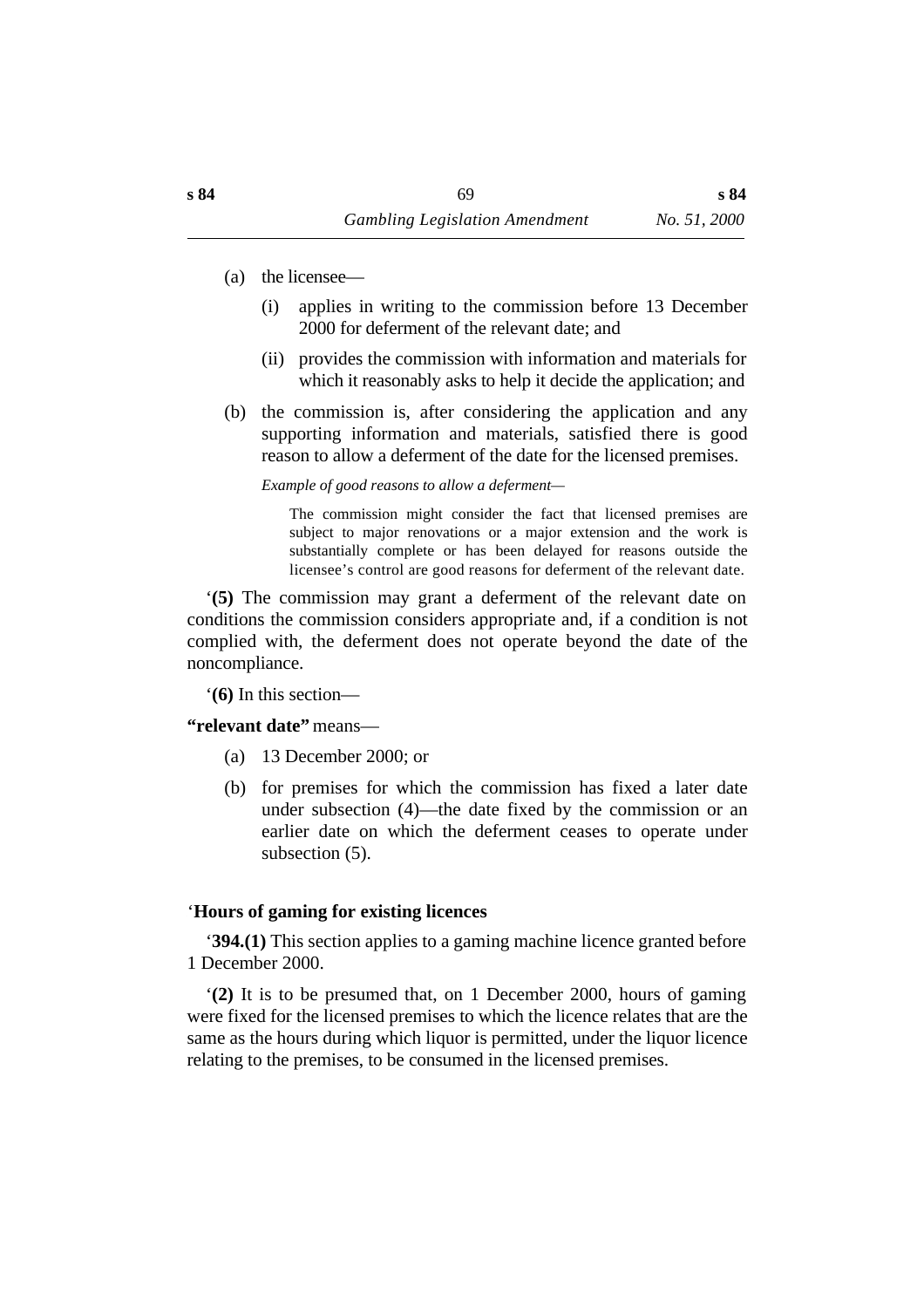(a) the licensee—

  (i) applies in writing to the commission before 13 December 2000 for deferment of the relevant date; and

  (ii) provides the commission with information and materials for which it reasonably asks to help it decide the application; and

(b) the commission is, after considering the application and any supporting information and materials, satisfied there is good reason to allow a deferment of the date for the licensed premises.

*Example of good reasons to allow a deferment—*

> The commission might consider the fact that licensed premises are subject to major renovations or a major extension and the work is substantially complete or has been delayed for reasons outside the licensee's control are good reasons for deferment of the relevant date.

'**(5)** The commission may grant a deferment of the relevant date on conditions the commission considers appropriate and, if a condition is not complied with, the deferment does not operate beyond the date of the noncompliance.

'**(6)** In this section—

**"relevant date"** means—

(a) 13 December 2000; or

(b) for premises for which the commission has fixed a later date under subsection (4)—the date fixed by the commission or an earlier date on which the deferment ceases to operate under subsection (5).

### 'Hours of gaming for existing licences

'**394.(1)** This section applies to a gaming machine licence granted before 1 December 2000.

'**(2)** It is to be presumed that, on 1 December 2000, hours of gaming were fixed for the licensed premises to which the licence relates that are the same as the hours during which liquor is permitted, under the liquor licence relating to the premises, to be consumed in the licensed premises.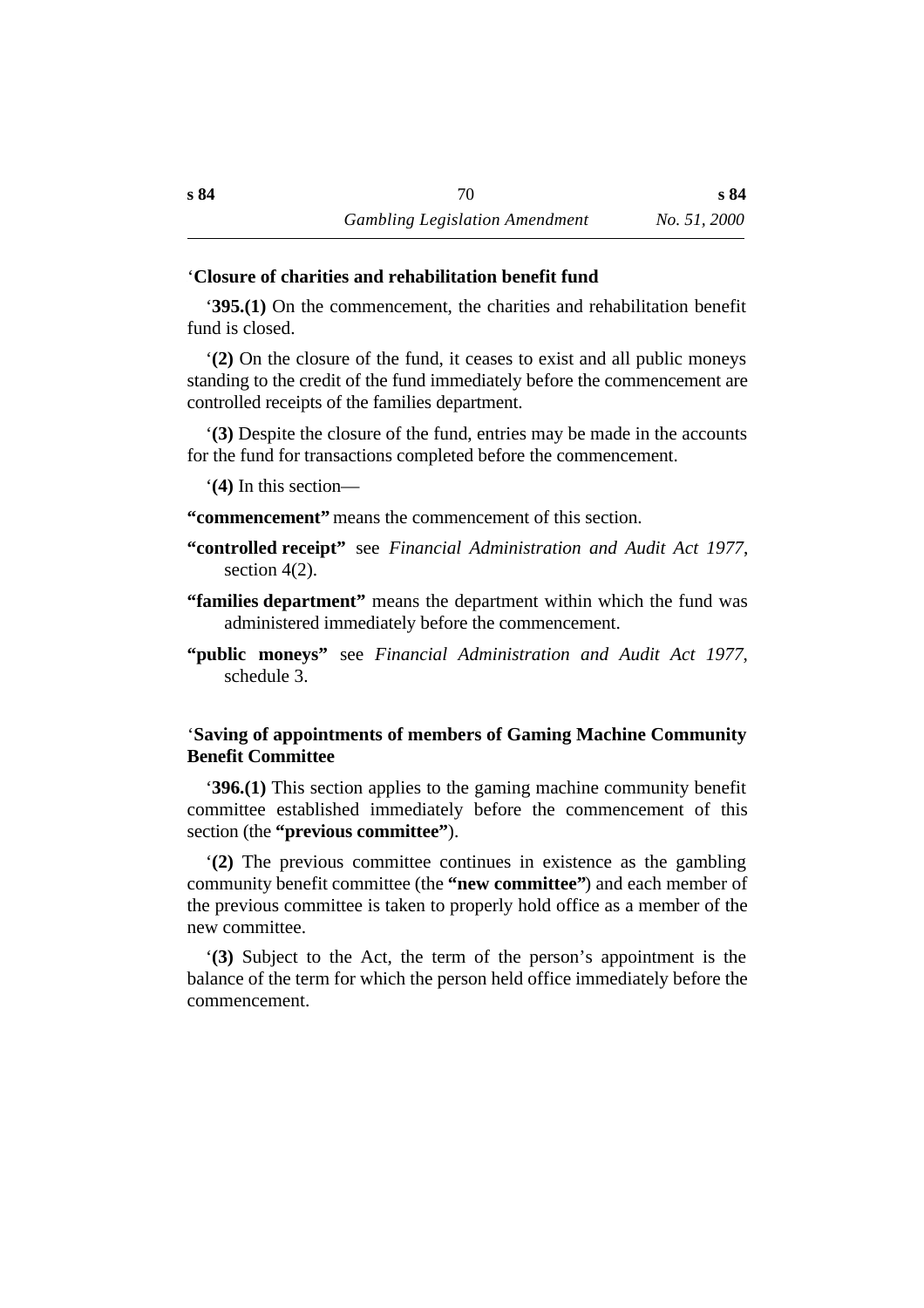‘**Closure of charities and rehabilitation benefit fund**

‘**395.(1)** On the commencement, the charities and rehabilitation benefit fund is closed.

‘**(2)** On the closure of the fund, it ceases to exist and all public moneys standing to the credit of the fund immediately before the commencement are controlled receipts of the families department.

‘**(3)** Despite the closure of the fund, entries may be made in the accounts for the fund for transactions completed before the commencement.

‘**(4)** In this section—

**“commencement”** means the commencement of this section.

**“controlled receipt”** see *Financial Administration and Audit Act 1977*, section 4(2).

**“families department”** means the department within which the fund was administered immediately before the commencement.

**“public moneys”** see *Financial Administration and Audit Act 1977*, schedule 3.

‘**Saving of appointments of members of Gaming Machine Community Benefit Committee**

‘**396.(1)** This section applies to the gaming machine community benefit committee established immediately before the commencement of this section (the **“previous committee”**).

‘**(2)** The previous committee continues in existence as the gambling community benefit committee (the **“new committee”**) and each member of the previous committee is taken to properly hold office as a member of the new committee.

‘**(3)** Subject to the Act, the term of the person’s appointment is the balance of the term for which the person held office immediately before the commencement.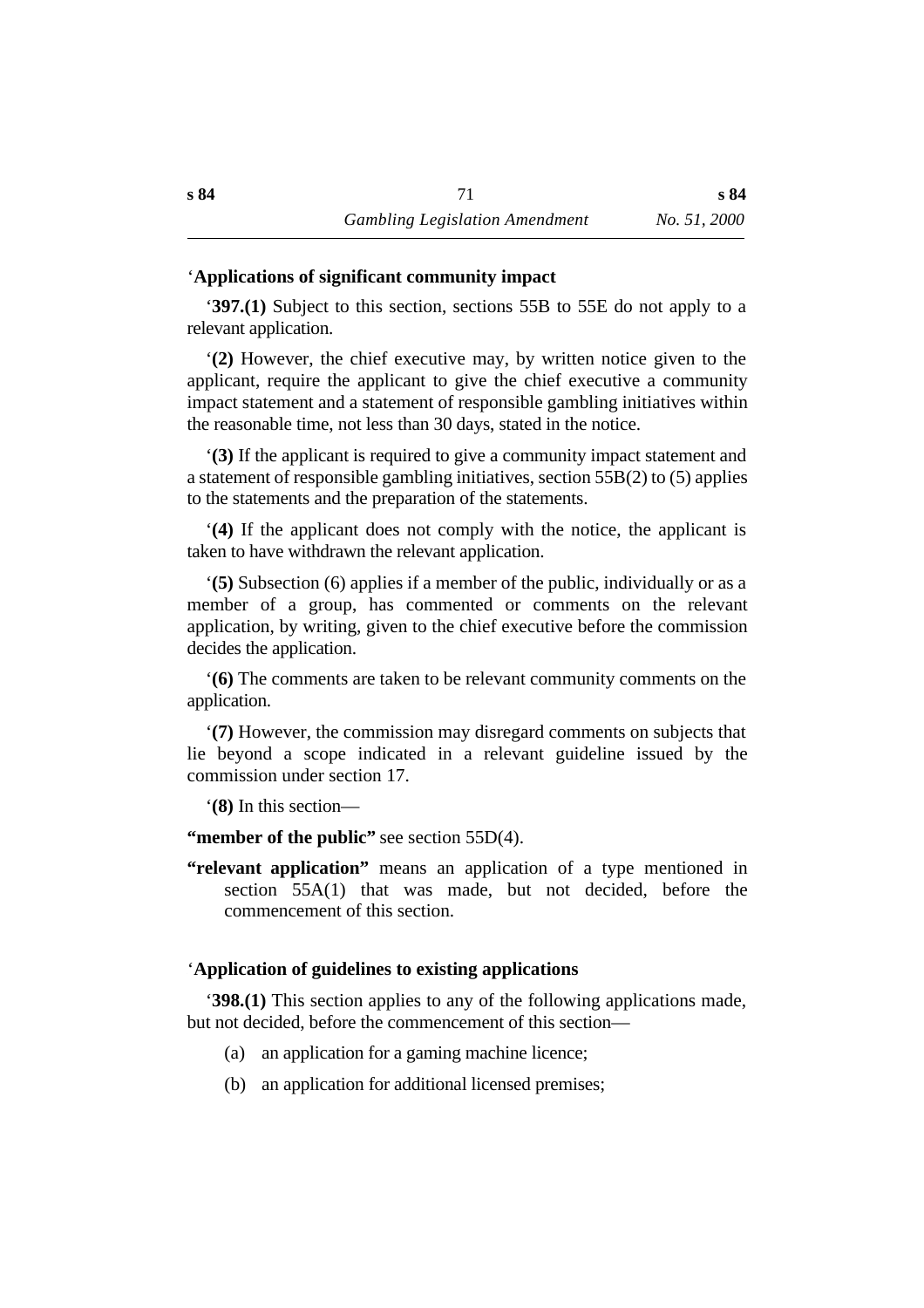‘**Applications of significant community impact**

‘**397.(1)** Subject to this section, sections 55B to 55E do not apply to a relevant application.

‘**(2)** However, the chief executive may, by written notice given to the applicant, require the applicant to give the chief executive a community impact statement and a statement of responsible gambling initiatives within the reasonable time, not less than 30 days, stated in the notice.

‘**(3)** If the applicant is required to give a community impact statement and a statement of responsible gambling initiatives, section 55B(2) to (5) applies to the statements and the preparation of the statements.

‘**(4)** If the applicant does not comply with the notice, the applicant is taken to have withdrawn the relevant application.

‘**(5)** Subsection (6) applies if a member of the public, individually or as a member of a group, has commented or comments on the relevant application, by writing, given to the chief executive before the commission decides the application.

‘**(6)** The comments are taken to be relevant community comments on the application.

‘**(7)** However, the commission may disregard comments on subjects that lie beyond a scope indicated in a relevant guideline issued by the commission under section 17.

‘**(8)** In this section—

**“member of the public”** see section 55D(4).

**“relevant application”** means an application of a type mentioned in section 55A(1) that was made, but not decided, before the commencement of this section.

‘**Application of guidelines to existing applications**

‘**398.(1)** This section applies to any of the following applications made, but not decided, before the commencement of this section—

(a) an application for a gaming machine licence;

(b) an application for additional licensed premises;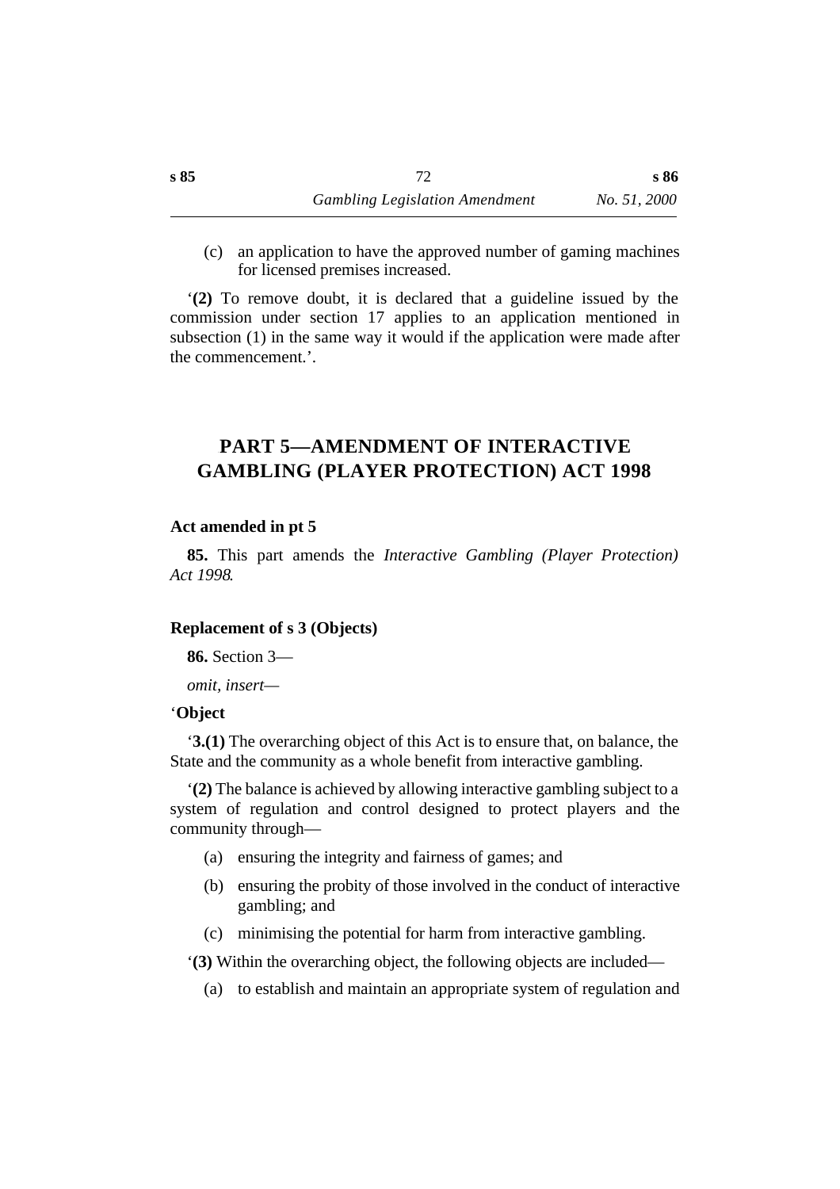(c) an application to have the approved number of gaming machines for licensed premises increased.

'**(2)** To remove doubt, it is declared that a guideline issued by the commission under section 17 applies to an application mentioned in subsection (1) in the same way it would if the application were made after the commencement.'.

## PART 5—AMENDMENT OF INTERACTIVE GAMBLING (PLAYER PROTECTION) ACT 1998

### Act amended in pt 5

**85.** This part amends the *Interactive Gambling (Player Protection) Act 1998*.

### Replacement of s 3 (Objects)

**86.** Section 3—

*omit, insert*—

'**Object**

'**3.(1)** The overarching object of this Act is to ensure that, on balance, the State and the community as a whole benefit from interactive gambling.

'**(2)** The balance is achieved by allowing interactive gambling subject to a system of regulation and control designed to protect players and the community through—

(a) ensuring the integrity and fairness of games; and

(b) ensuring the probity of those involved in the conduct of interactive gambling; and

(c) minimising the potential for harm from interactive gambling.

'**(3)** Within the overarching object, the following objects are included—

(a) to establish and maintain an appropriate system of regulation and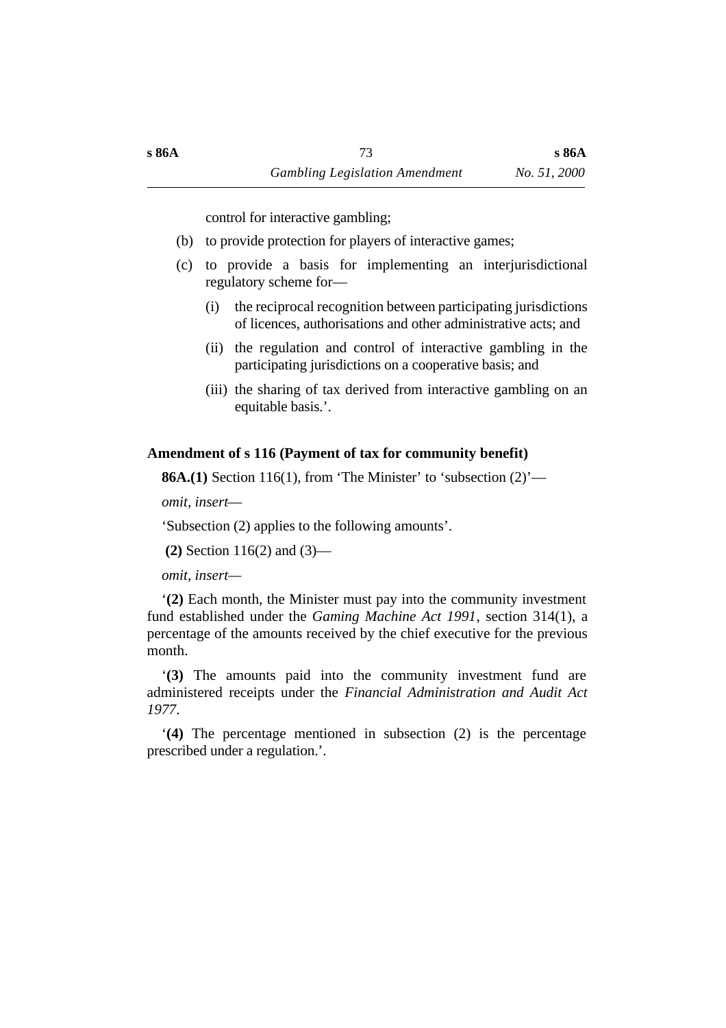control for interactive gambling;

(b) to provide protection for players of interactive games;

(c) to provide a basis for implementing an interjurisdictional regulatory scheme for—

(i) the reciprocal recognition between participating jurisdictions of licences, authorisations and other administrative acts; and

(ii) the regulation and control of interactive gambling in the participating jurisdictions on a cooperative basis; and

(iii) the sharing of tax derived from interactive gambling on an equitable basis.'.

### Amendment of s 116 (Payment of tax for community benefit)

**86A.(1)** Section 116(1), from 'The Minister' to 'subsection (2)'—

*omit, insert*—

'Subsection (2) applies to the following amounts'.

**(2)** Section 116(2) and (3)—

*omit, insert*—

'**(2)** Each month, the Minister must pay into the community investment fund established under the *Gaming Machine Act 1991*, section 314(1), a percentage of the amounts received by the chief executive for the previous month.

'**(3)** The amounts paid into the community investment fund are administered receipts under the *Financial Administration and Audit Act 1977*.

'**(4)** The percentage mentioned in subsection (2) is the percentage prescribed under a regulation.'.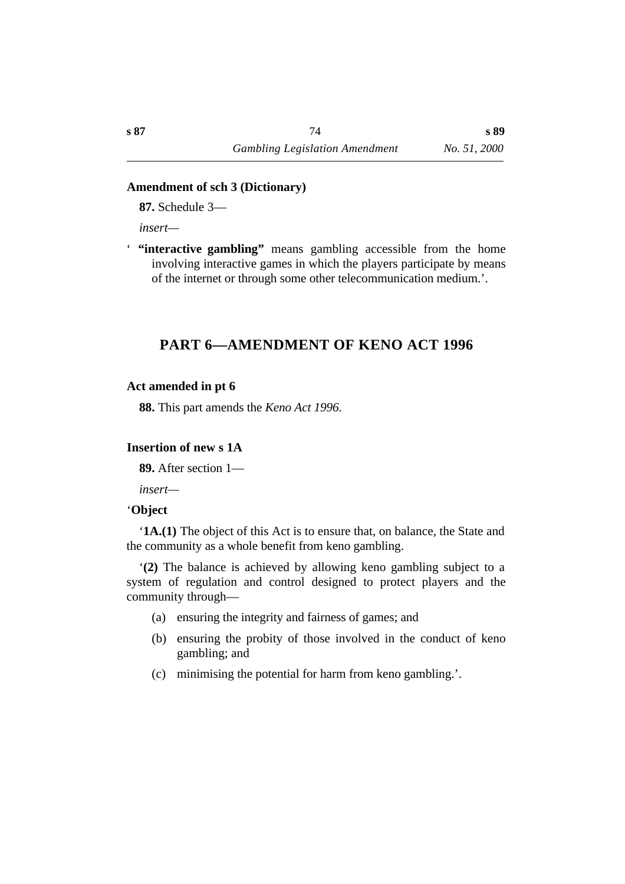**Amendment of sch 3 (Dictionary)**

**87.** Schedule 3—

*insert*—

‘ **“interactive gambling”** means gambling accessible from the home involving interactive games in which the players participate by means of the internet or through some other telecommunication medium.’.

## PART 6—AMENDMENT OF KENO ACT 1996

**Act amended in pt 6**

**88.** This part amends the *Keno Act 1996*.

**Insertion of new s 1A**

**89.** After section 1—

*insert*—

‘**Object**

‘**1A.(1)** The object of this Act is to ensure that, on balance, the State and the community as a whole benefit from keno gambling.

‘**(2)** The balance is achieved by allowing keno gambling subject to a system of regulation and control designed to protect players and the community through—

(a) ensuring the integrity and fairness of games; and

(b) ensuring the probity of those involved in the conduct of keno gambling; and

(c) minimising the potential for harm from keno gambling.’.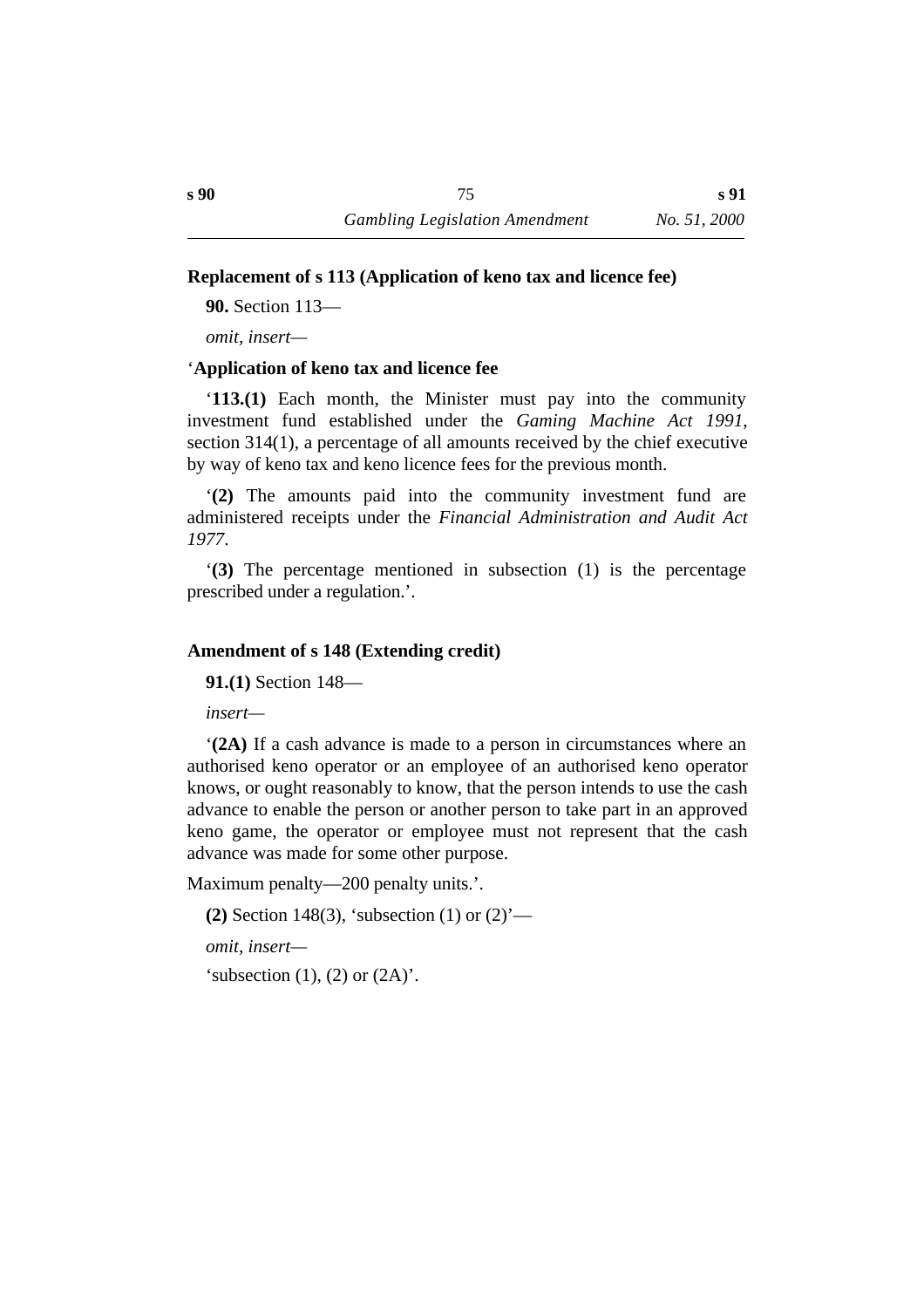**Replacement of s 113 (Application of keno tax and licence fee)**

**90.** Section 113—

*omit, insert*—

‘**Application of keno tax and licence fee**

‘**113.(1)** Each month, the Minister must pay into the community investment fund established under the *Gaming Machine Act 1991*, section 314(1), a percentage of all amounts received by the chief executive by way of keno tax and keno licence fees for the previous month.

‘**(2)** The amounts paid into the community investment fund are administered receipts under the *Financial Administration and Audit Act 1977*.

‘**(3)** The percentage mentioned in subsection (1) is the percentage prescribed under a regulation.’.

**Amendment of s 148 (Extending credit)**

**91.(1)** Section 148—

*insert*—

‘**(2A)** If a cash advance is made to a person in circumstances where an authorised keno operator or an employee of an authorised keno operator knows, or ought reasonably to know, that the person intends to use the cash advance to enable the person or another person to take part in an approved keno game, the operator or employee must not represent that the cash advance was made for some other purpose.

Maximum penalty—200 penalty units.’.

**(2)** Section 148(3), ‘subsection (1) or (2)’—

*omit, insert*—

‘subsection (1), (2) or (2A)’.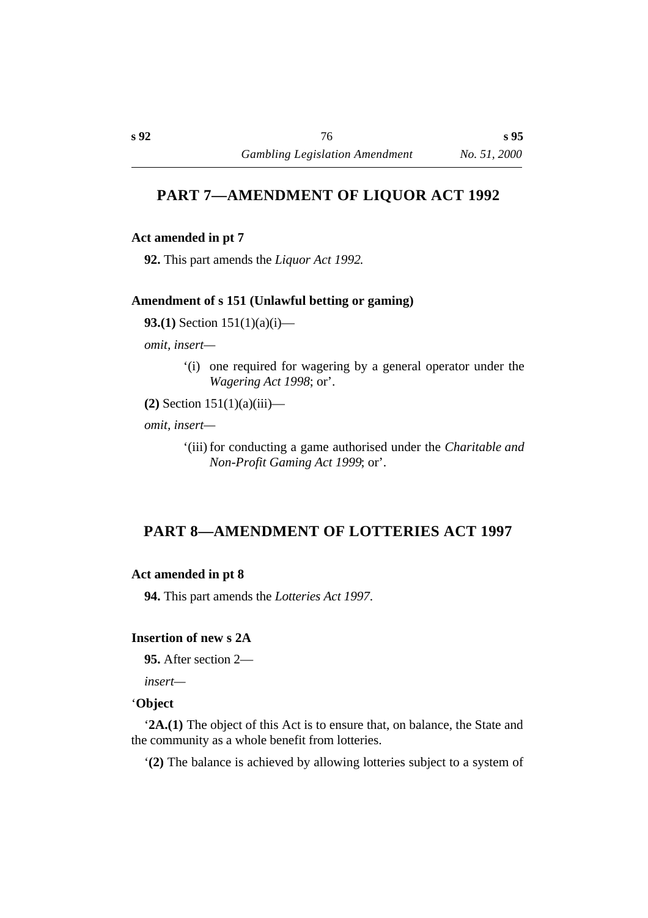## PART 7—AMENDMENT OF LIQUOR ACT 1992

### Act amended in pt 7

**92.** This part amends the *Liquor Act 1992.*

### Amendment of s 151 (Unlawful betting or gaming)

**93.(1)** Section 151(1)(a)(i)—

*omit, insert—*

> '(i) one required for wagering by a general operator under the *Wagering Act 1998*; or'.

**(2)** Section 151(1)(a)(iii)—

*omit, insert—*

> '(iii) for conducting a game authorised under the *Charitable and Non-Profit Gaming Act 1999*; or'.

## PART 8—AMENDMENT OF LOTTERIES ACT 1997

### Act amended in pt 8

**94.** This part amends the *Lotteries Act 1997*.

### Insertion of new s 2A

**95.** After section 2—

*insert—*

'**Object**

'**2A.(1)** The object of this Act is to ensure that, on balance, the State and the community as a whole benefit from lotteries.

'**(2)** The balance is achieved by allowing lotteries subject to a system of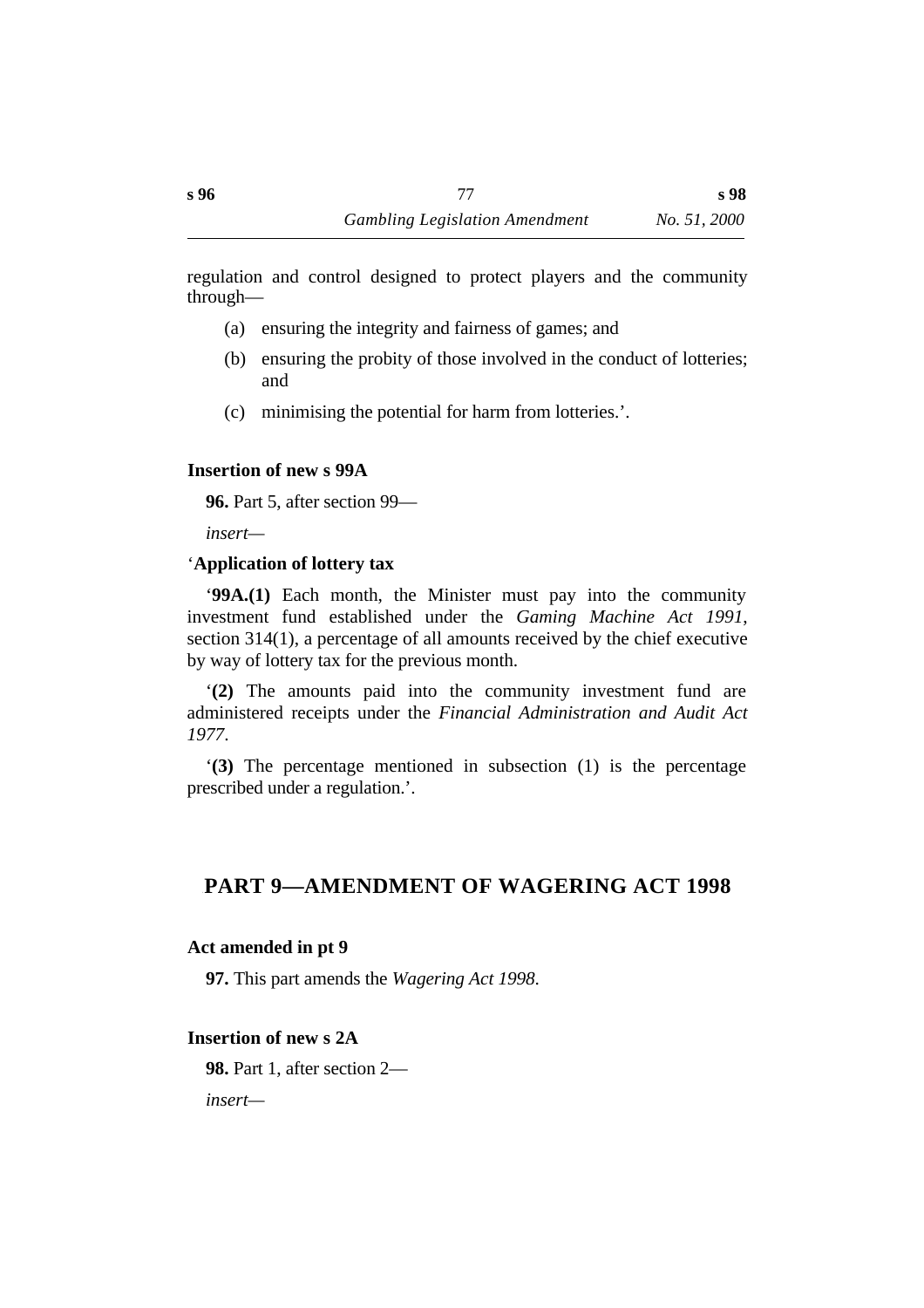regulation and control designed to protect players and the community through—

(a) ensuring the integrity and fairness of games; and

(b) ensuring the probity of those involved in the conduct of lotteries; and

(c) minimising the potential for harm from lotteries.'.

**Insertion of new s 99A**

**96.** Part 5, after section 99—

*insert*—

'**Application of lottery tax**

'**99A.(1)** Each month, the Minister must pay into the community investment fund established under the *Gaming Machine Act 1991*, section 314(1), a percentage of all amounts received by the chief executive by way of lottery tax for the previous month.

'**(2)** The amounts paid into the community investment fund are administered receipts under the *Financial Administration and Audit Act 1977*.

'**(3)** The percentage mentioned in subsection (1) is the percentage prescribed under a regulation.'.

## PART 9—AMENDMENT OF WAGERING ACT 1998

**Act amended in pt 9**

**97.** This part amends the *Wagering Act 1998*.

**Insertion of new s 2A**

**98.** Part 1, after section 2—

*insert*—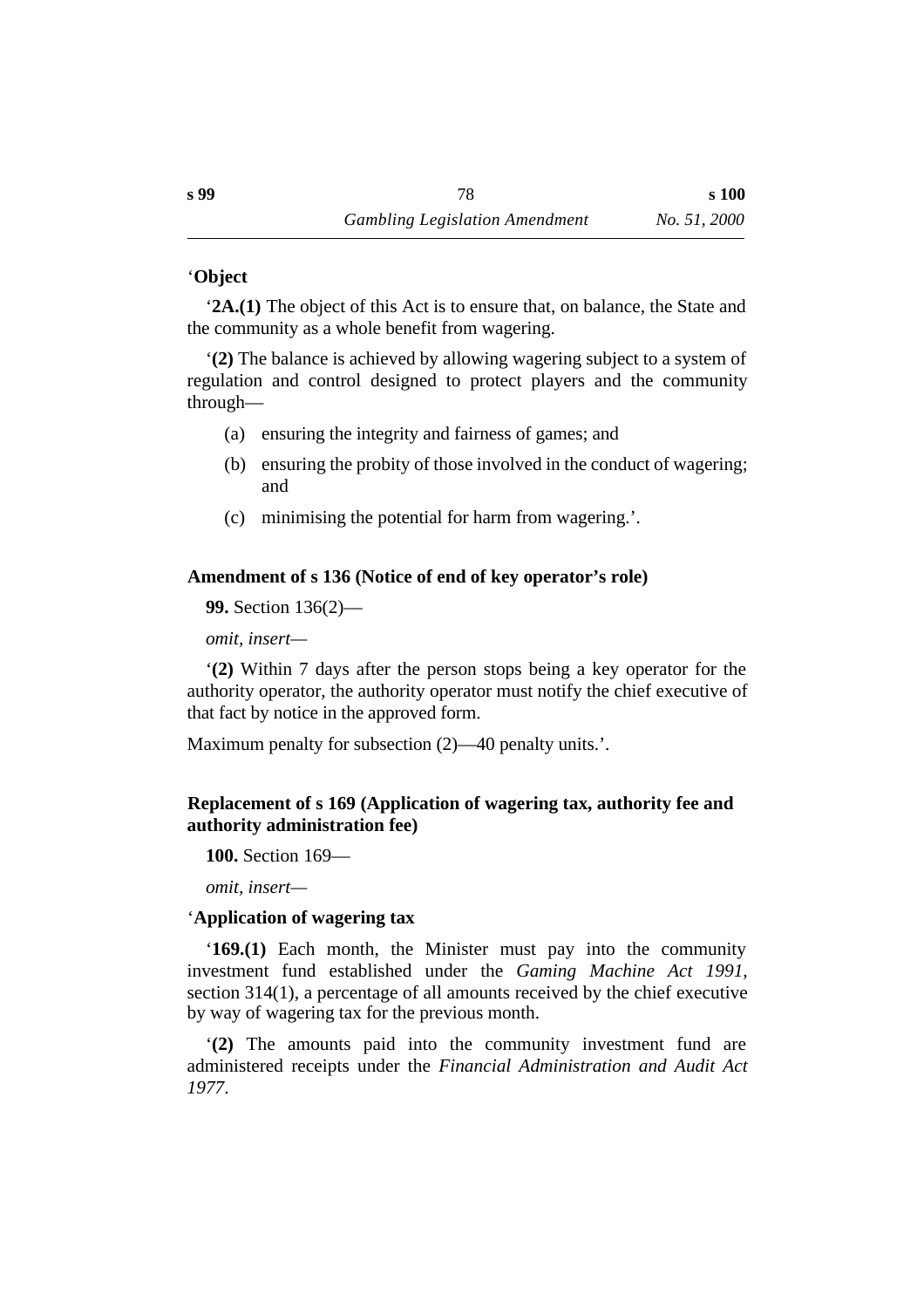‘**Object**

‘**2A.(1)** The object of this Act is to ensure that, on balance, the State and the community as a whole benefit from wagering.

‘**(2)** The balance is achieved by allowing wagering subject to a system of regulation and control designed to protect players and the community through—

(a) ensuring the integrity and fairness of games; and

(b) ensuring the probity of those involved in the conduct of wagering; and

(c) minimising the potential for harm from wagering.’.

**Amendment of s 136 (Notice of end of key operator’s role)**

**99.** Section 136(2)—

*omit, insert—*

‘**(2)** Within 7 days after the person stops being a key operator for the authority operator, the authority operator must notify the chief executive of that fact by notice in the approved form.

Maximum penalty for subsection (2)—40 penalty units.’.

**Replacement of s 169 (Application of wagering tax, authority fee and authority administration fee)**

**100.** Section 169—

*omit, insert—*

‘**Application of wagering tax**

‘**169.(1)** Each month, the Minister must pay into the community investment fund established under the *Gaming Machine Act 1991*, section 314(1), a percentage of all amounts received by the chief executive by way of wagering tax for the previous month.

‘**(2)** The amounts paid into the community investment fund are administered receipts under the *Financial Administration and Audit Act 1977*.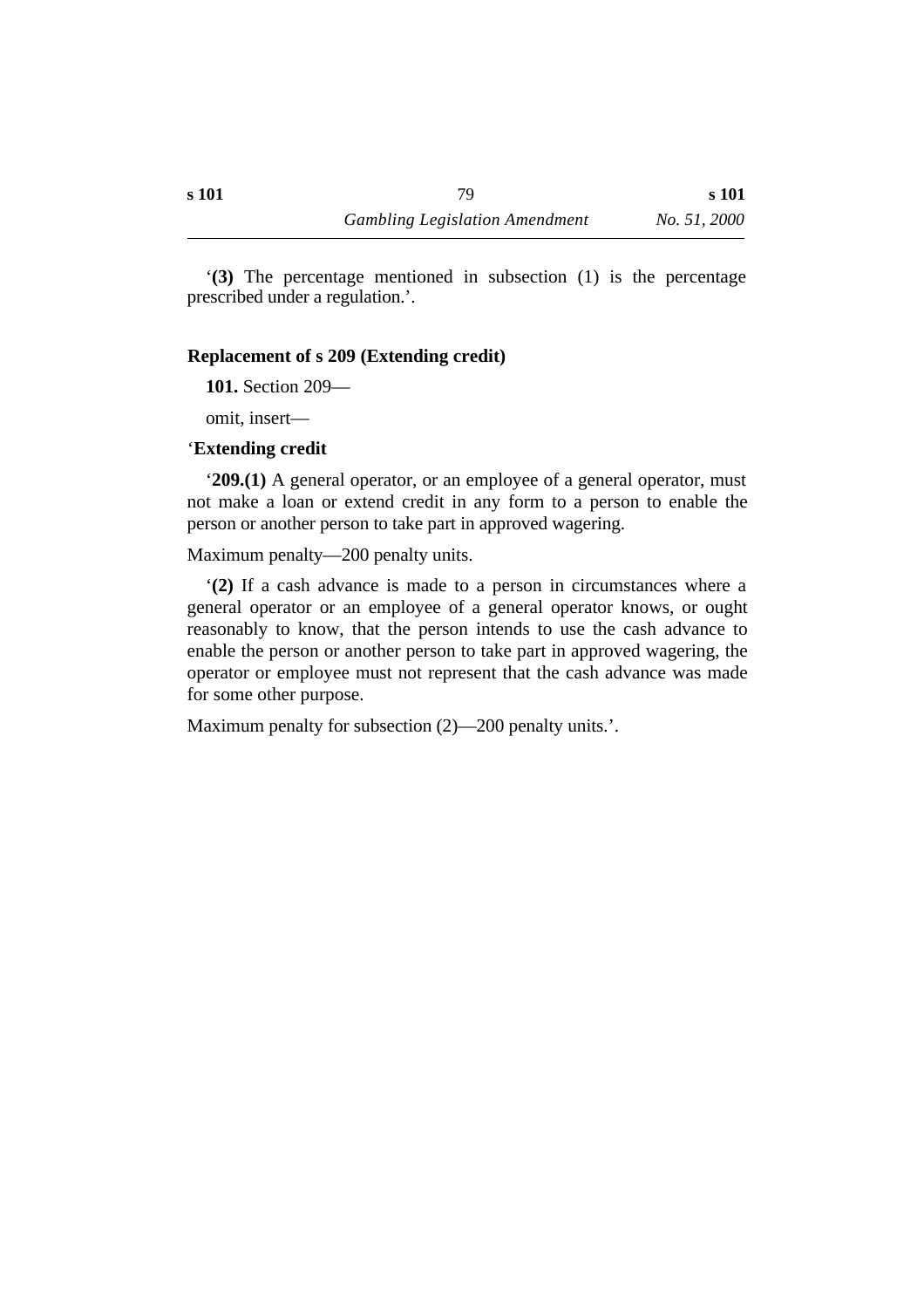‘**(3)** The percentage mentioned in subsection (1) is the percentage prescribed under a regulation.’.

### Replacement of s 209 (Extending credit)

**101.** Section 209—

omit, insert—

‘**Extending credit**

‘**209.(1)** A general operator, or an employee of a general operator, must not make a loan or extend credit in any form to a person to enable the person or another person to take part in approved wagering.

Maximum penalty—200 penalty units.

‘**(2)** If a cash advance is made to a person in circumstances where a general operator or an employee of a general operator knows, or ought reasonably to know, that the person intends to use the cash advance to enable the person or another person to take part in approved wagering, the operator or employee must not represent that the cash advance was made for some other purpose.

Maximum penalty for subsection (2)—200 penalty units.’.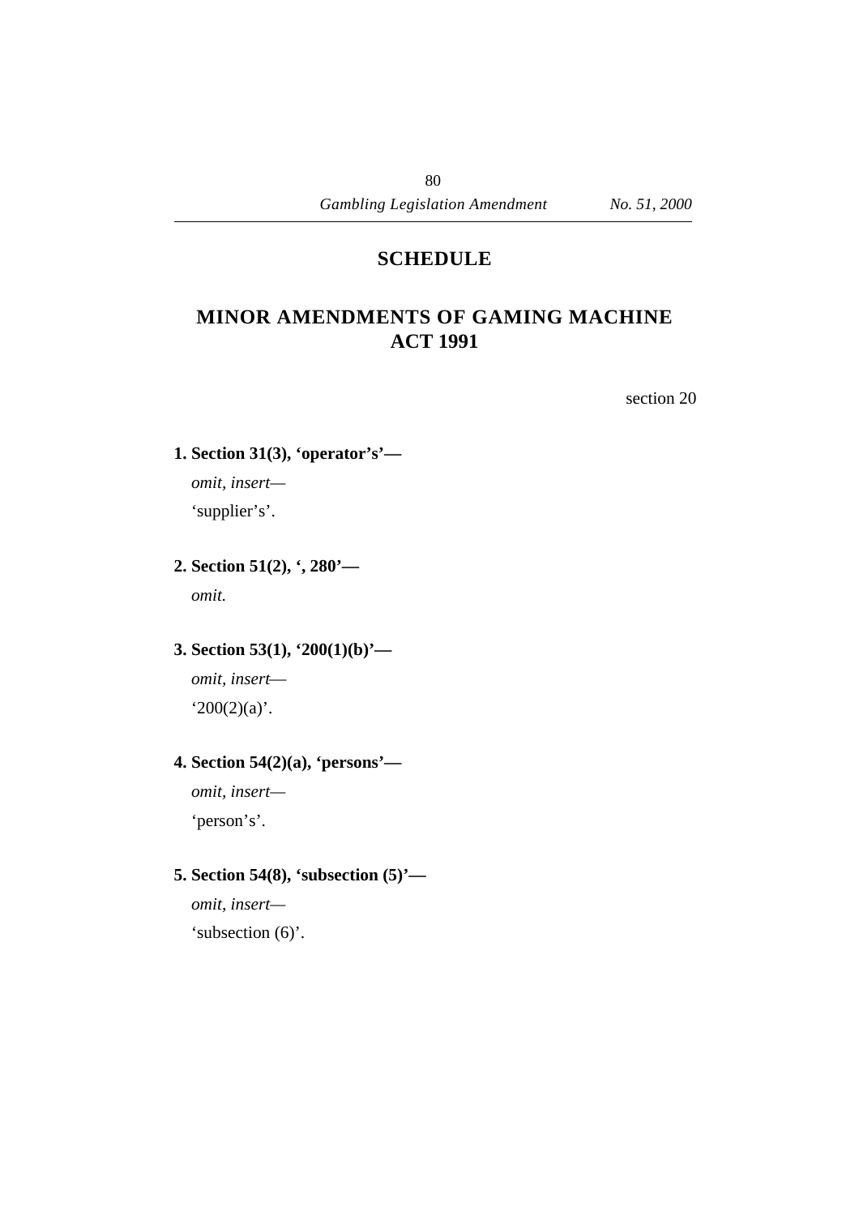# SCHEDULE

## MINOR AMENDMENTS OF GAMING MACHINE ACT 1991

section 20

**1. Section 31(3), 'operator's'—**

*omit, insert*—

'supplier's'.

**2. Section 51(2), ', 280'—**

*omit.*

**3. Section 53(1), '200(1)(b)'—**

*omit, insert*—

'200(2)(a)'.

**4. Section 54(2)(a), 'persons'—**

*omit, insert*—

'person's'.

**5. Section 54(8), 'subsection (5)'—**

*omit, insert*—

'subsection (6)'.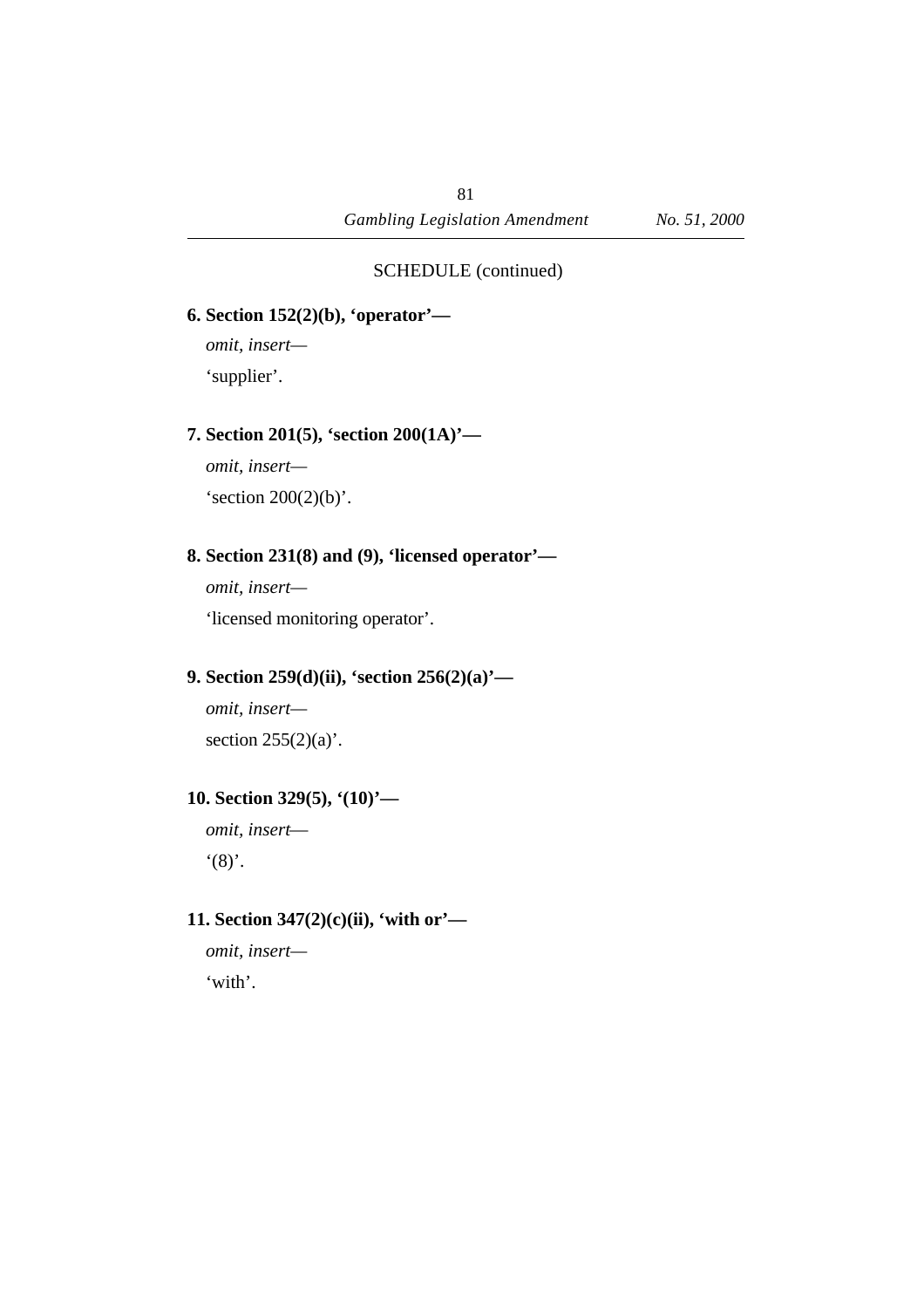SCHEDULE (continued)

**6. Section 152(2)(b), 'operator'—**

*omit, insert*—

'supplier'.

**7. Section 201(5), 'section 200(1A)'—**

*omit, insert*—

'section 200(2)(b)'.

**8. Section 231(8) and (9), 'licensed operator'—**

*omit, insert*—

'licensed monitoring operator'.

**9. Section 259(d)(ii), 'section 256(2)(a)'—**

*omit, insert*—

section 255(2)(a)'.

**10. Section 329(5), '(10)'—**

*omit, insert*—

'(8)'.

**11. Section 347(2)(c)(ii), 'with or'—**

*omit, insert*—

'with'.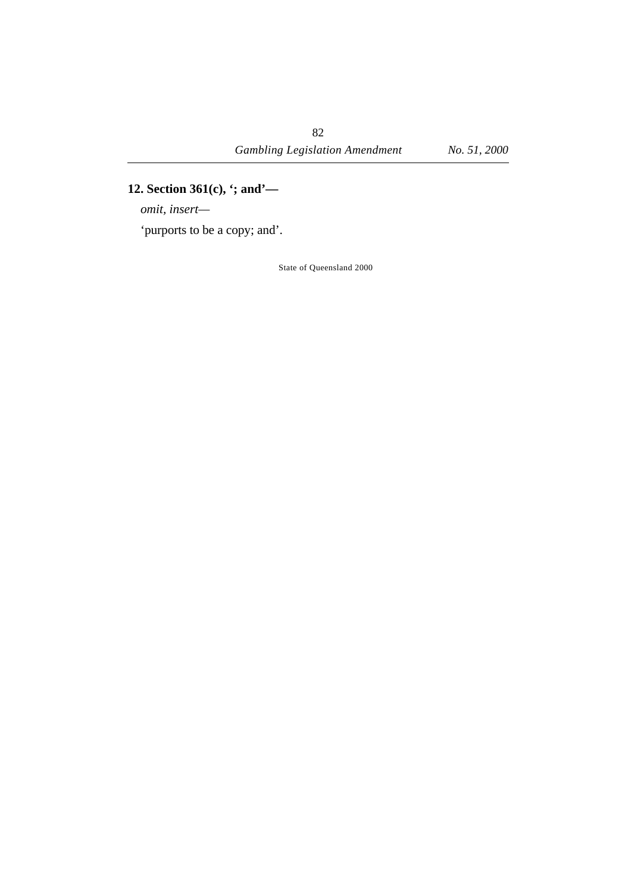**12. Section 361(c), '; and'—**

*omit, insert*—

'purports to be a copy; and'.

State of Queensland 2000